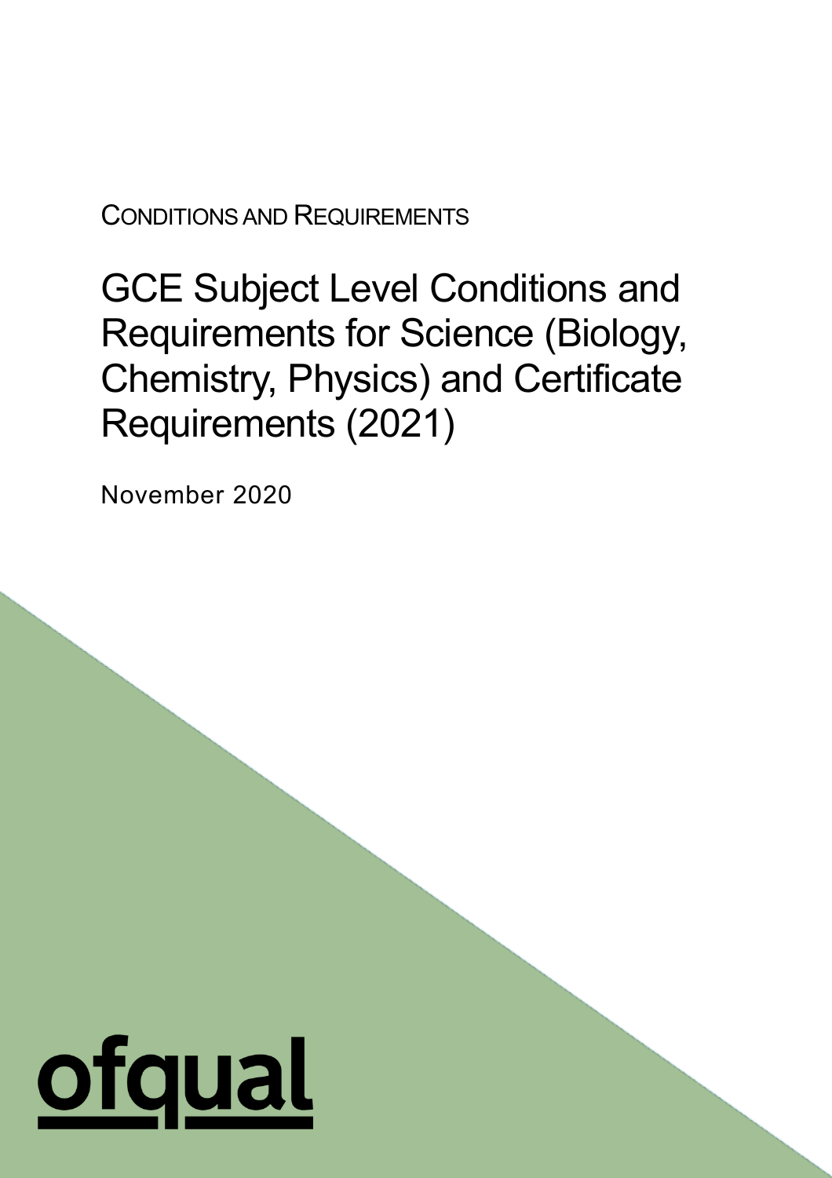CONDITIONS AND REQUIREMENTS

# GCE Subject Level Conditions and Requirements for Science (Biology, Chemistry, Physics) and Certificate Requirements (2021)

November 2020

ofqual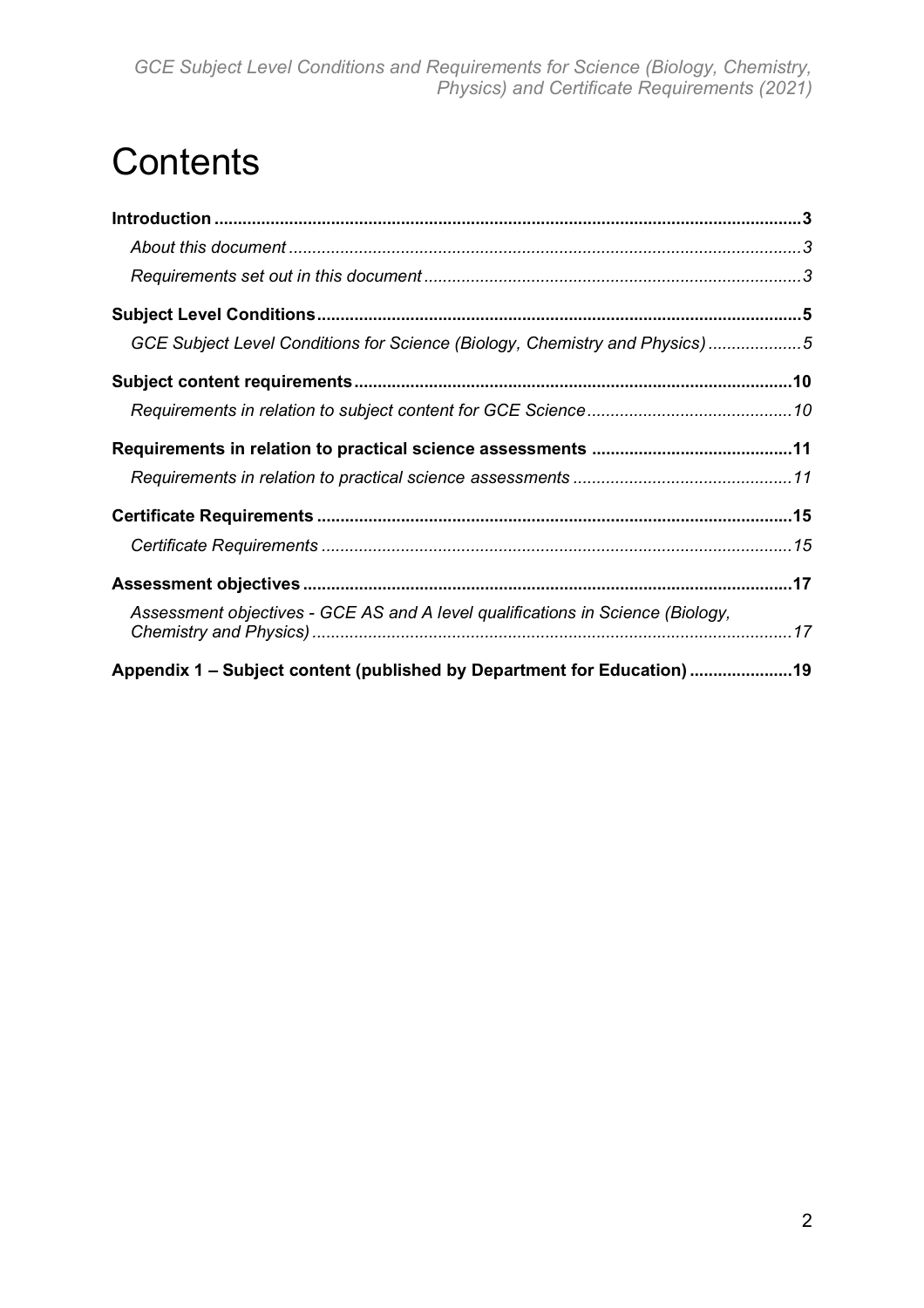# Contents

**Introduction** .......... **3**

*About this document* .......... *3*

*Requirements set out in this document* .......... *3*

**Subject Level Conditions** .......... **5**

*GCE Subject Level Conditions for Science (Biology, Chemistry and Physics)* .......... *5*

**Subject content requirements** .......... **10**

*Requirements in relation to subject content for GCE Science* .......... *10*

**Requirements in relation to practical science assessments** .......... **11**

*Requirements in relation to practical science assessments* .......... *11*

**Certificate Requirements** .......... **15**

*Certificate Requirements* .......... *15*

**Assessment objectives** .......... **17**

*Assessment objectives - GCE AS and A level qualifications in Science (Biology, Chemistry and Physics)* .......... *17*

**Appendix 1 – Subject content (published by Department for Education)** .......... **19**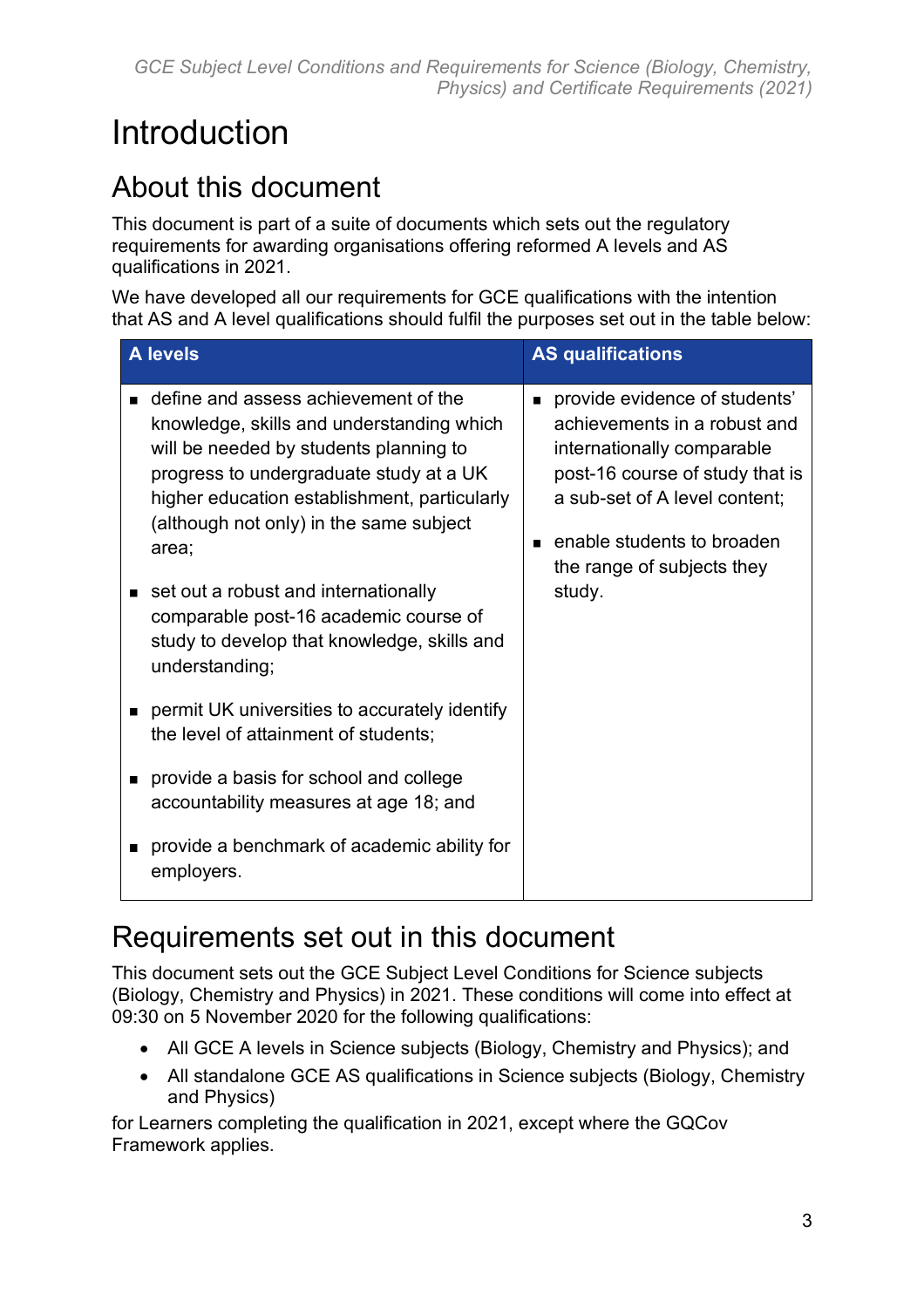# Introduction

## About this document

This document is part of a suite of documents which sets out the regulatory requirements for awarding organisations offering reformed A levels and AS qualifications in 2021.

We have developed all our requirements for GCE qualifications with the intention that AS and A level qualifications should fulfil the purposes set out in the table below:

| A levels | AS qualifications |
|---|---|
| ▪ define and assess achievement of the knowledge, skills and understanding which will be needed by students planning to progress to undergraduate study at a UK higher education establishment, particularly (although not only) in the same subject area;<br><br>▪ set out a robust and internationally comparable post-16 academic course of study to develop that knowledge, skills and understanding;<br><br>▪ permit UK universities to accurately identify the level of attainment of students;<br><br>▪ provide a basis for school and college accountability measures at age 18; and<br><br>▪ provide a benchmark of academic ability for employers. | ▪ provide evidence of students' achievements in a robust and internationally comparable post-16 course of study that is a sub-set of A level content;<br><br>▪ enable students to broaden the range of subjects they study. |

## Requirements set out in this document

This document sets out the GCE Subject Level Conditions for Science subjects (Biology, Chemistry and Physics) in 2021. These conditions will come into effect at 09:30 on 5 November 2020 for the following qualifications:

- All GCE A levels in Science subjects (Biology, Chemistry and Physics); and
- All standalone GCE AS qualifications in Science subjects (Biology, Chemistry and Physics)

for Learners completing the qualification in 2021, except where the GQCov Framework applies.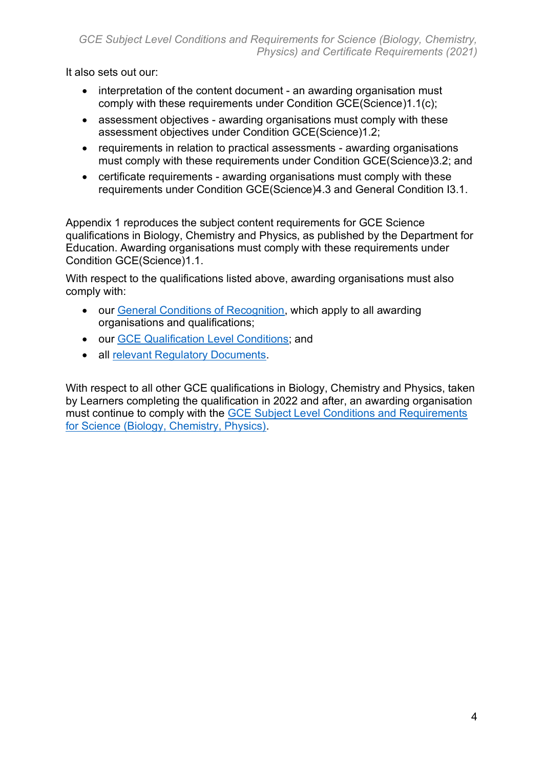It also sets out our:

- interpretation of the content document - an awarding organisation must comply with these requirements under Condition GCE(Science)1.1(c);
- assessment objectives - awarding organisations must comply with these assessment objectives under Condition GCE(Science)1.2;
- requirements in relation to practical assessments - awarding organisations must comply with these requirements under Condition GCE(Science)3.2; and
- certificate requirements - awarding organisations must comply with these requirements under Condition GCE(Science)4.3 and General Condition I3.1.

Appendix 1 reproduces the subject content requirements for GCE Science qualifications in Biology, Chemistry and Physics, as published by the Department for Education. Awarding organisations must comply with these requirements under Condition GCE(Science)1.1.

With respect to the qualifications listed above, awarding organisations must also comply with:

- our General Conditions of Recognition, which apply to all awarding organisations and qualifications;
- our GCE Qualification Level Conditions; and
- all relevant Regulatory Documents.

With respect to all other GCE qualifications in Biology, Chemistry and Physics, taken by Learners completing the qualification in 2022 and after, an awarding organisation must continue to comply with the GCE Subject Level Conditions and Requirements for Science (Biology, Chemistry, Physics).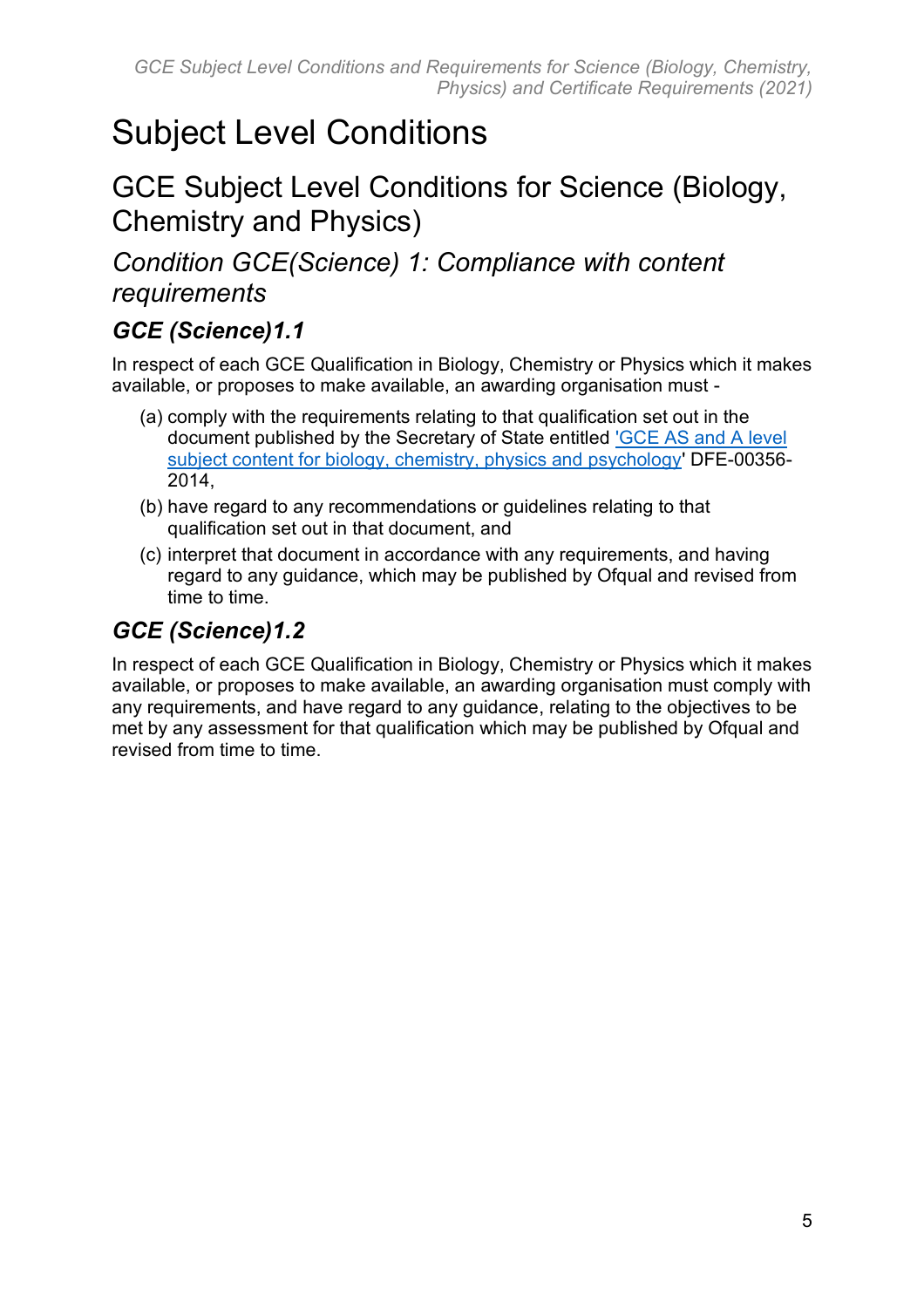# Subject Level Conditions

## GCE Subject Level Conditions for Science (Biology, Chemistry and Physics)

### *Condition GCE(Science) 1: Compliance with content requirements*

#### *GCE (Science)1.1*

In respect of each GCE Qualification in Biology, Chemistry or Physics which it makes available, or proposes to make available, an awarding organisation must -

(a) comply with the requirements relating to that qualification set out in the document published by the Secretary of State entitled 'GCE AS and A level subject content for biology, chemistry, physics and psychology' DFE-00356-2014,

(b) have regard to any recommendations or guidelines relating to that qualification set out in that document, and

(c) interpret that document in accordance with any requirements, and having regard to any guidance, which may be published by Ofqual and revised from time to time.

#### *GCE (Science)1.2*

In respect of each GCE Qualification in Biology, Chemistry or Physics which it makes available, or proposes to make available, an awarding organisation must comply with any requirements, and have regard to any guidance, relating to the objectives to be met by any assessment for that qualification which may be published by Ofqual and revised from time to time.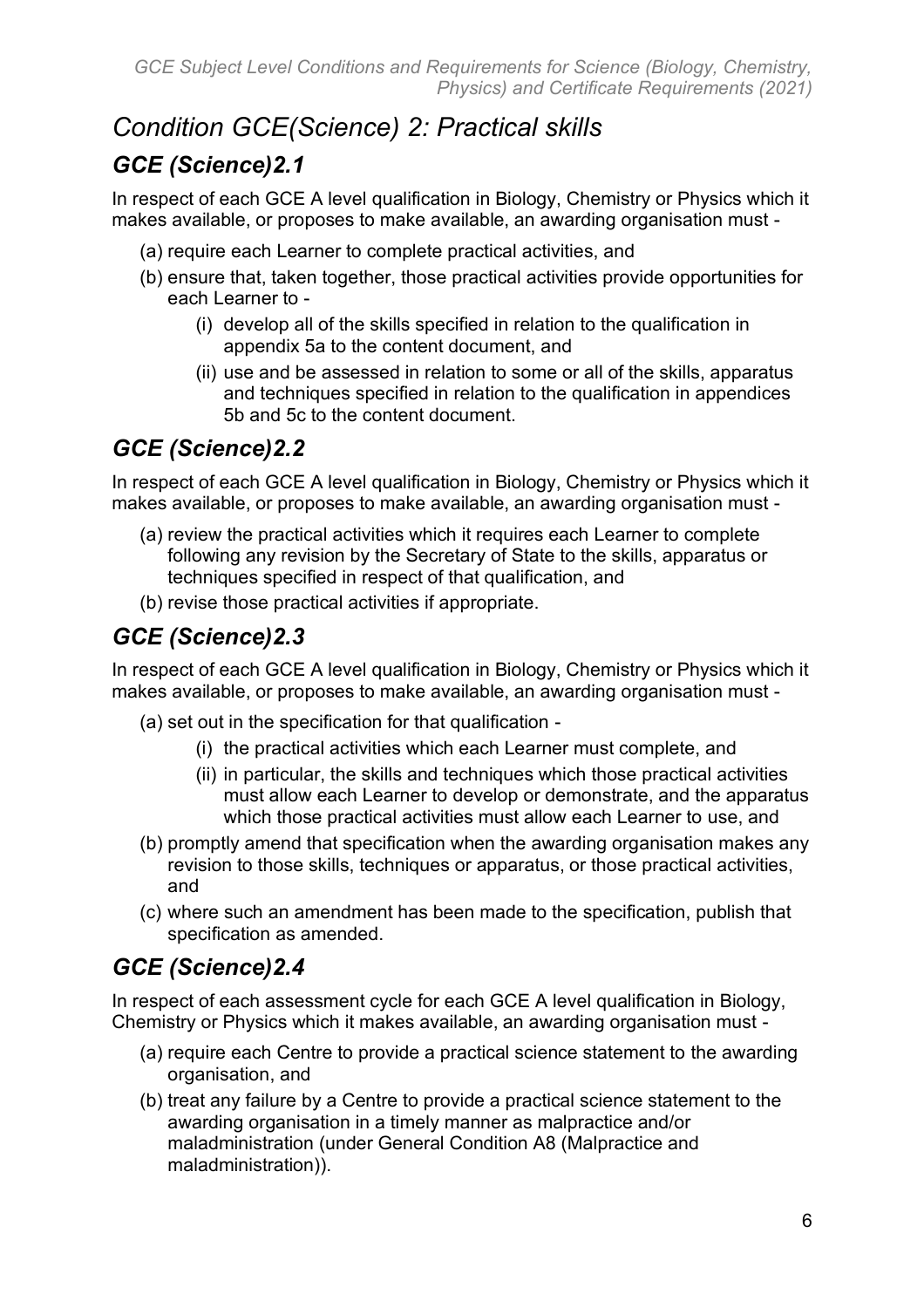# *Condition GCE(Science) 2: Practical skills*

## *GCE (Science)2.1*

In respect of each GCE A level qualification in Biology, Chemistry or Physics which it makes available, or proposes to make available, an awarding organisation must -

(a) require each Learner to complete practical activities, and

(b) ensure that, taken together, those practical activities provide opportunities for each Learner to -

  (i) develop all of the skills specified in relation to the qualification in appendix 5a to the content document, and

  (ii) use and be assessed in relation to some or all of the skills, apparatus and techniques specified in relation to the qualification in appendices 5b and 5c to the content document.

## *GCE (Science)2.2*

In respect of each GCE A level qualification in Biology, Chemistry or Physics which it makes available, or proposes to make available, an awarding organisation must -

(a) review the practical activities which it requires each Learner to complete following any revision by the Secretary of State to the skills, apparatus or techniques specified in respect of that qualification, and

(b) revise those practical activities if appropriate.

## *GCE (Science)2.3*

In respect of each GCE A level qualification in Biology, Chemistry or Physics which it makes available, or proposes to make available, an awarding organisation must -

(a) set out in the specification for that qualification -

  (i) the practical activities which each Learner must complete, and

  (ii) in particular, the skills and techniques which those practical activities must allow each Learner to develop or demonstrate, and the apparatus which those practical activities must allow each Learner to use, and

(b) promptly amend that specification when the awarding organisation makes any revision to those skills, techniques or apparatus, or those practical activities, and

(c) where such an amendment has been made to the specification, publish that specification as amended.

## *GCE (Science)2.4*

In respect of each assessment cycle for each GCE A level qualification in Biology, Chemistry or Physics which it makes available, an awarding organisation must -

(a) require each Centre to provide a practical science statement to the awarding organisation, and

(b) treat any failure by a Centre to provide a practical science statement to the awarding organisation in a timely manner as malpractice and/or maladministration (under General Condition A8 (Malpractice and maladministration)).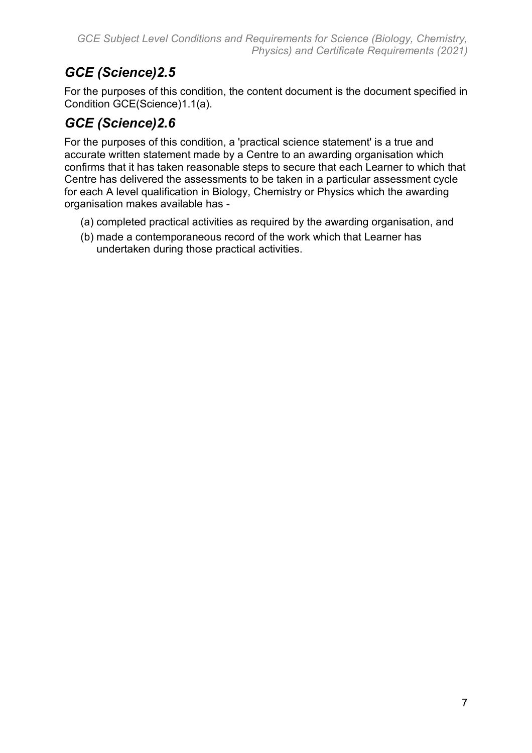## *GCE (Science)2.5*

For the purposes of this condition, the content document is the document specified in Condition GCE(Science)1.1(a).

## *GCE (Science)2.6*

For the purposes of this condition, a 'practical science statement' is a true and accurate written statement made by a Centre to an awarding organisation which confirms that it has taken reasonable steps to secure that each Learner to which that Centre has delivered the assessments to be taken in a particular assessment cycle for each A level qualification in Biology, Chemistry or Physics which the awarding organisation makes available has -

(a) completed practical activities as required by the awarding organisation, and

(b) made a contemporaneous record of the work which that Learner has undertaken during those practical activities.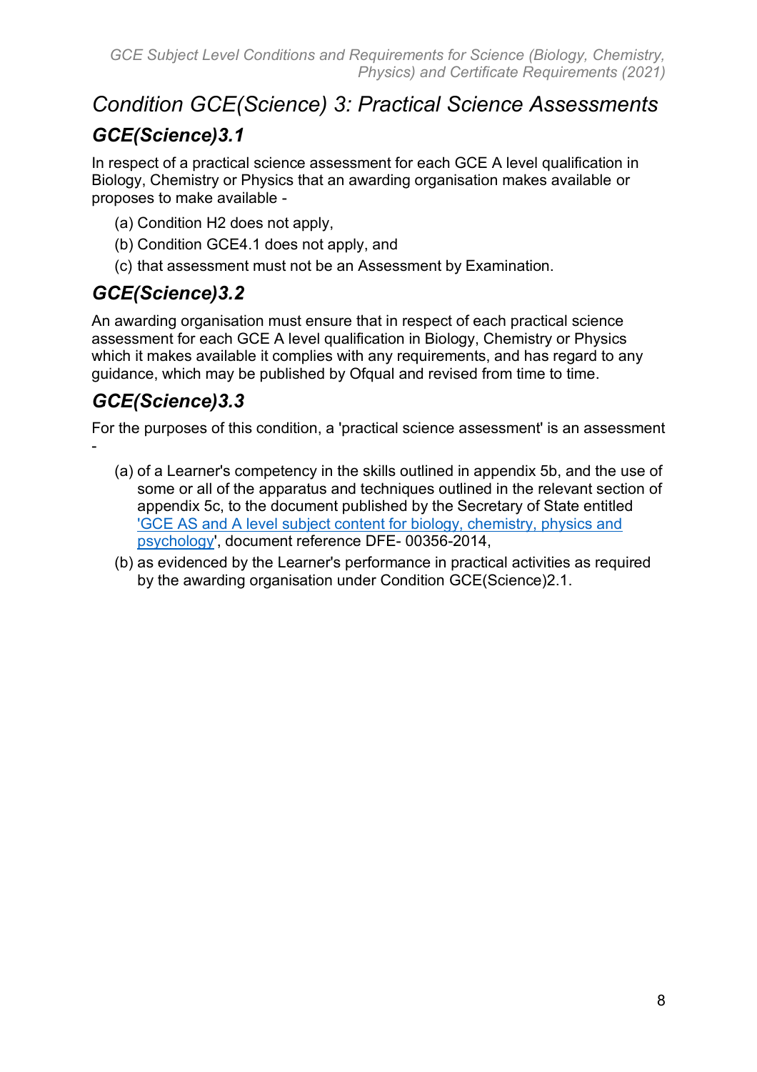# *Condition GCE(Science) 3: Practical Science Assessments*

## *GCE(Science)3.1*

In respect of a practical science assessment for each GCE A level qualification in Biology, Chemistry or Physics that an awarding organisation makes available or proposes to make available -

(a) Condition H2 does not apply,

(b) Condition GCE4.1 does not apply, and

(c) that assessment must not be an Assessment by Examination.

## *GCE(Science)3.2*

An awarding organisation must ensure that in respect of each practical science assessment for each GCE A level qualification in Biology, Chemistry or Physics which it makes available it complies with any requirements, and has regard to any guidance, which may be published by Ofqual and revised from time to time.

## *GCE(Science)3.3*

For the purposes of this condition, a 'practical science assessment' is an assessment -

(a) of a Learner's competency in the skills outlined in appendix 5b, and the use of some or all of the apparatus and techniques outlined in the relevant section of appendix 5c, to the document published by the Secretary of State entitled 'GCE AS and A level subject content for biology, chemistry, physics and psychology', document reference DFE- 00356-2014,

(b) as evidenced by the Learner's performance in practical activities as required by the awarding organisation under Condition GCE(Science)2.1.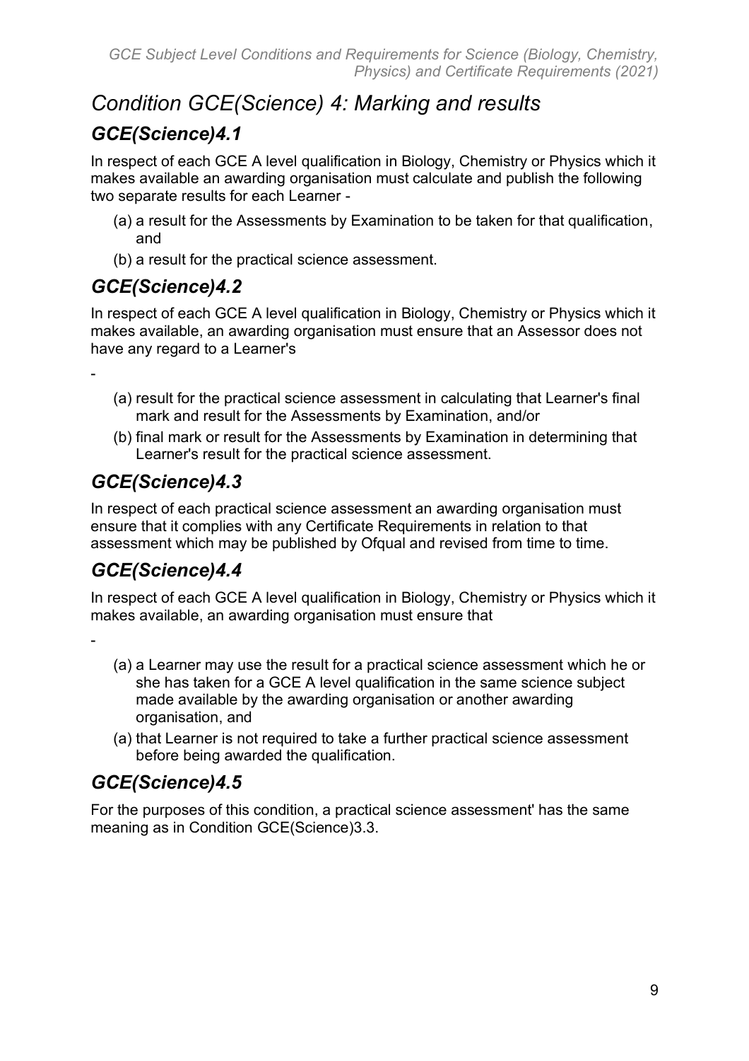# *Condition GCE(Science) 4: Marking and results*

## *GCE(Science)4.1*

In respect of each GCE A level qualification in Biology, Chemistry or Physics which it makes available an awarding organisation must calculate and publish the following two separate results for each Learner -

(a) a result for the Assessments by Examination to be taken for that qualification, and

(b) a result for the practical science assessment.

## *GCE(Science)4.2*

In respect of each GCE A level qualification in Biology, Chemistry or Physics which it makes available, an awarding organisation must ensure that an Assessor does not have any regard to a Learner's

-

(a) result for the practical science assessment in calculating that Learner's final mark and result for the Assessments by Examination, and/or

(b) final mark or result for the Assessments by Examination in determining that Learner's result for the practical science assessment.

## *GCE(Science)4.3*

In respect of each practical science assessment an awarding organisation must ensure that it complies with any Certificate Requirements in relation to that assessment which may be published by Ofqual and revised from time to time.

## *GCE(Science)4.4*

In respect of each GCE A level qualification in Biology, Chemistry or Physics which it makes available, an awarding organisation must ensure that

-

(a) a Learner may use the result for a practical science assessment which he or she has taken for a GCE A level qualification in the same science subject made available by the awarding organisation or another awarding organisation, and

(a) that Learner is not required to take a further practical science assessment before being awarded the qualification.

## *GCE(Science)4.5*

For the purposes of this condition, a practical science assessment' has the same meaning as in Condition GCE(Science)3.3.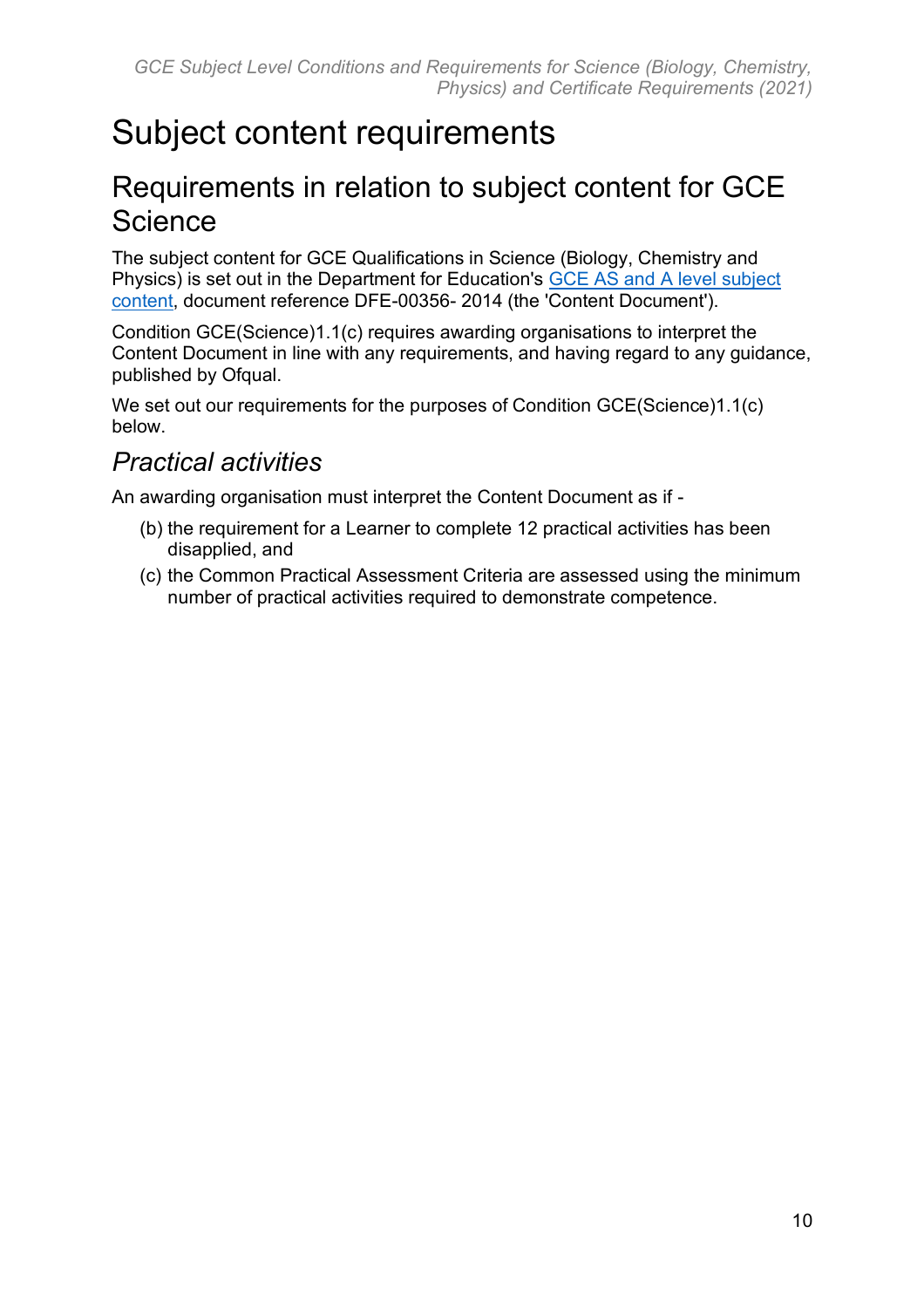# Subject content requirements

## Requirements in relation to subject content for GCE Science

The subject content for GCE Qualifications in Science (Biology, Chemistry and Physics) is set out in the Department for Education's [GCE AS and A level subject content](), document reference DFE-00356- 2014 (the 'Content Document').

Condition GCE(Science)1.1(c) requires awarding organisations to interpret the Content Document in line with any requirements, and having regard to any guidance, published by Ofqual.

We set out our requirements for the purposes of Condition GCE(Science)1.1(c) below.

### *Practical activities*

An awarding organisation must interpret the Content Document as if -

(b) the requirement for a Learner to complete 12 practical activities has been disapplied, and

(c) the Common Practical Assessment Criteria are assessed using the minimum number of practical activities required to demonstrate competence.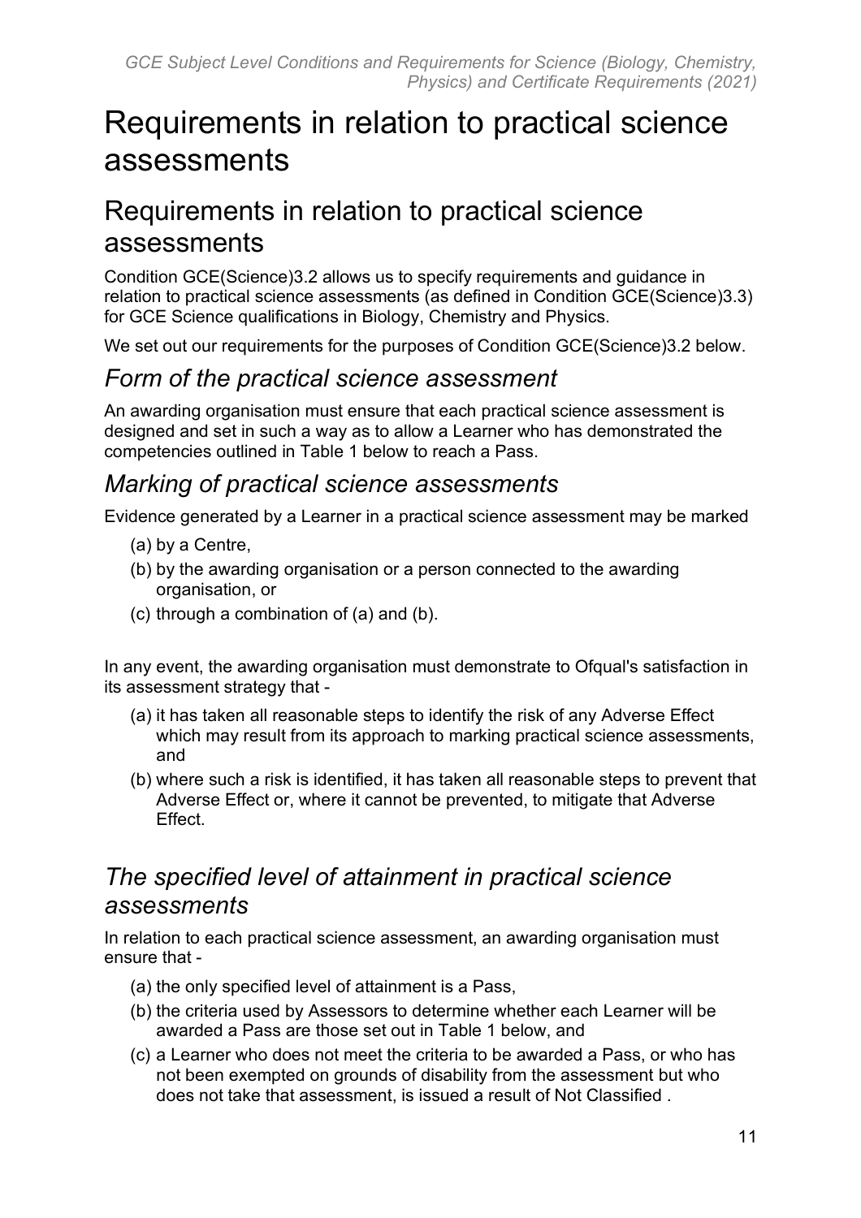# Requirements in relation to practical science assessments

## Requirements in relation to practical science assessments

Condition GCE(Science)3.2 allows us to specify requirements and guidance in relation to practical science assessments (as defined in Condition GCE(Science)3.3) for GCE Science qualifications in Biology, Chemistry and Physics.

We set out our requirements for the purposes of Condition GCE(Science)3.2 below.

### *Form of the practical science assessment*

An awarding organisation must ensure that each practical science assessment is designed and set in such a way as to allow a Learner who has demonstrated the competencies outlined in Table 1 below to reach a Pass.

### *Marking of practical science assessments*

Evidence generated by a Learner in a practical science assessment may be marked

(a) by a Centre,

(b) by the awarding organisation or a person connected to the awarding organisation, or

(c) through a combination of (a) and (b).

In any event, the awarding organisation must demonstrate to Ofqual's satisfaction in its assessment strategy that -

(a) it has taken all reasonable steps to identify the risk of any Adverse Effect which may result from its approach to marking practical science assessments, and

(b) where such a risk is identified, it has taken all reasonable steps to prevent that Adverse Effect or, where it cannot be prevented, to mitigate that Adverse Effect.

### *The specified level of attainment in practical science assessments*

In relation to each practical science assessment, an awarding organisation must ensure that -

(a) the only specified level of attainment is a Pass,

(b) the criteria used by Assessors to determine whether each Learner will be awarded a Pass are those set out in Table 1 below, and

(c) a Learner who does not meet the criteria to be awarded a Pass, or who has not been exempted on grounds of disability from the assessment but who does not take that assessment, is issued a result of Not Classified .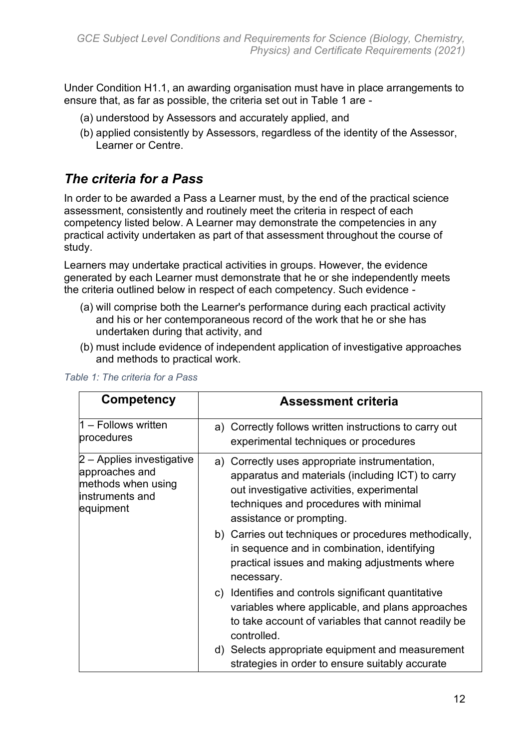Under Condition H1.1, an awarding organisation must have in place arrangements to ensure that, as far as possible, the criteria set out in Table 1 are -

(a) understood by Assessors and accurately applied, and

(b) applied consistently by Assessors, regardless of the identity of the Assessor, Learner or Centre.

## *The criteria for a Pass*

In order to be awarded a Pass a Learner must, by the end of the practical science assessment, consistently and routinely meet the criteria in respect of each competency listed below. A Learner may demonstrate the competencies in any practical activity undertaken as part of that assessment throughout the course of study.

Learners may undertake practical activities in groups. However, the evidence generated by each Learner must demonstrate that he or she independently meets the criteria outlined below in respect of each competency. Such evidence -

(a) will comprise both the Learner's performance during each practical activity and his or her contemporaneous record of the work that he or she has undertaken during that activity, and

(b) must include evidence of independent application of investigative approaches and methods to practical work.

*Table 1: The criteria for a Pass*

| Competency | Assessment criteria |
|---|---|
| 1 – Follows written procedures | a) Correctly follows written instructions to carry out experimental techniques or procedures |
| 2 – Applies investigative approaches and methods when using instruments and equipment | a) Correctly uses appropriate instrumentation, apparatus and materials (including ICT) to carry out investigative activities, experimental techniques and procedures with minimal assistance or prompting.<br>b) Carries out techniques or procedures methodically, in sequence and in combination, identifying practical issues and making adjustments where necessary.<br>c) Identifies and controls significant quantitative variables where applicable, and plans approaches to take account of variables that cannot readily be controlled.<br>d) Selects appropriate equipment and measurement strategies in order to ensure suitably accurate |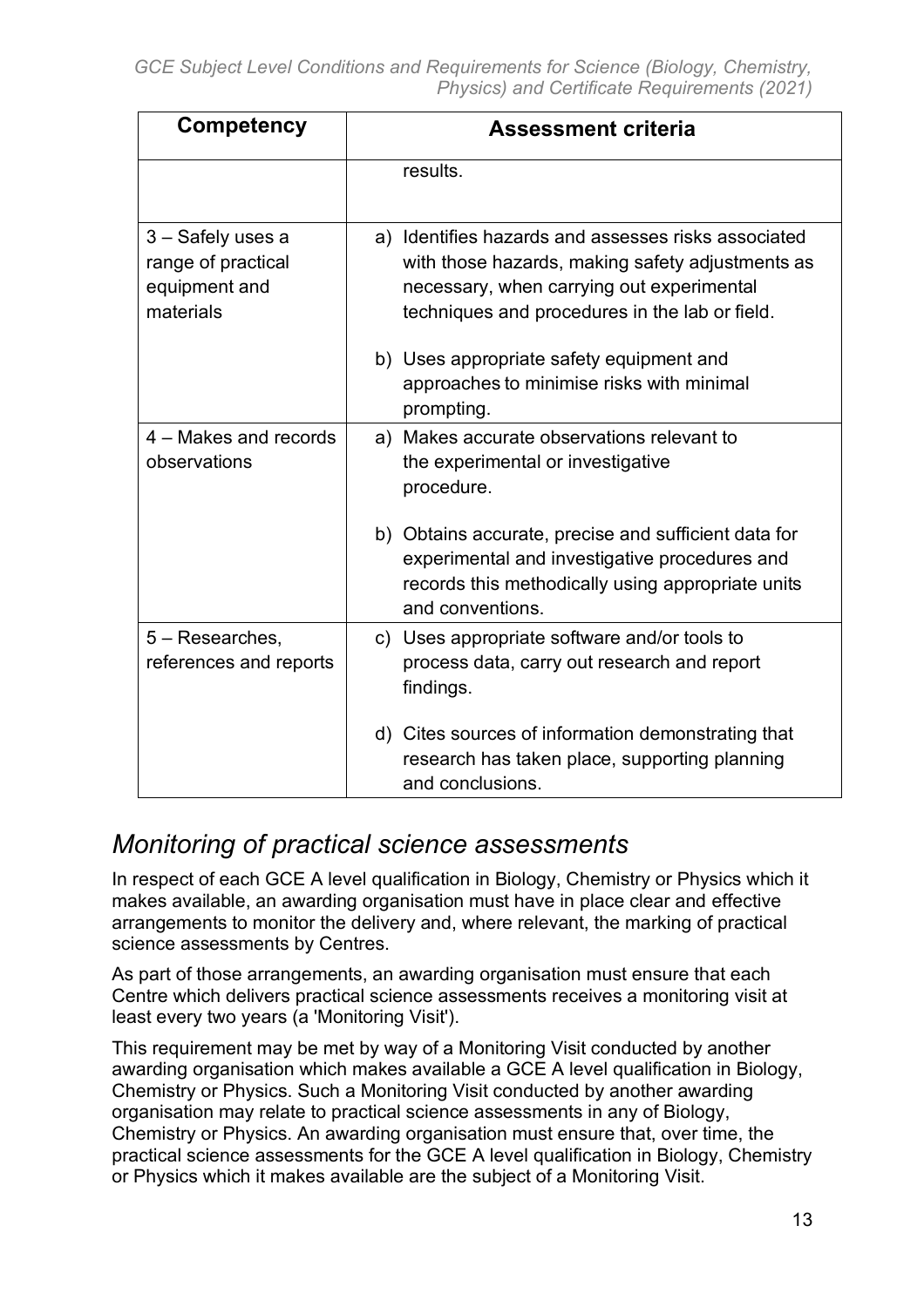| Competency | Assessment criteria |
| --- | --- |
| | results. |
| 3 – Safely uses a range of practical equipment and materials | a) Identifies hazards and assesses risks associated with those hazards, making safety adjustments as necessary, when carrying out experimental techniques and procedures in the lab or field.<br><br>b) Uses appropriate safety equipment and approaches to minimise risks with minimal prompting. |
| 4 – Makes and records observations | a) Makes accurate observations relevant to the experimental or investigative procedure.<br><br>b) Obtains accurate, precise and sufficient data for experimental and investigative procedures and records this methodically using appropriate units and conventions. |
| 5 – Researches, references and reports | c) Uses appropriate software and/or tools to process data, carry out research and report findings.<br><br>d) Cites sources of information demonstrating that research has taken place, supporting planning and conclusions. |

## *Monitoring of practical science assessments*

In respect of each GCE A level qualification in Biology, Chemistry or Physics which it makes available, an awarding organisation must have in place clear and effective arrangements to monitor the delivery and, where relevant, the marking of practical science assessments by Centres.

As part of those arrangements, an awarding organisation must ensure that each Centre which delivers practical science assessments receives a monitoring visit at least every two years (a 'Monitoring Visit').

This requirement may be met by way of a Monitoring Visit conducted by another awarding organisation which makes available a GCE A level qualification in Biology, Chemistry or Physics. Such a Monitoring Visit conducted by another awarding organisation may relate to practical science assessments in any of Biology, Chemistry or Physics. An awarding organisation must ensure that, over time, the practical science assessments for the GCE A level qualification in Biology, Chemistry or Physics which it makes available are the subject of a Monitoring Visit.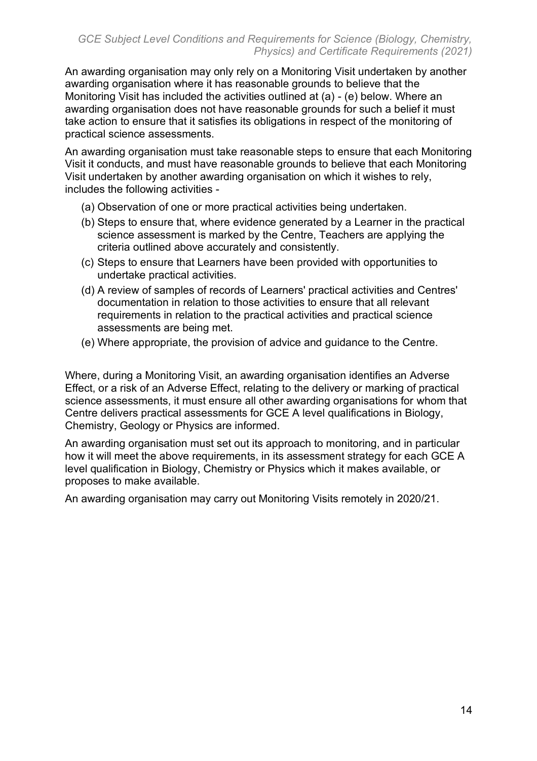An awarding organisation may only rely on a Monitoring Visit undertaken by another awarding organisation where it has reasonable grounds to believe that the Monitoring Visit has included the activities outlined at (a) - (e) below. Where an awarding organisation does not have reasonable grounds for such a belief it must take action to ensure that it satisfies its obligations in respect of the monitoring of practical science assessments.

An awarding organisation must take reasonable steps to ensure that each Monitoring Visit it conducts, and must have reasonable grounds to believe that each Monitoring Visit undertaken by another awarding organisation on which it wishes to rely, includes the following activities -

(a) Observation of one or more practical activities being undertaken.

(b) Steps to ensure that, where evidence generated by a Learner in the practical science assessment is marked by the Centre, Teachers are applying the criteria outlined above accurately and consistently.

(c) Steps to ensure that Learners have been provided with opportunities to undertake practical activities.

(d) A review of samples of records of Learners' practical activities and Centres' documentation in relation to those activities to ensure that all relevant requirements in relation to the practical activities and practical science assessments are being met.

(e) Where appropriate, the provision of advice and guidance to the Centre.

Where, during a Monitoring Visit, an awarding organisation identifies an Adverse Effect, or a risk of an Adverse Effect, relating to the delivery or marking of practical science assessments, it must ensure all other awarding organisations for whom that Centre delivers practical assessments for GCE A level qualifications in Biology, Chemistry, Geology or Physics are informed.

An awarding organisation must set out its approach to monitoring, and in particular how it will meet the above requirements, in its assessment strategy for each GCE A level qualification in Biology, Chemistry or Physics which it makes available, or proposes to make available.

An awarding organisation may carry out Monitoring Visits remotely in 2020/21.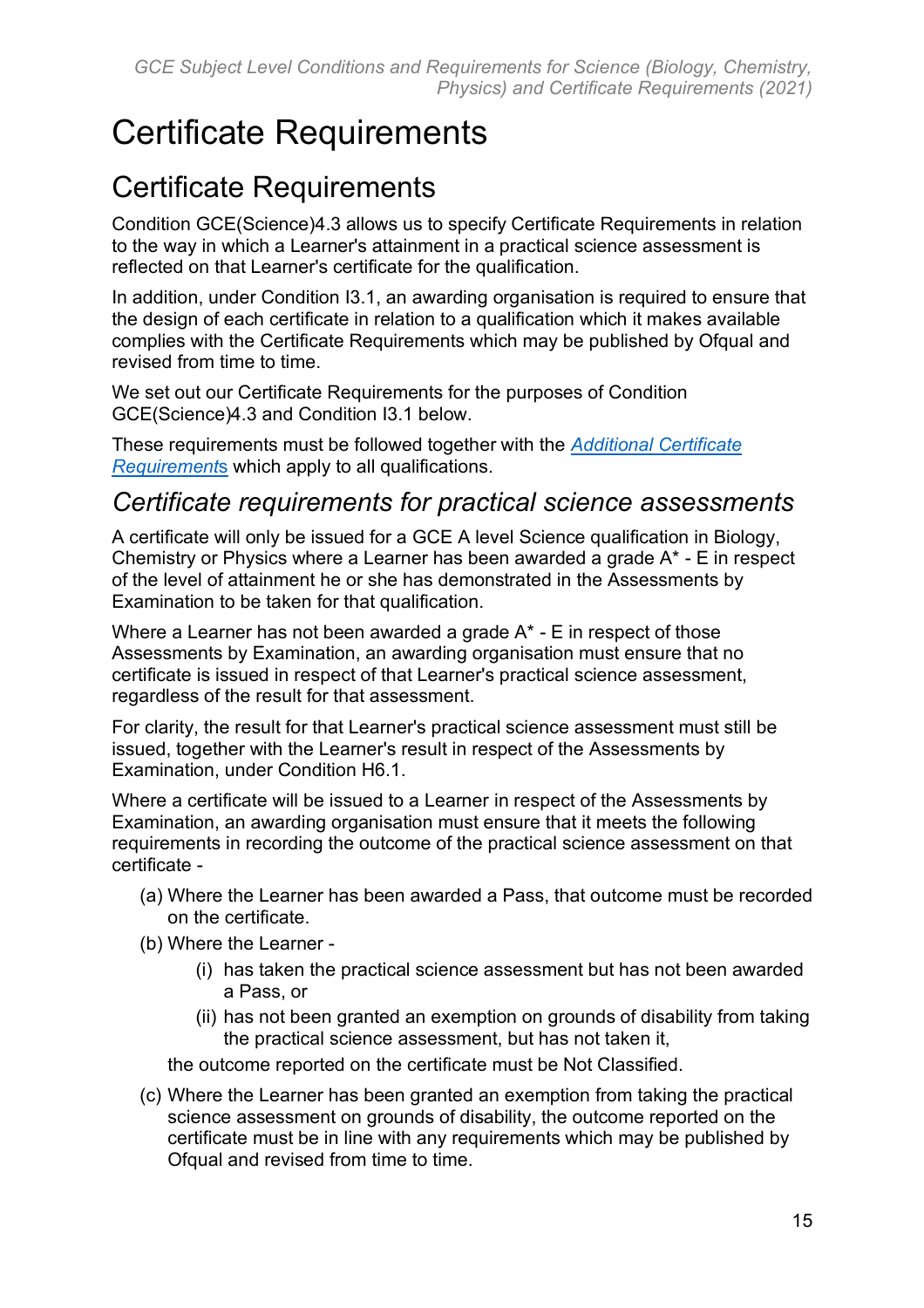# Certificate Requirements

## Certificate Requirements

Condition GCE(Science)4.3 allows us to specify Certificate Requirements in relation to the way in which a Learner's attainment in a practical science assessment is reflected on that Learner's certificate for the qualification.

In addition, under Condition I3.1, an awarding organisation is required to ensure that the design of each certificate in relation to a qualification which it makes available complies with the Certificate Requirements which may be published by Ofqual and revised from time to time.

We set out our Certificate Requirements for the purposes of Condition GCE(Science)4.3 and Condition I3.1 below.

These requirements must be followed together with the [*Additional Certificate Requirements*]() which apply to all qualifications.

### *Certificate requirements for practical science assessments*

A certificate will only be issued for a GCE A level Science qualification in Biology, Chemistry or Physics where a Learner has been awarded a grade A* - E in respect of the level of attainment he or she has demonstrated in the Assessments by Examination to be taken for that qualification.

Where a Learner has not been awarded a grade A* - E in respect of those Assessments by Examination, an awarding organisation must ensure that no certificate is issued in respect of that Learner's practical science assessment, regardless of the result for that assessment.

For clarity, the result for that Learner's practical science assessment must still be issued, together with the Learner's result in respect of the Assessments by Examination, under Condition H6.1.

Where a certificate will be issued to a Learner in respect of the Assessments by Examination, an awarding organisation must ensure that it meets the following requirements in recording the outcome of the practical science assessment on that certificate -

(a) Where the Learner has been awarded a Pass, that outcome must be recorded on the certificate.

(b) Where the Learner -

  (i) has taken the practical science assessment but has not been awarded a Pass, or

  (ii) has not been granted an exemption on grounds of disability from taking the practical science assessment, but has not taken it,

  the outcome reported on the certificate must be Not Classified.

(c) Where the Learner has been granted an exemption from taking the practical science assessment on grounds of disability, the outcome reported on the certificate must be in line with any requirements which may be published by Ofqual and revised from time to time.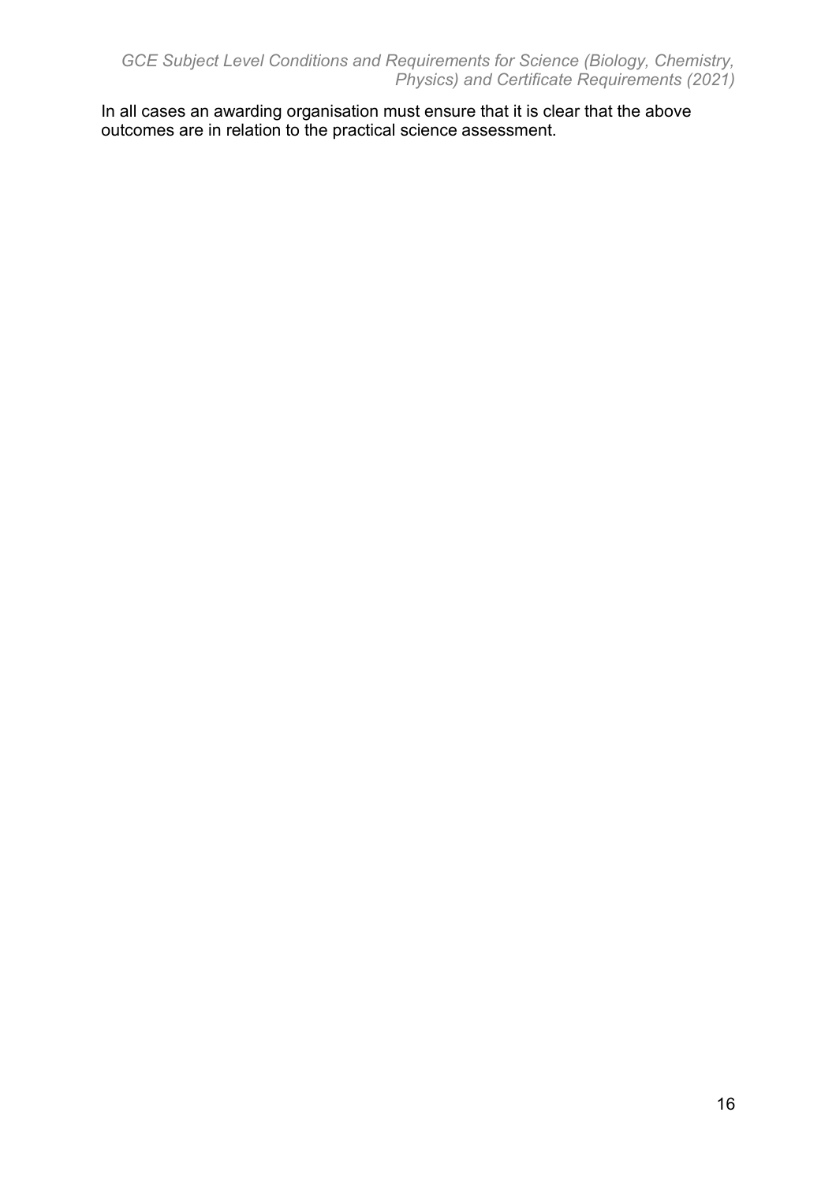In all cases an awarding organisation must ensure that it is clear that the above outcomes are in relation to the practical science assessment.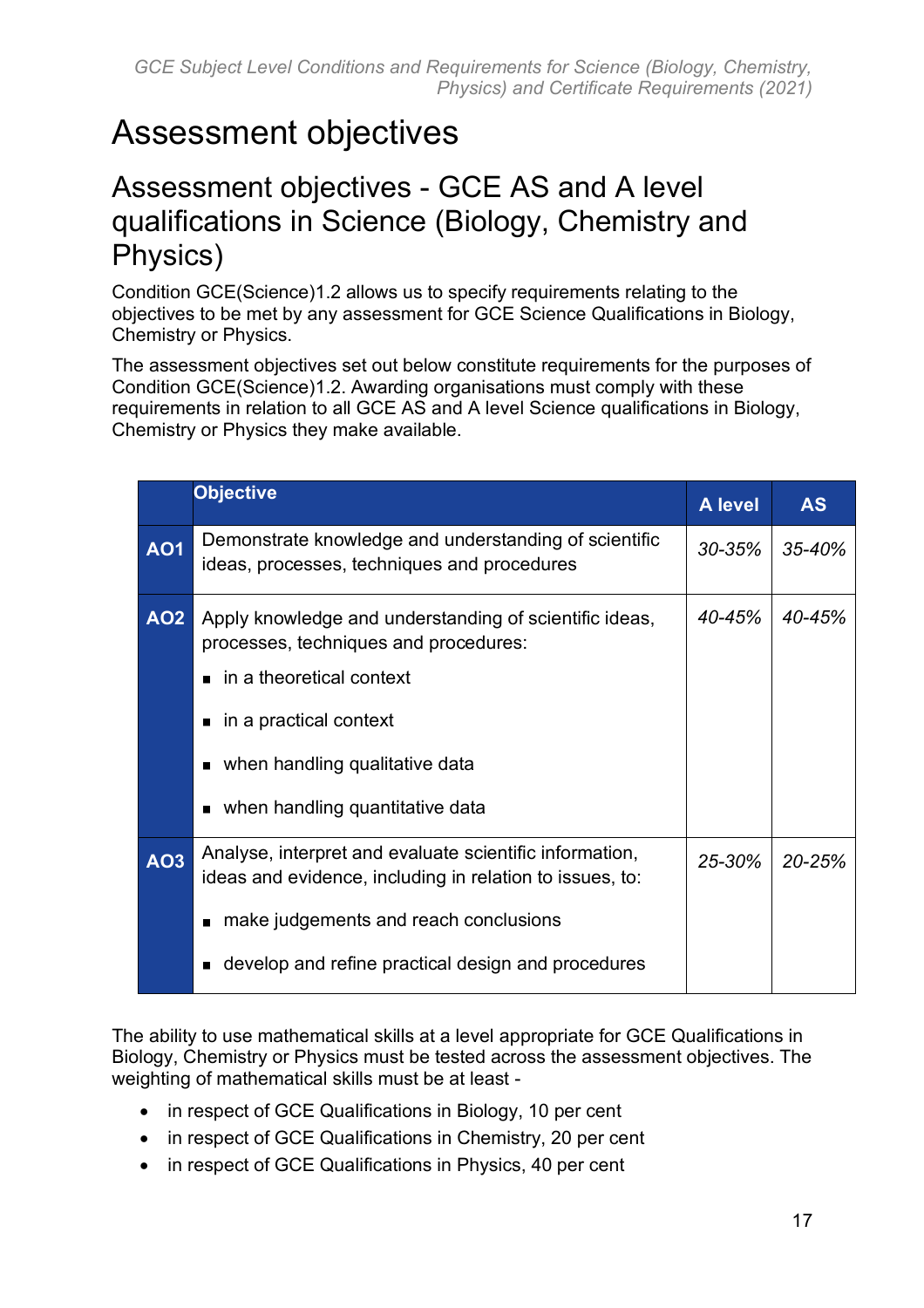# Assessment objectives

## Assessment objectives - GCE AS and A level qualifications in Science (Biology, Chemistry and Physics)

Condition GCE(Science)1.2 allows us to specify requirements relating to the objectives to be met by any assessment for GCE Science Qualifications in Biology, Chemistry or Physics.

The assessment objectives set out below constitute requirements for the purposes of Condition GCE(Science)1.2. Awarding organisations must comply with these requirements in relation to all GCE AS and A level Science qualifications in Biology, Chemistry or Physics they make available.

| | Objective | A level | AS |
|---|---|---|---|
| **AO1** | Demonstrate knowledge and understanding of scientific ideas, processes, techniques and procedures | *30-35%* | *35-40%* |
| **AO2** | Apply knowledge and understanding of scientific ideas, processes, techniques and procedures:<br>▪ in a theoretical context<br>▪ in a practical context<br>▪ when handling qualitative data<br>▪ when handling quantitative data | *40-45%* | *40-45%* |
| **AO3** | Analyse, interpret and evaluate scientific information, ideas and evidence, including in relation to issues, to:<br>▪ make judgements and reach conclusions<br>▪ develop and refine practical design and procedures | *25-30%* | *20-25%* |

The ability to use mathematical skills at a level appropriate for GCE Qualifications in Biology, Chemistry or Physics must be tested across the assessment objectives. The weighting of mathematical skills must be at least -

- in respect of GCE Qualifications in Biology, 10 per cent
- in respect of GCE Qualifications in Chemistry, 20 per cent
- in respect of GCE Qualifications in Physics, 40 per cent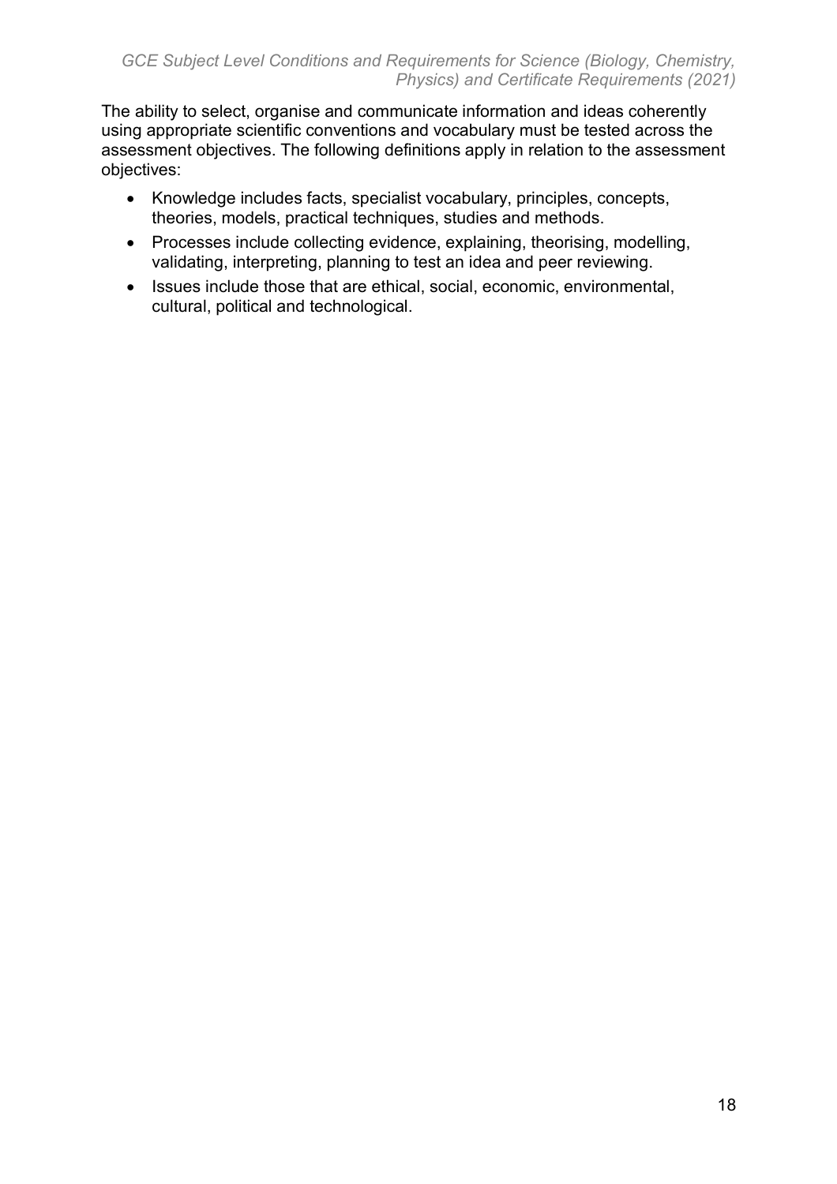The ability to select, organise and communicate information and ideas coherently using appropriate scientific conventions and vocabulary must be tested across the assessment objectives. The following definitions apply in relation to the assessment objectives:

- Knowledge includes facts, specialist vocabulary, principles, concepts, theories, models, practical techniques, studies and methods.
- Processes include collecting evidence, explaining, theorising, modelling, validating, interpreting, planning to test an idea and peer reviewing.
- Issues include those that are ethical, social, economic, environmental, cultural, political and technological.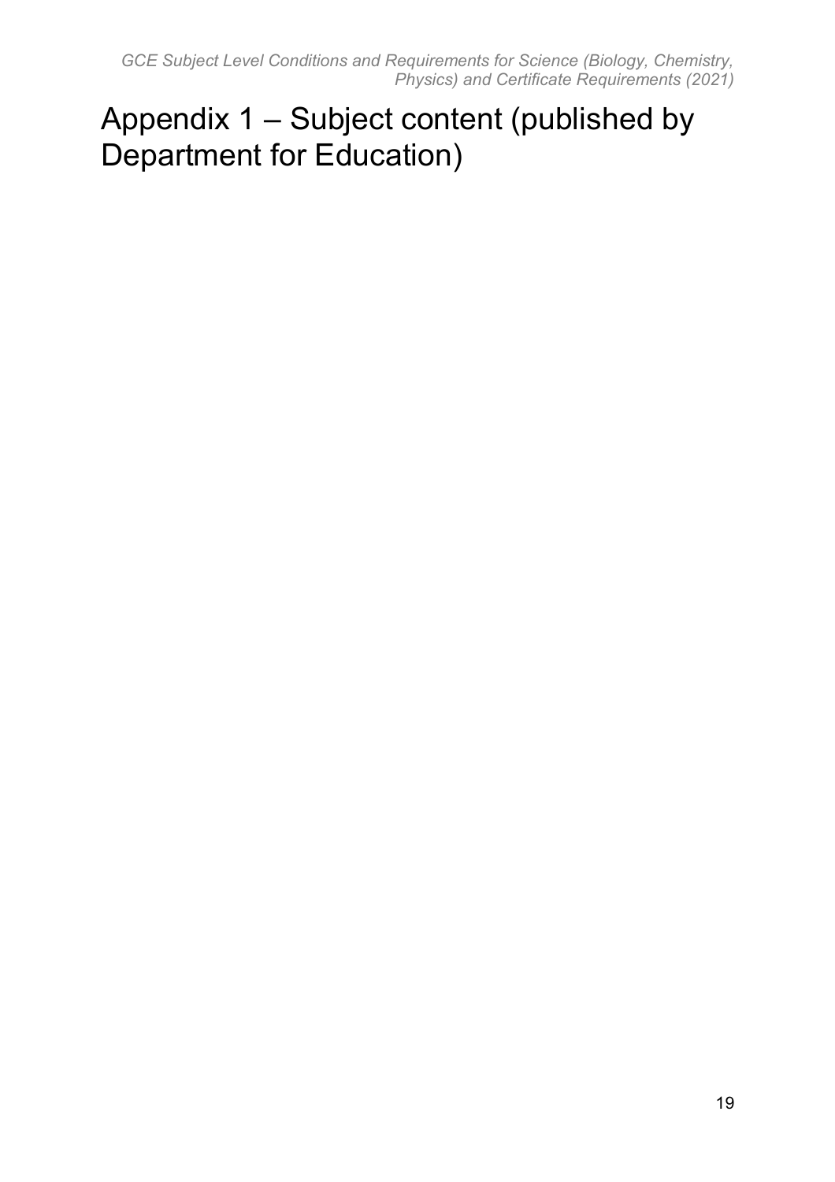# Appendix 1 – Subject content (published by Department for Education)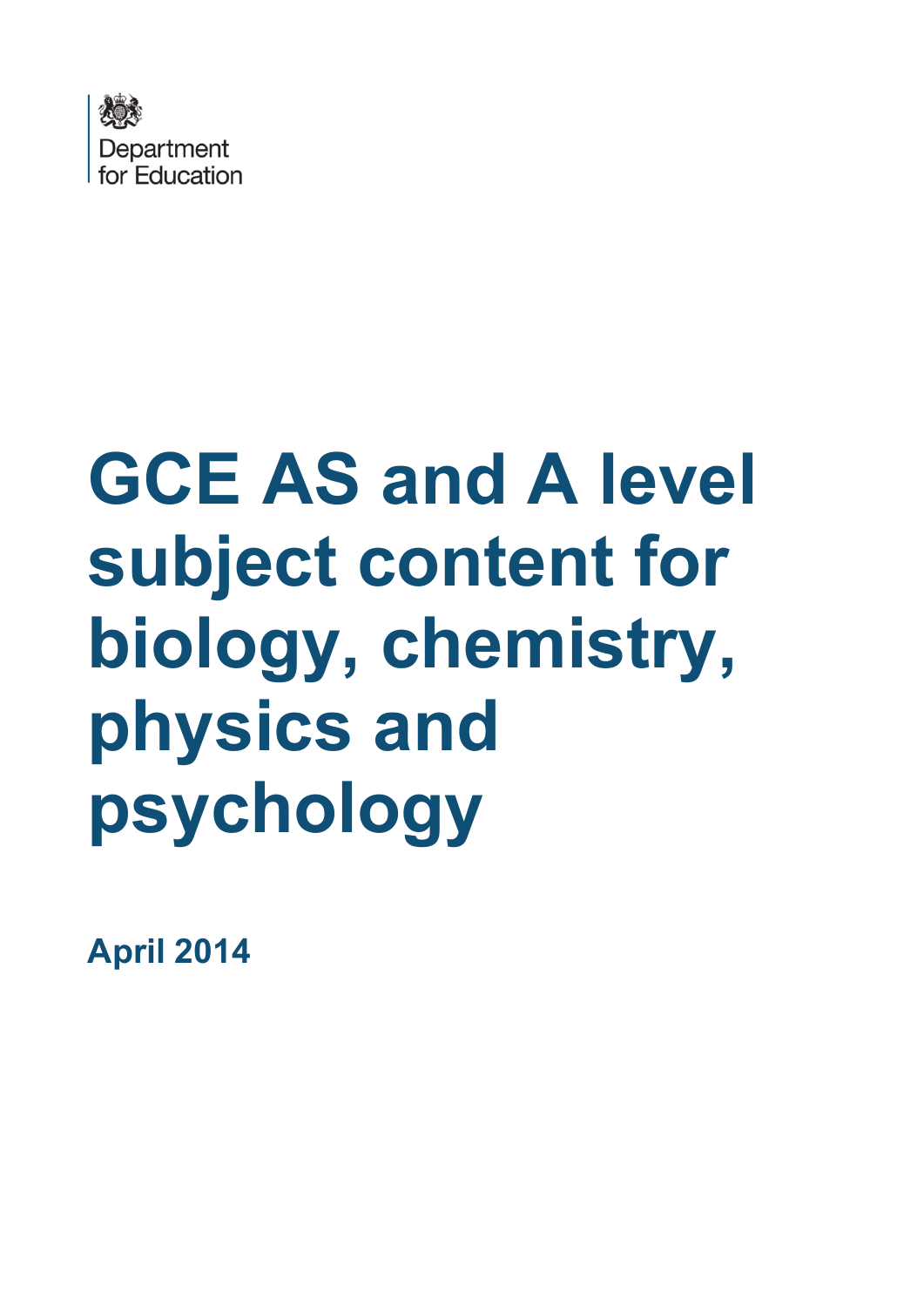Department
for Education

# GCE AS and A level subject content for biology, chemistry, physics and psychology

**April 2014**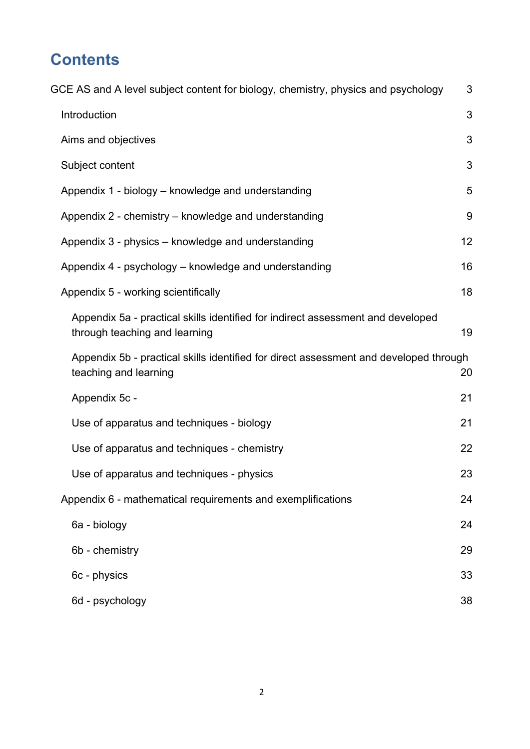# Contents

GCE AS and A level subject content for biology, chemistry, physics and psychology 3

- Introduction 3
- Aims and objectives 3
- Subject content 3
- Appendix 1 - biology – knowledge and understanding 5
- Appendix 2 - chemistry – knowledge and understanding 9
- Appendix 3 - physics – knowledge and understanding 12
- Appendix 4 - psychology – knowledge and understanding 16
- Appendix 5 - working scientifically 18
  - Appendix 5a - practical skills identified for indirect assessment and developed through teaching and learning 19
  - Appendix 5b - practical skills identified for direct assessment and developed through teaching and learning 20
  - Appendix 5c - 21
  - Use of apparatus and techniques - biology 21
  - Use of apparatus and techniques - chemistry 22
  - Use of apparatus and techniques - physics 23
- Appendix 6 - mathematical requirements and exemplifications 24
  - 6a - biology 24
  - 6b - chemistry 29
  - 6c - physics 33
  - 6d - psychology 38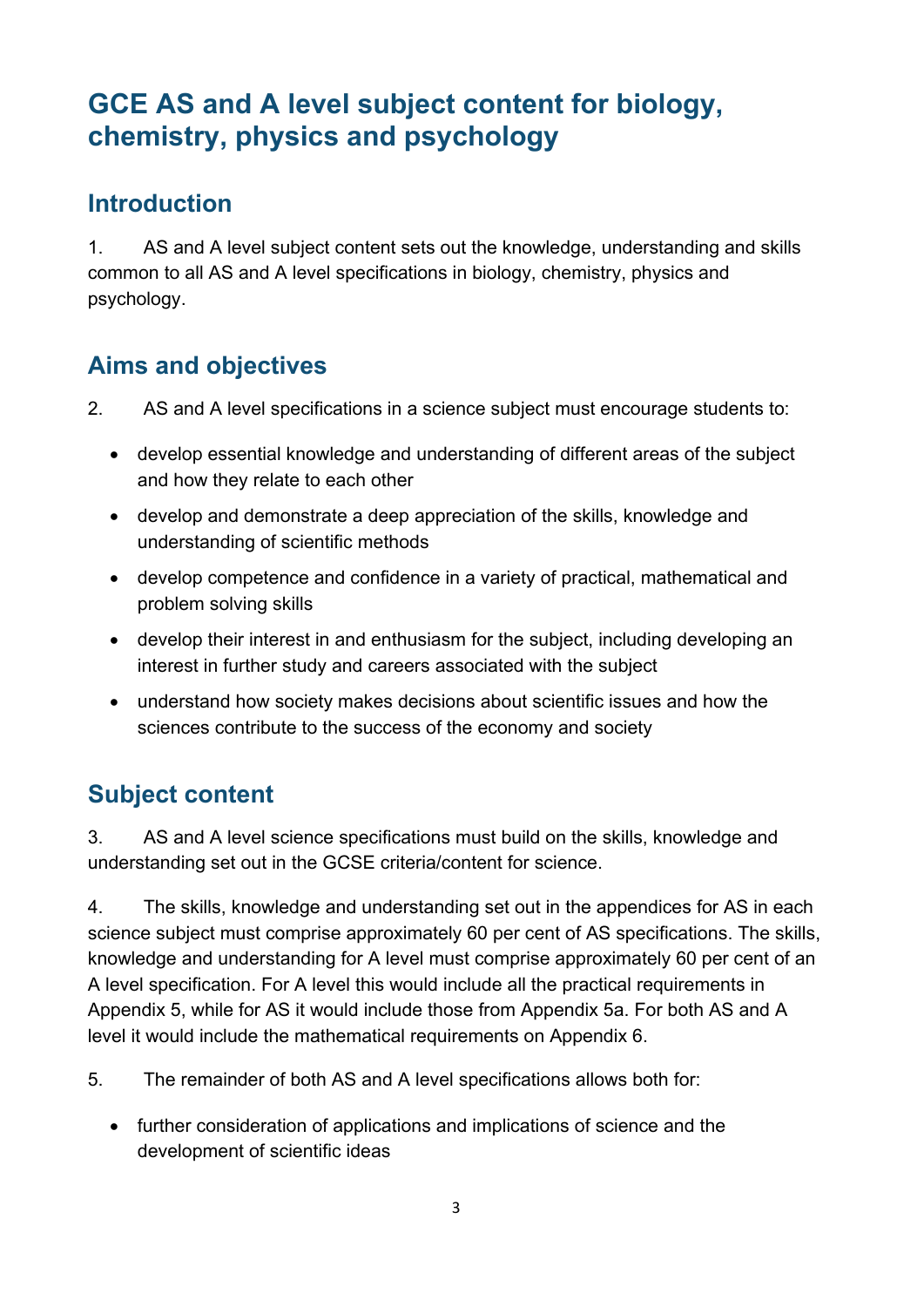# GCE AS and A level subject content for biology, chemistry, physics and psychology

## Introduction

1. AS and A level subject content sets out the knowledge, understanding and skills common to all AS and A level specifications in biology, chemistry, physics and psychology.

## Aims and objectives

2. AS and A level specifications in a science subject must encourage students to:

- develop essential knowledge and understanding of different areas of the subject and how they relate to each other
- develop and demonstrate a deep appreciation of the skills, knowledge and understanding of scientific methods
- develop competence and confidence in a variety of practical, mathematical and problem solving skills
- develop their interest in and enthusiasm for the subject, including developing an interest in further study and careers associated with the subject
- understand how society makes decisions about scientific issues and how the sciences contribute to the success of the economy and society

## Subject content

3. AS and A level science specifications must build on the skills, knowledge and understanding set out in the GCSE criteria/content for science.

4. The skills, knowledge and understanding set out in the appendices for AS in each science subject must comprise approximately 60 per cent of AS specifications. The skills, knowledge and understanding for A level must comprise approximately 60 per cent of an A level specification. For A level this would include all the practical requirements in Appendix 5, while for AS it would include those from Appendix 5a. For both AS and A level it would include the mathematical requirements on Appendix 6.

5. The remainder of both AS and A level specifications allows both for:

- further consideration of applications and implications of science and the development of scientific ideas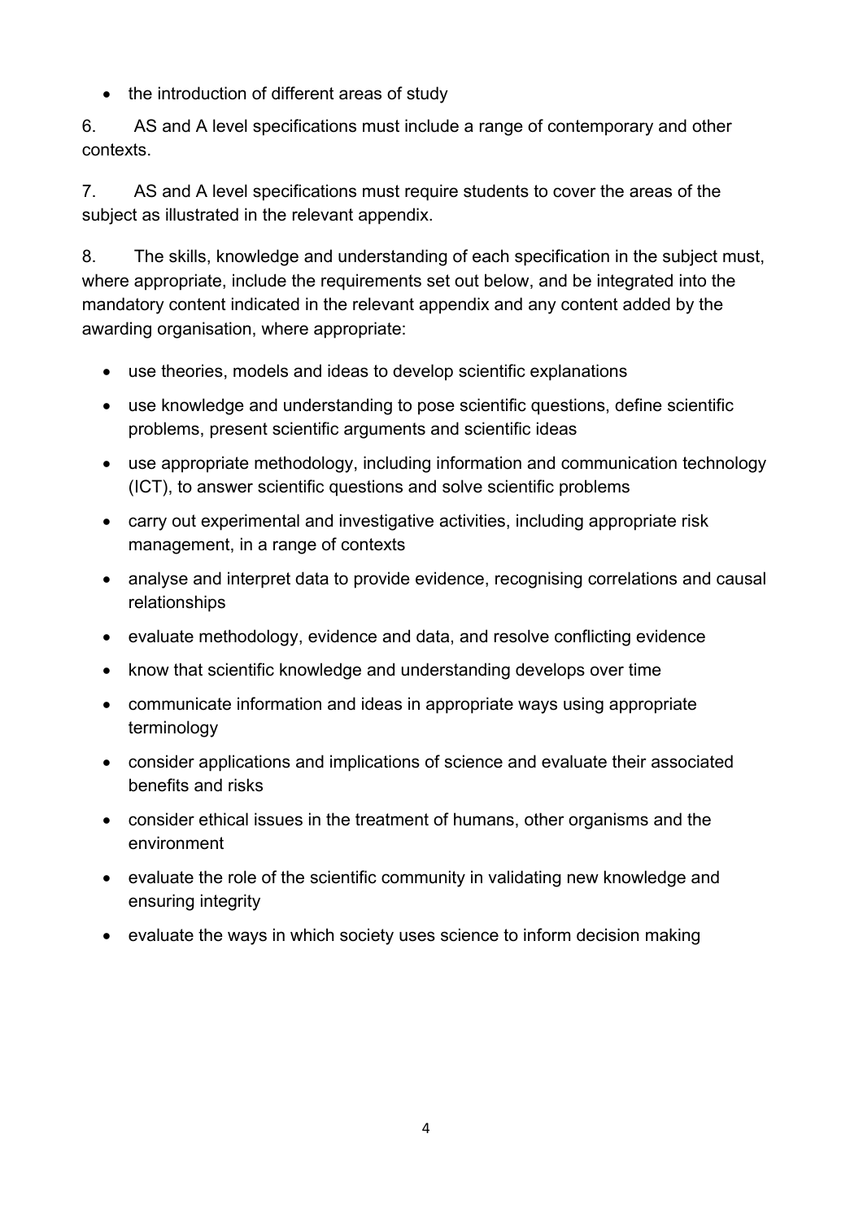- the introduction of different areas of study

6. AS and A level specifications must include a range of contemporary and other contexts.

7. AS and A level specifications must require students to cover the areas of the subject as illustrated in the relevant appendix.

8. The skills, knowledge and understanding of each specification in the subject must, where appropriate, include the requirements set out below, and be integrated into the mandatory content indicated in the relevant appendix and any content added by the awarding organisation, where appropriate:

- use theories, models and ideas to develop scientific explanations
- use knowledge and understanding to pose scientific questions, define scientific problems, present scientific arguments and scientific ideas
- use appropriate methodology, including information and communication technology (ICT), to answer scientific questions and solve scientific problems
- carry out experimental and investigative activities, including appropriate risk management, in a range of contexts
- analyse and interpret data to provide evidence, recognising correlations and causal relationships
- evaluate methodology, evidence and data, and resolve conflicting evidence
- know that scientific knowledge and understanding develops over time
- communicate information and ideas in appropriate ways using appropriate terminology
- consider applications and implications of science and evaluate their associated benefits and risks
- consider ethical issues in the treatment of humans, other organisms and the environment
- evaluate the role of the scientific community in validating new knowledge and ensuring integrity
- evaluate the ways in which society uses science to inform decision making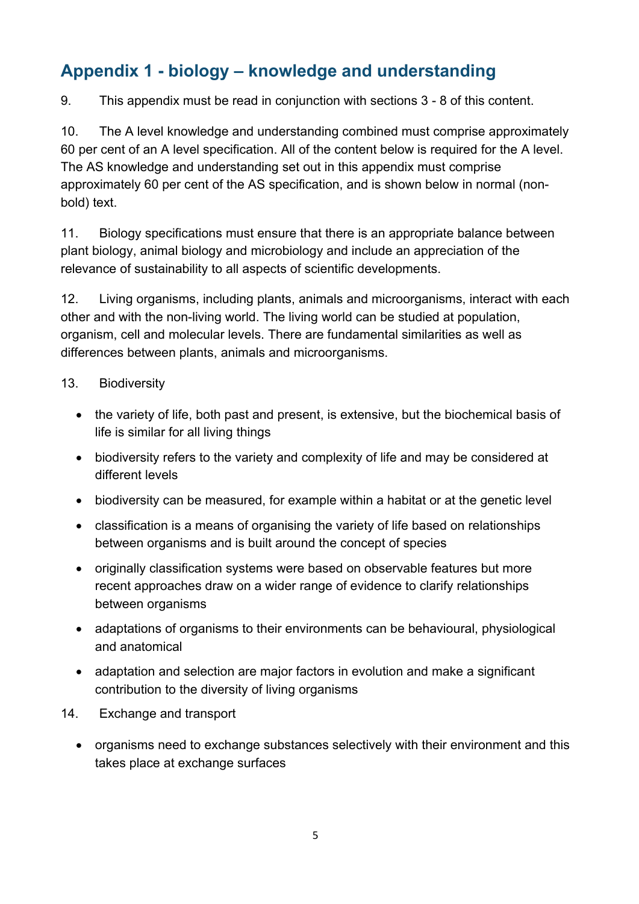## Appendix 1 - biology – knowledge and understanding

9. This appendix must be read in conjunction with sections 3 - 8 of this content.

10. The A level knowledge and understanding combined must comprise approximately 60 per cent of an A level specification. All of the content below is required for the A level. The AS knowledge and understanding set out in this appendix must comprise approximately 60 per cent of the AS specification, and is shown below in normal (non-bold) text.

11. Biology specifications must ensure that there is an appropriate balance between plant biology, animal biology and microbiology and include an appreciation of the relevance of sustainability to all aspects of scientific developments.

12. Living organisms, including plants, animals and microorganisms, interact with each other and with the non-living world. The living world can be studied at population, organism, cell and molecular levels. There are fundamental similarities as well as differences between plants, animals and microorganisms.

13. Biodiversity

- the variety of life, both past and present, is extensive, but the biochemical basis of life is similar for all living things
- biodiversity refers to the variety and complexity of life and may be considered at different levels
- biodiversity can be measured, for example within a habitat or at the genetic level
- classification is a means of organising the variety of life based on relationships between organisms and is built around the concept of species
- originally classification systems were based on observable features but more recent approaches draw on a wider range of evidence to clarify relationships between organisms
- adaptations of organisms to their environments can be behavioural, physiological and anatomical
- adaptation and selection are major factors in evolution and make a significant contribution to the diversity of living organisms

14. Exchange and transport

- organisms need to exchange substances selectively with their environment and this takes place at exchange surfaces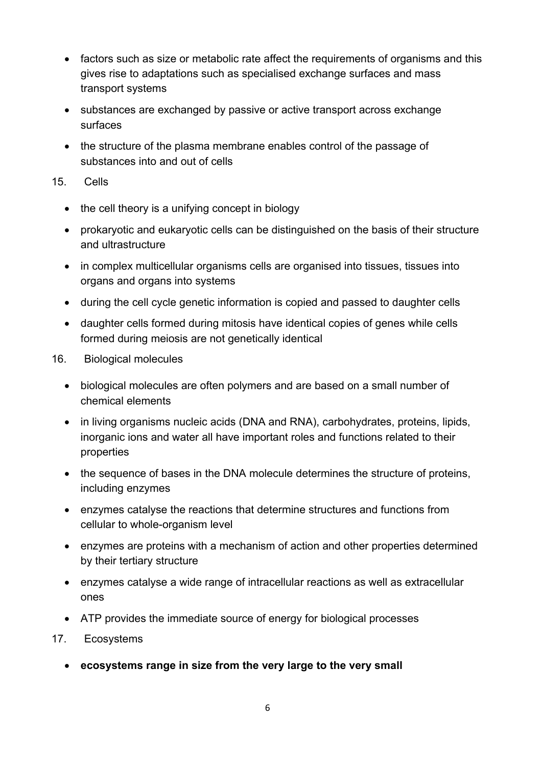- factors such as size or metabolic rate affect the requirements of organisms and this gives rise to adaptations such as specialised exchange surfaces and mass transport systems
- substances are exchanged by passive or active transport across exchange surfaces
- the structure of the plasma membrane enables control of the passage of substances into and out of cells

15. Cells

- the cell theory is a unifying concept in biology
- prokaryotic and eukaryotic cells can be distinguished on the basis of their structure and ultrastructure
- in complex multicellular organisms cells are organised into tissues, tissues into organs and organs into systems
- during the cell cycle genetic information is copied and passed to daughter cells
- daughter cells formed during mitosis have identical copies of genes while cells formed during meiosis are not genetically identical

16. Biological molecules

- biological molecules are often polymers and are based on a small number of chemical elements
- in living organisms nucleic acids (DNA and RNA), carbohydrates, proteins, lipids, inorganic ions and water all have important roles and functions related to their properties
- the sequence of bases in the DNA molecule determines the structure of proteins, including enzymes
- enzymes catalyse the reactions that determine structures and functions from cellular to whole-organism level
- enzymes are proteins with a mechanism of action and other properties determined by their tertiary structure
- enzymes catalyse a wide range of intracellular reactions as well as extracellular ones
- ATP provides the immediate source of energy for biological processes

17. Ecosystems

- **ecosystems range in size from the very large to the very small**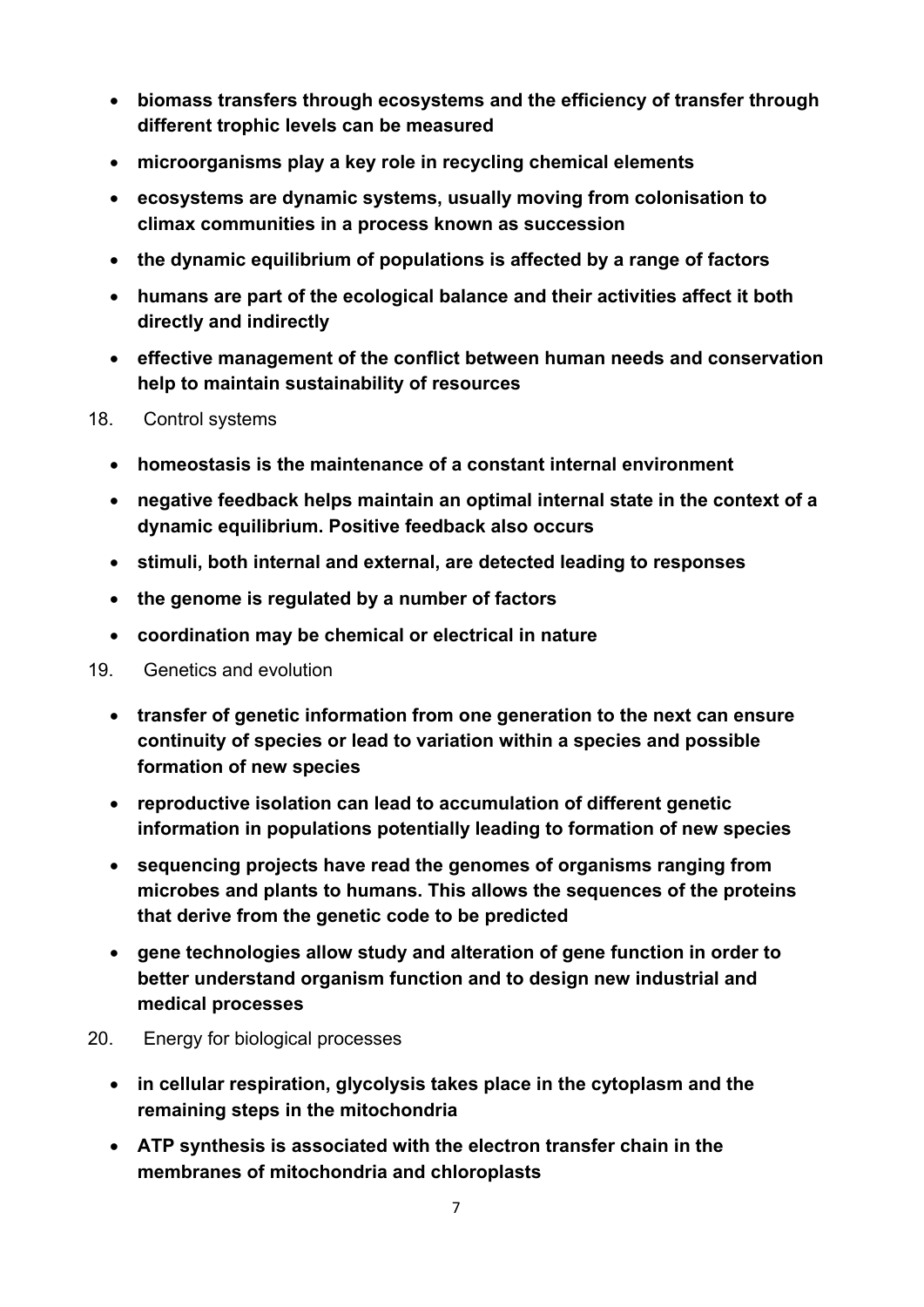- **biomass transfers through ecosystems and the efficiency of transfer through different trophic levels can be measured**
- **microorganisms play a key role in recycling chemical elements**
- **ecosystems are dynamic systems, usually moving from colonisation to climax communities in a process known as succession**
- **the dynamic equilibrium of populations is affected by a range of factors**
- **humans are part of the ecological balance and their activities affect it both directly and indirectly**
- **effective management of the conflict between human needs and conservation help to maintain sustainability of resources**

18. Control systems

- **homeostasis is the maintenance of a constant internal environment**
- **negative feedback helps maintain an optimal internal state in the context of a dynamic equilibrium. Positive feedback also occurs**
- **stimuli, both internal and external, are detected leading to responses**
- **the genome is regulated by a number of factors**
- **coordination may be chemical or electrical in nature**

19. Genetics and evolution

- **transfer of genetic information from one generation to the next can ensure continuity of species or lead to variation within a species and possible formation of new species**
- **reproductive isolation can lead to accumulation of different genetic information in populations potentially leading to formation of new species**
- **sequencing projects have read the genomes of organisms ranging from microbes and plants to humans. This allows the sequences of the proteins that derive from the genetic code to be predicted**
- **gene technologies allow study and alteration of gene function in order to better understand organism function and to design new industrial and medical processes**

20. Energy for biological processes

- **in cellular respiration, glycolysis takes place in the cytoplasm and the remaining steps in the mitochondria**
- **ATP synthesis is associated with the electron transfer chain in the membranes of mitochondria and chloroplasts**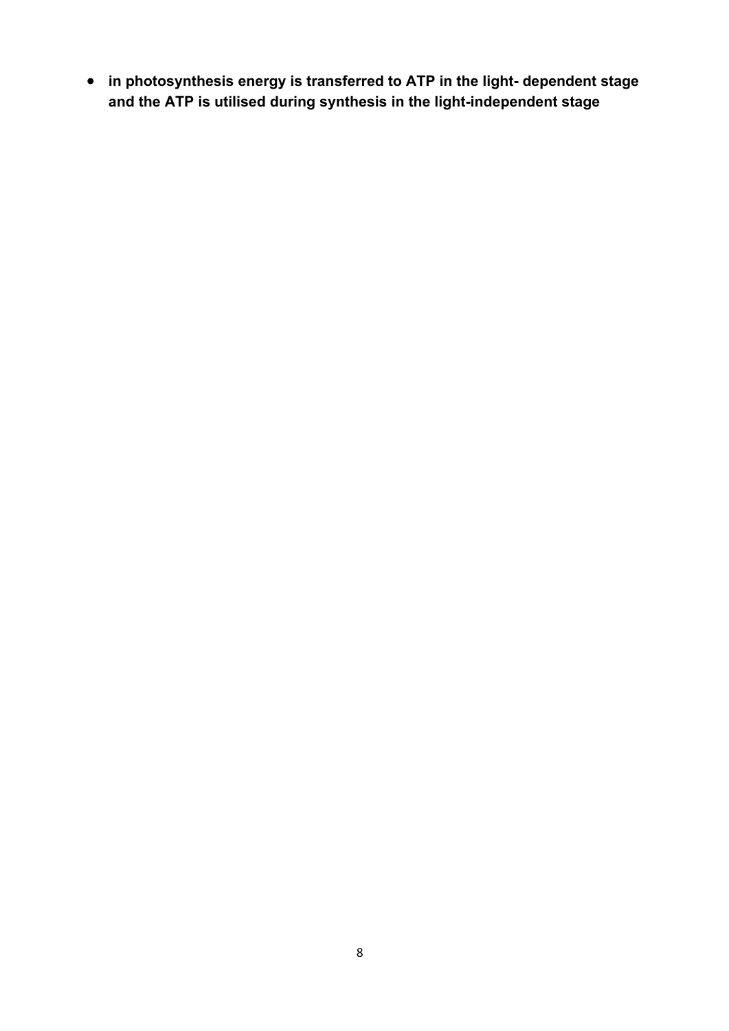- **in photosynthesis energy is transferred to ATP in the light- dependent stage and the ATP is utilised during synthesis in the light-independent stage**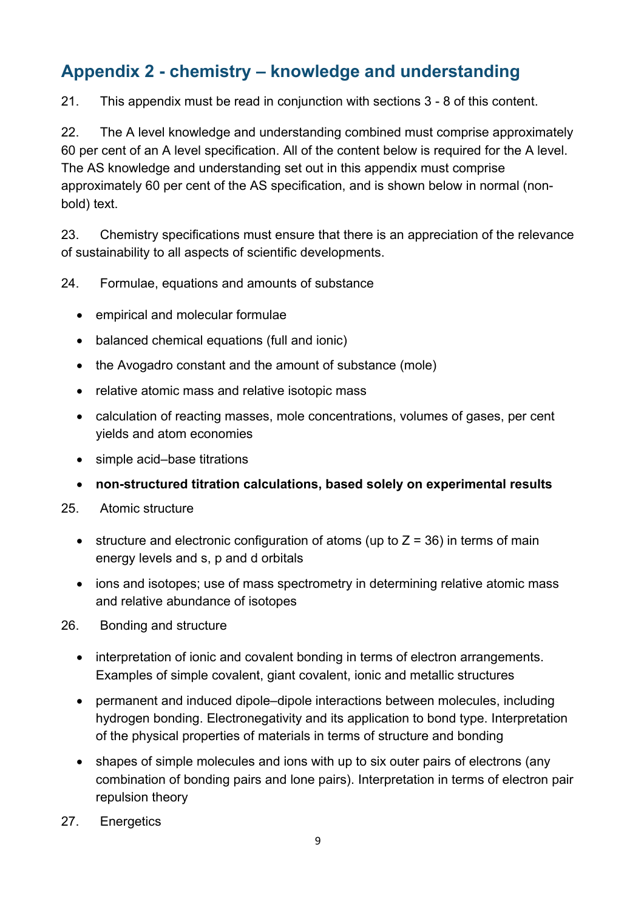## Appendix 2 - chemistry – knowledge and understanding

21. This appendix must be read in conjunction with sections 3 - 8 of this content.

22. The A level knowledge and understanding combined must comprise approximately 60 per cent of an A level specification. All of the content below is required for the A level. The AS knowledge and understanding set out in this appendix must comprise approximately 60 per cent of the AS specification, and is shown below in normal (non-bold) text.

23. Chemistry specifications must ensure that there is an appreciation of the relevance of sustainability to all aspects of scientific developments.

24. Formulae, equations and amounts of substance

- empirical and molecular formulae
- balanced chemical equations (full and ionic)
- the Avogadro constant and the amount of substance (mole)
- relative atomic mass and relative isotopic mass
- calculation of reacting masses, mole concentrations, volumes of gases, per cent yields and atom economies
- simple acid–base titrations
- **non-structured titration calculations, based solely on experimental results**

25. Atomic structure

- structure and electronic configuration of atoms (up to $Z = 36$) in terms of main energy levels and s, p and d orbitals
- ions and isotopes; use of mass spectrometry in determining relative atomic mass and relative abundance of isotopes

26. Bonding and structure

- interpretation of ionic and covalent bonding in terms of electron arrangements. Examples of simple covalent, giant covalent, ionic and metallic structures
- permanent and induced dipole–dipole interactions between molecules, including hydrogen bonding. Electronegativity and its application to bond type. Interpretation of the physical properties of materials in terms of structure and bonding
- shapes of simple molecules and ions with up to six outer pairs of electrons (any combination of bonding pairs and lone pairs). Interpretation in terms of electron pair repulsion theory

27. Energetics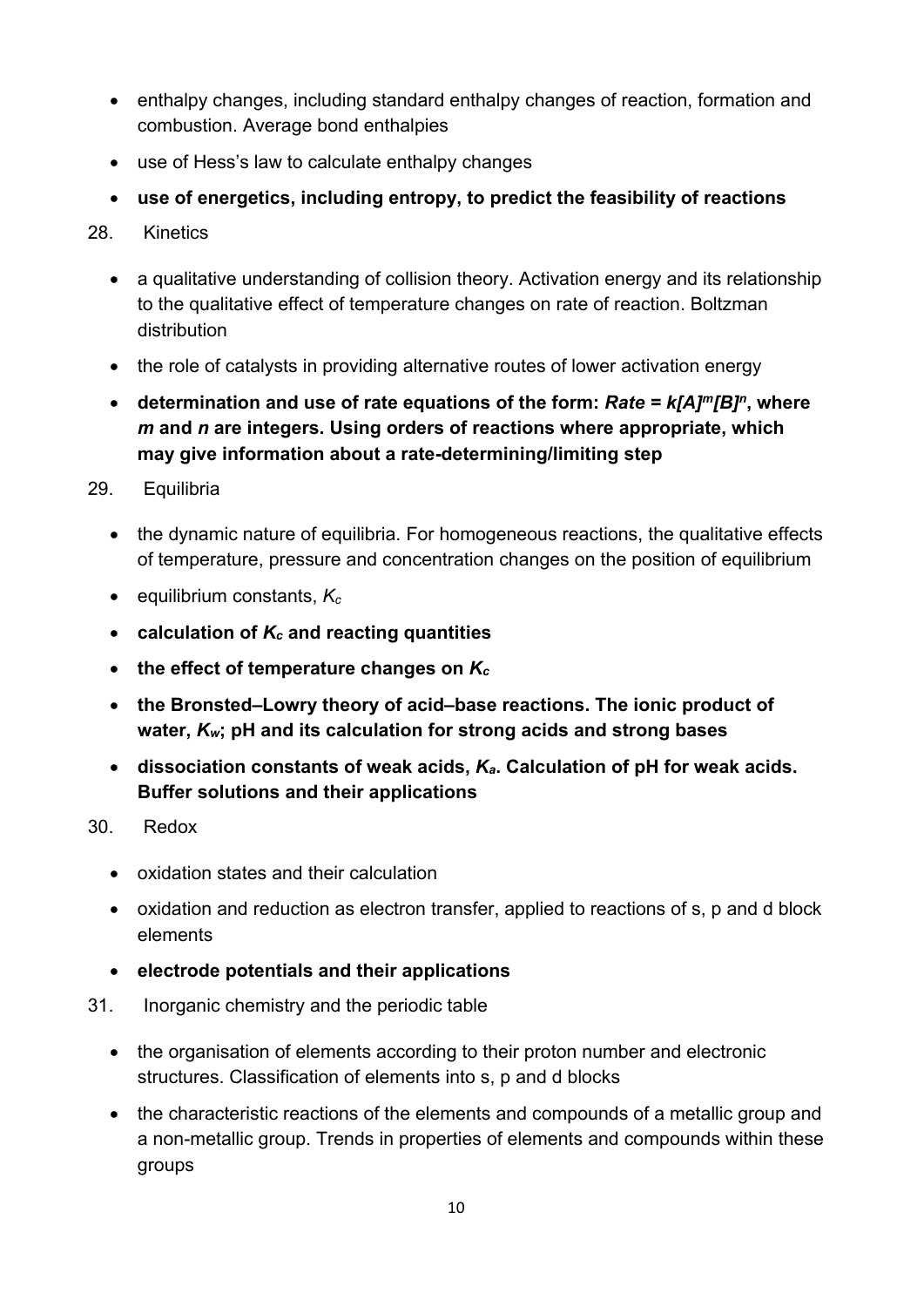- enthalpy changes, including standard enthalpy changes of reaction, formation and combustion. Average bond enthalpies
- use of Hess's law to calculate enthalpy changes
- **use of energetics, including entropy, to predict the feasibility of reactions**

28. Kinetics

- a qualitative understanding of collision theory. Activation energy and its relationship to the qualitative effect of temperature changes on rate of reaction. Boltzman distribution
- the role of catalysts in providing alternative routes of lower activation energy
- **determination and use of rate equations of the form: $Rate = k[A]^m[B]^n$, where $m$ and $n$ are integers. Using orders of reactions where appropriate, which may give information about a rate-determining/limiting step**

29. Equilibria

- the dynamic nature of equilibria. For homogeneous reactions, the qualitative effects of temperature, pressure and concentration changes on the position of equilibrium
- equilibrium constants, $K_c$
- **calculation of $K_c$ and reacting quantities**
- **the effect of temperature changes on $K_c$**
- **the Bronsted–Lowry theory of acid–base reactions. The ionic product of water, $K_w$; pH and its calculation for strong acids and strong bases**
- **dissociation constants of weak acids, $K_a$. Calculation of pH for weak acids. Buffer solutions and their applications**

30. Redox

- oxidation states and their calculation
- oxidation and reduction as electron transfer, applied to reactions of s, p and d block elements
- **electrode potentials and their applications**

31. Inorganic chemistry and the periodic table

- the organisation of elements according to their proton number and electronic structures. Classification of elements into s, p and d blocks
- the characteristic reactions of the elements and compounds of a metallic group and a non-metallic group. Trends in properties of elements and compounds within these groups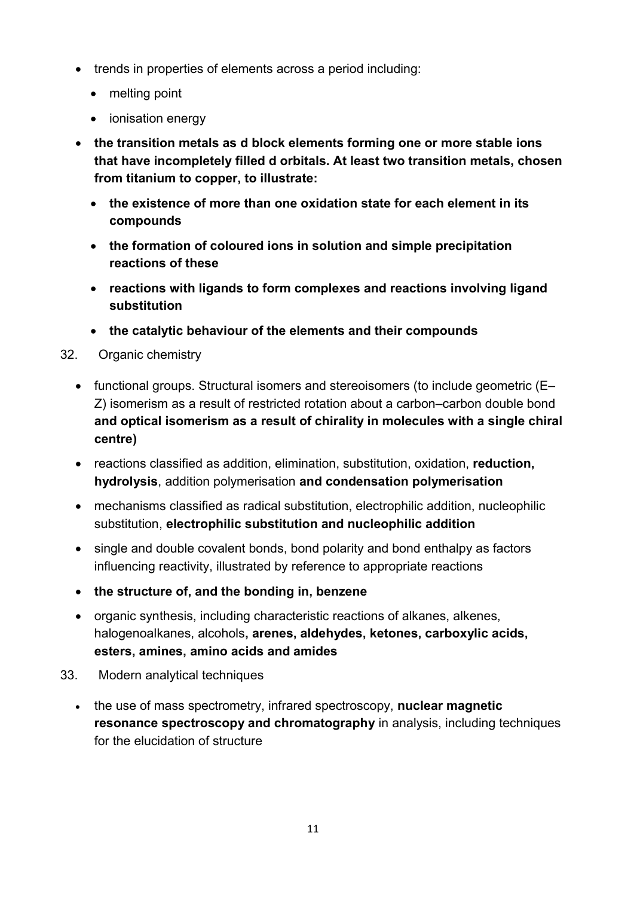- trends in properties of elements across a period including:
  - melting point
  - ionisation energy
- **the transition metals as d block elements forming one or more stable ions that have incompletely filled d orbitals. At least two transition metals, chosen from titanium to copper, to illustrate:**
  - **the existence of more than one oxidation state for each element in its compounds**
  - **the formation of coloured ions in solution and simple precipitation reactions of these**
  - **reactions with ligands to form complexes and reactions involving ligand substitution**
  - **the catalytic behaviour of the elements and their compounds**

32. Organic chemistry

- functional groups. Structural isomers and stereoisomers (to include geometric (E–Z) isomerism as a result of restricted rotation about a carbon–carbon double bond **and optical isomerism as a result of chirality in molecules with a single chiral centre)**
- reactions classified as addition, elimination, substitution, oxidation, **reduction, hydrolysis**, addition polymerisation **and condensation polymerisation**
- mechanisms classified as radical substitution, electrophilic addition, nucleophilic substitution, **electrophilic substitution and nucleophilic addition**
- single and double covalent bonds, bond polarity and bond enthalpy as factors influencing reactivity, illustrated by reference to appropriate reactions
- **the structure of, and the bonding in, benzene**
- organic synthesis, including characteristic reactions of alkanes, alkenes, halogenoalkanes, alcohols**, arenes, aldehydes, ketones, carboxylic acids, esters, amines, amino acids and amides**

33. Modern analytical techniques

- the use of mass spectrometry, infrared spectroscopy, **nuclear magnetic resonance spectroscopy and chromatography** in analysis, including techniques for the elucidation of structure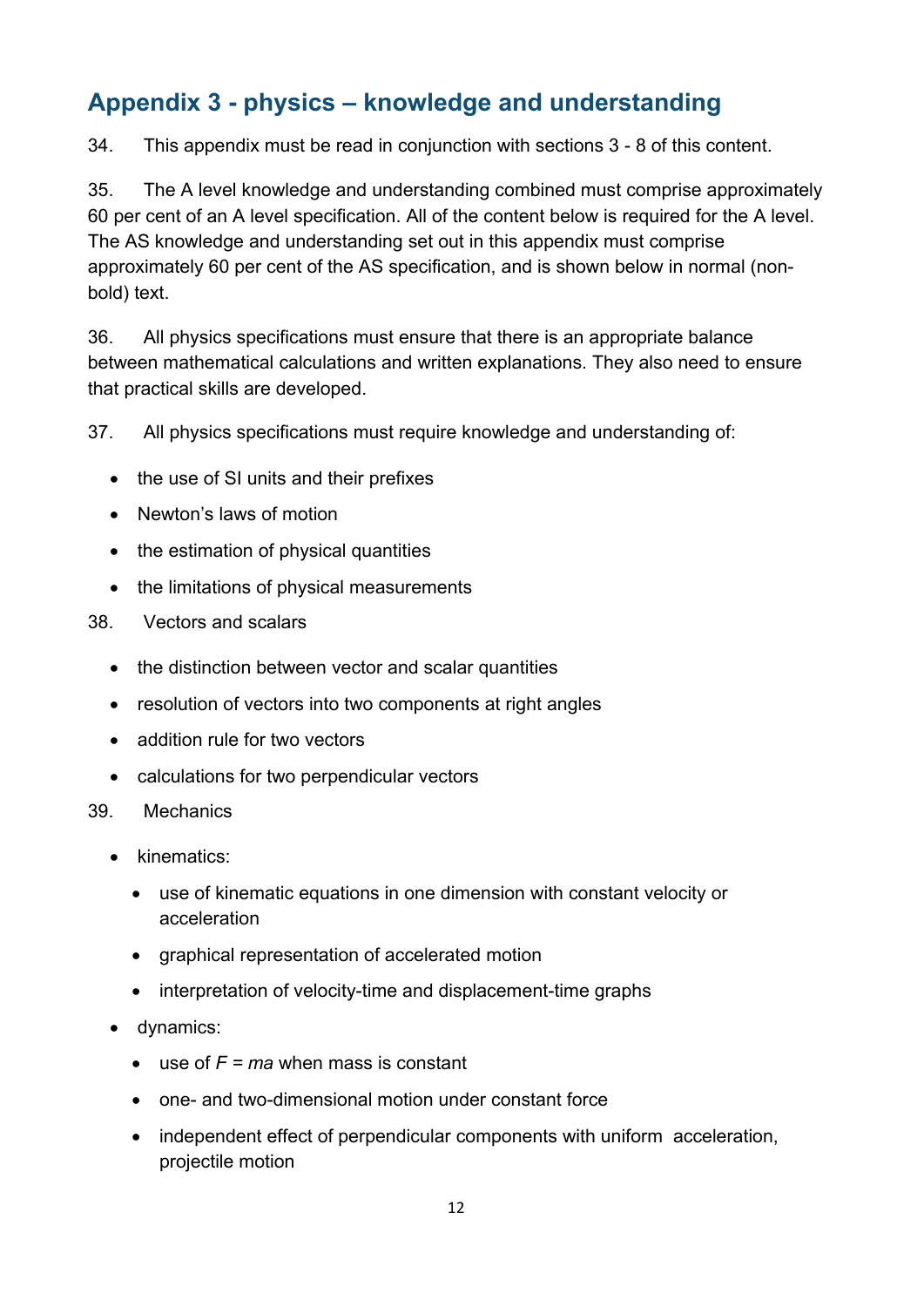## Appendix 3 - physics – knowledge and understanding

34. This appendix must be read in conjunction with sections 3 - 8 of this content.

35. The A level knowledge and understanding combined must comprise approximately 60 per cent of an A level specification. All of the content below is required for the A level. The AS knowledge and understanding set out in this appendix must comprise approximately 60 per cent of the AS specification, and is shown below in normal (non-bold) text.

36. All physics specifications must ensure that there is an appropriate balance between mathematical calculations and written explanations. They also need to ensure that practical skills are developed.

37. All physics specifications must require knowledge and understanding of:

- the use of SI units and their prefixes
- Newton's laws of motion
- the estimation of physical quantities
- the limitations of physical measurements

38. Vectors and scalars

- the distinction between vector and scalar quantities
- resolution of vectors into two components at right angles
- addition rule for two vectors
- calculations for two perpendicular vectors

39. Mechanics

- kinematics:
  - use of kinematic equations in one dimension with constant velocity or acceleration
  - graphical representation of accelerated motion
  - interpretation of velocity-time and displacement-time graphs
- dynamics:
  - use of $F = ma$ when mass is constant
  - one- and two-dimensional motion under constant force
  - independent effect of perpendicular components with uniform acceleration, projectile motion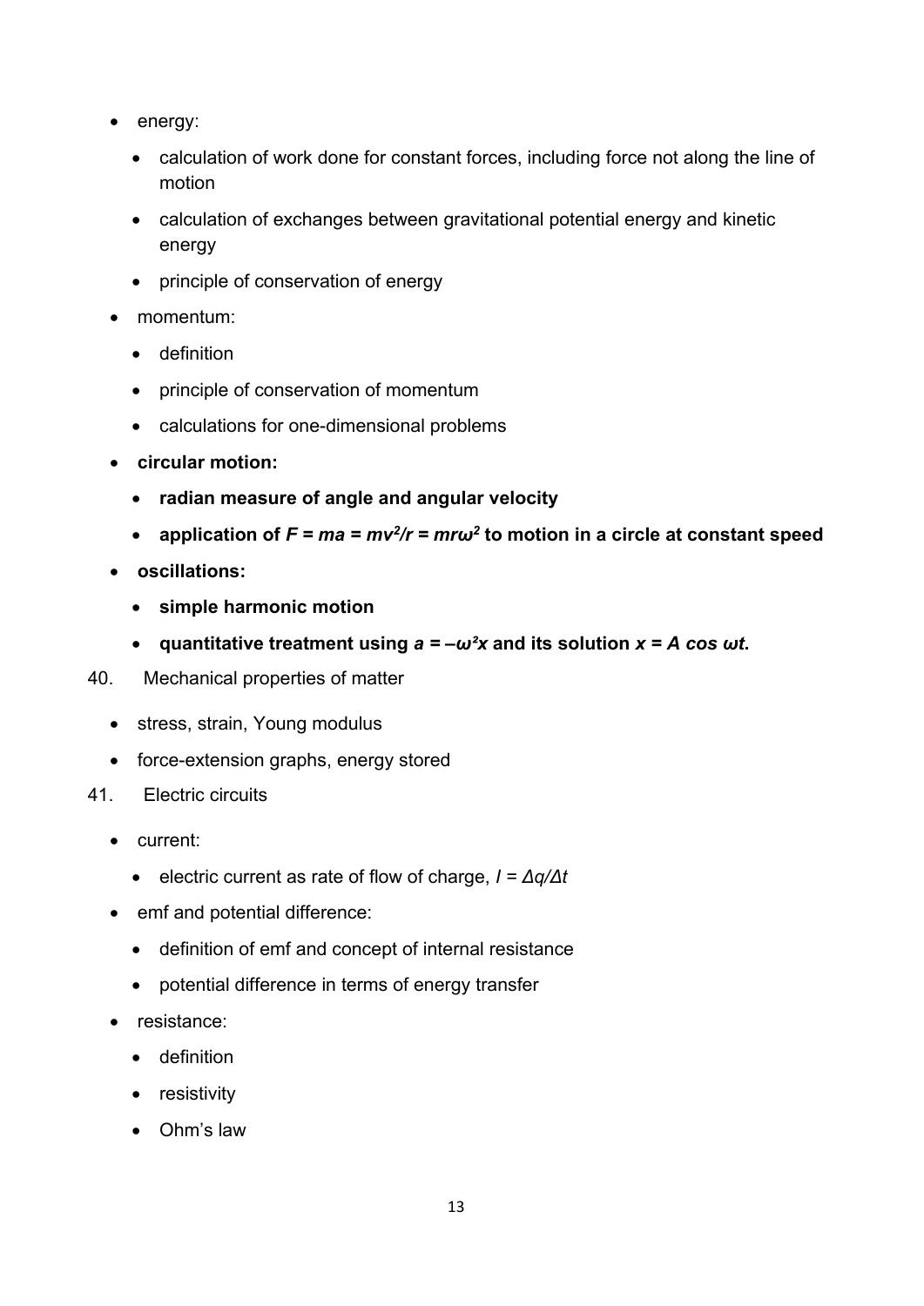- energy:
  - calculation of work done for constant forces, including force not along the line of motion
  - calculation of exchanges between gravitational potential energy and kinetic energy
  - principle of conservation of energy
- momentum:
  - definition
  - principle of conservation of momentum
  - calculations for one-dimensional problems
- **circular motion:**
  - **radian measure of angle and angular velocity**
  - **application of $F = ma = mv^2/r = mr\omega^2$ to motion in a circle at constant speed**
- **oscillations:**
  - **simple harmonic motion**
  - **quantitative treatment using $a = -\omega^2 x$ and its solution $x = A \cos \omega t$.**

40. Mechanical properties of matter

- stress, strain, Young modulus
- force-extension graphs, energy stored

41. Electric circuits

- current:
  - electric current as rate of flow of charge, $I = \Delta q/\Delta t$
- emf and potential difference:
  - definition of emf and concept of internal resistance
  - potential difference in terms of energy transfer
- resistance:
  - definition
  - resistivity
  - Ohm's law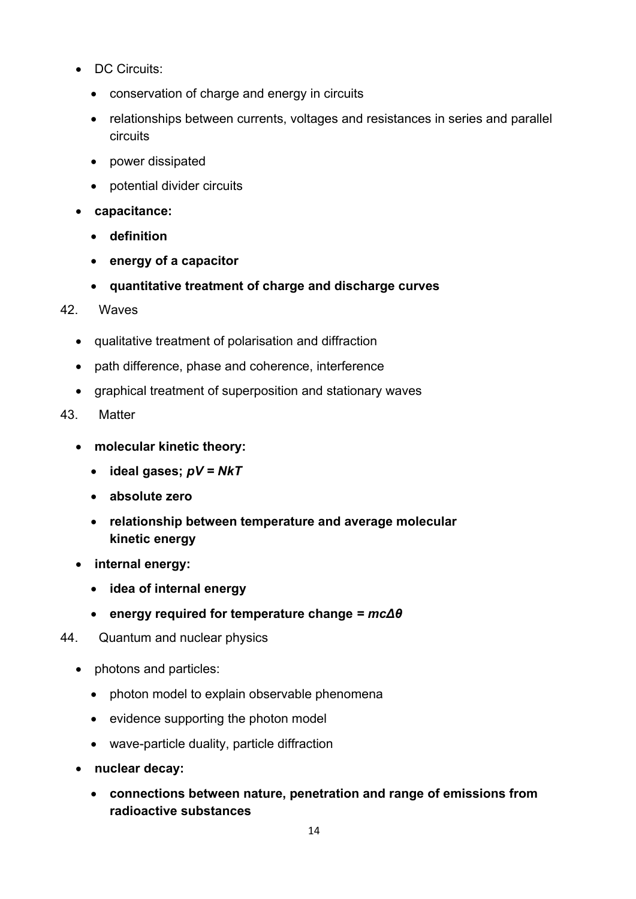- DC Circuits:
  - conservation of charge and energy in circuits
  - relationships between currents, voltages and resistances in series and parallel circuits
  - power dissipated
  - potential divider circuits
- **capacitance:**
  - **definition**
  - **energy of a capacitor**
  - **quantitative treatment of charge and discharge curves**

42. Waves

- qualitative treatment of polarisation and diffraction
- path difference, phase and coherence, interference
- graphical treatment of superposition and stationary waves

43. Matter

- **molecular kinetic theory:**
  - **ideal gases;** $pV = NkT$
  - **absolute zero**
  - **relationship between temperature and average molecular kinetic energy**
- **internal energy:**
  - **idea of internal energy**
  - **energy required for temperature change =** $mc\Delta\theta$

44. Quantum and nuclear physics

- photons and particles:
  - photon model to explain observable phenomena
  - evidence supporting the photon model
  - wave-particle duality, particle diffraction
- **nuclear decay:**
  - **connections between nature, penetration and range of emissions from radioactive substances**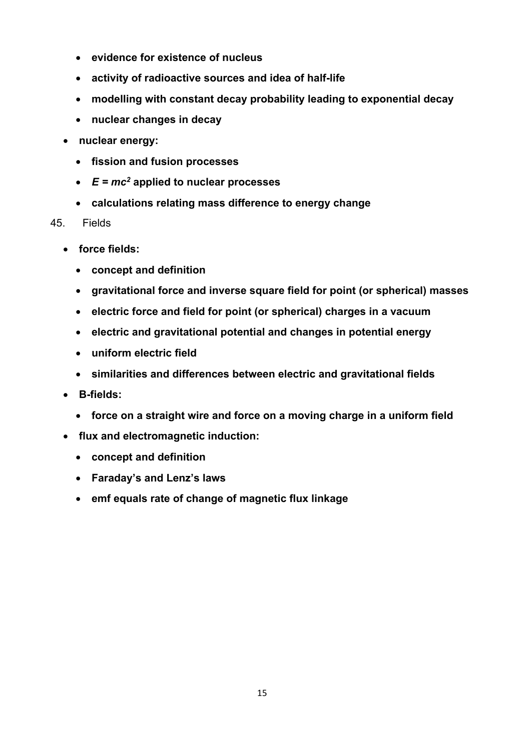- **evidence for existence of nucleus**
- **activity of radioactive sources and idea of half-life**
- **modelling with constant decay probability leading to exponential decay**
- **nuclear changes in decay**

- **nuclear energy:**
  - **fission and fusion processes**
  - $E = mc^2$ **applied to nuclear processes**
  - **calculations relating mass difference to energy change**

45. Fields

- **force fields:**
  - **concept and definition**
  - **gravitational force and inverse square field for point (or spherical) masses**
  - **electric force and field for point (or spherical) charges in a vacuum**
  - **electric and gravitational potential and changes in potential energy**
  - **uniform electric field**
  - **similarities and differences between electric and gravitational fields**
- **B-fields:**
  - **force on a straight wire and force on a moving charge in a uniform field**
- **flux and electromagnetic induction:**
  - **concept and definition**
  - **Faraday's and Lenz's laws**
  - **emf equals rate of change of magnetic flux linkage**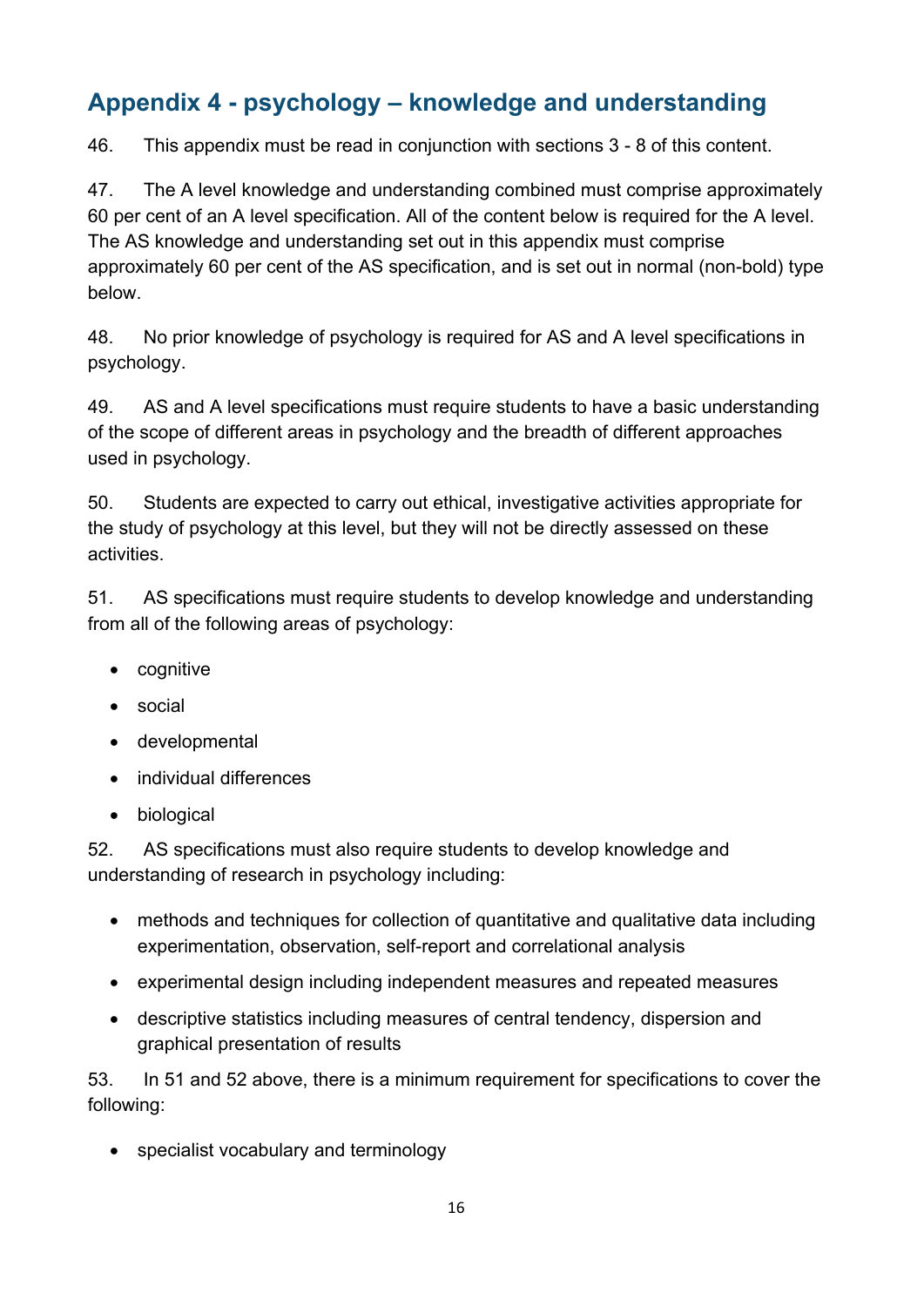## Appendix 4 - psychology – knowledge and understanding

46. This appendix must be read in conjunction with sections 3 - 8 of this content.

47. The A level knowledge and understanding combined must comprise approximately 60 per cent of an A level specification. All of the content below is required for the A level. The AS knowledge and understanding set out in this appendix must comprise approximately 60 per cent of the AS specification, and is set out in normal (non-bold) type below.

48. No prior knowledge of psychology is required for AS and A level specifications in psychology.

49. AS and A level specifications must require students to have a basic understanding of the scope of different areas in psychology and the breadth of different approaches used in psychology.

50. Students are expected to carry out ethical, investigative activities appropriate for the study of psychology at this level, but they will not be directly assessed on these activities.

51. AS specifications must require students to develop knowledge and understanding from all of the following areas of psychology:

- cognitive
- social
- developmental
- individual differences
- biological

52. AS specifications must also require students to develop knowledge and understanding of research in psychology including:

- methods and techniques for collection of quantitative and qualitative data including experimentation, observation, self-report and correlational analysis
- experimental design including independent measures and repeated measures
- descriptive statistics including measures of central tendency, dispersion and graphical presentation of results

53. In 51 and 52 above, there is a minimum requirement for specifications to cover the following:

- specialist vocabulary and terminology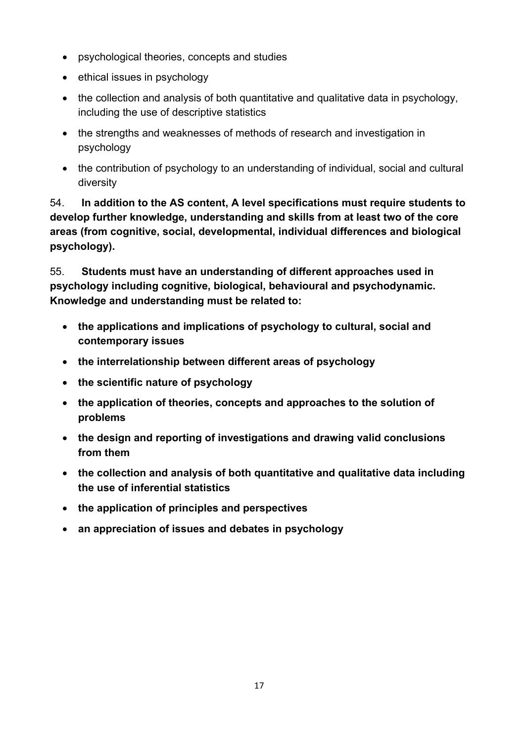- psychological theories, concepts and studies
- ethical issues in psychology
- the collection and analysis of both quantitative and qualitative data in psychology, including the use of descriptive statistics
- the strengths and weaknesses of methods of research and investigation in psychology
- the contribution of psychology to an understanding of individual, social and cultural diversity

54. **In addition to the AS content, A level specifications must require students to develop further knowledge, understanding and skills from at least two of the core areas (from cognitive, social, developmental, individual differences and biological psychology).**

55. **Students must have an understanding of different approaches used in psychology including cognitive, biological, behavioural and psychodynamic. Knowledge and understanding must be related to:**

- **the applications and implications of psychology to cultural, social and contemporary issues**
- **the interrelationship between different areas of psychology**
- **the scientific nature of psychology**
- **the application of theories, concepts and approaches to the solution of problems**
- **the design and reporting of investigations and drawing valid conclusions from them**
- **the collection and analysis of both quantitative and qualitative data including the use of inferential statistics**
- **the application of principles and perspectives**
- **an appreciation of issues and debates in psychology**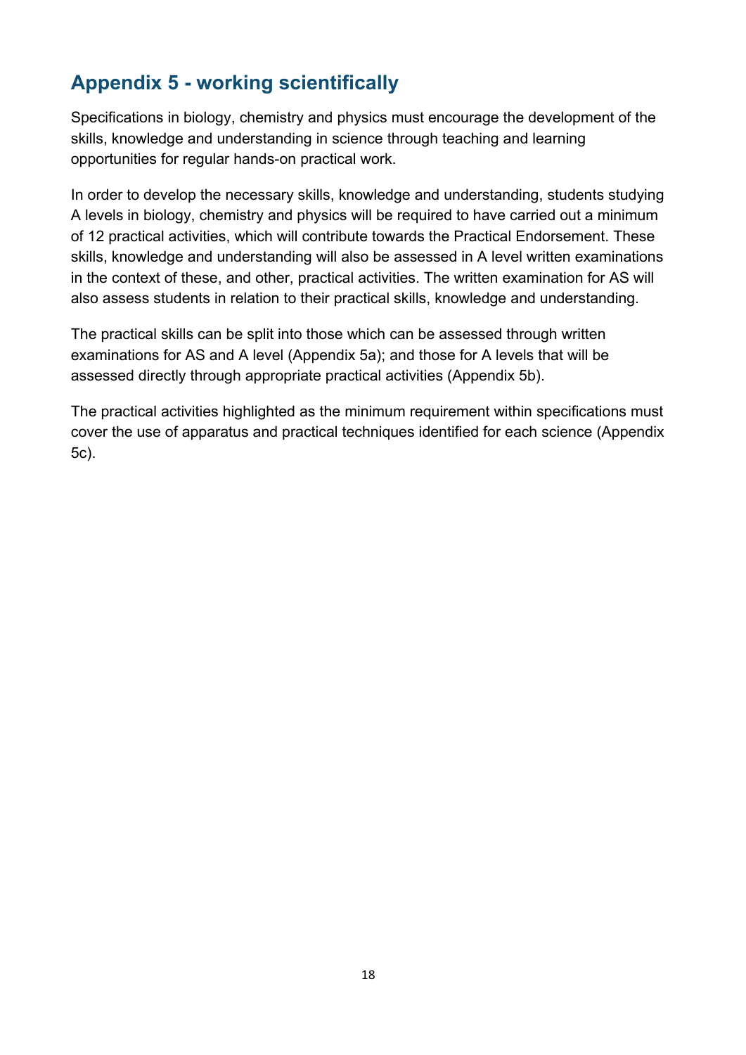## Appendix 5 - working scientifically

Specifications in biology, chemistry and physics must encourage the development of the skills, knowledge and understanding in science through teaching and learning opportunities for regular hands-on practical work.

In order to develop the necessary skills, knowledge and understanding, students studying A levels in biology, chemistry and physics will be required to have carried out a minimum of 12 practical activities, which will contribute towards the Practical Endorsement. These skills, knowledge and understanding will also be assessed in A level written examinations in the context of these, and other, practical activities. The written examination for AS will also assess students in relation to their practical skills, knowledge and understanding.

The practical skills can be split into those which can be assessed through written examinations for AS and A level (Appendix 5a); and those for A levels that will be assessed directly through appropriate practical activities (Appendix 5b).

The practical activities highlighted as the minimum requirement within specifications must cover the use of apparatus and practical techniques identified for each science (Appendix 5c).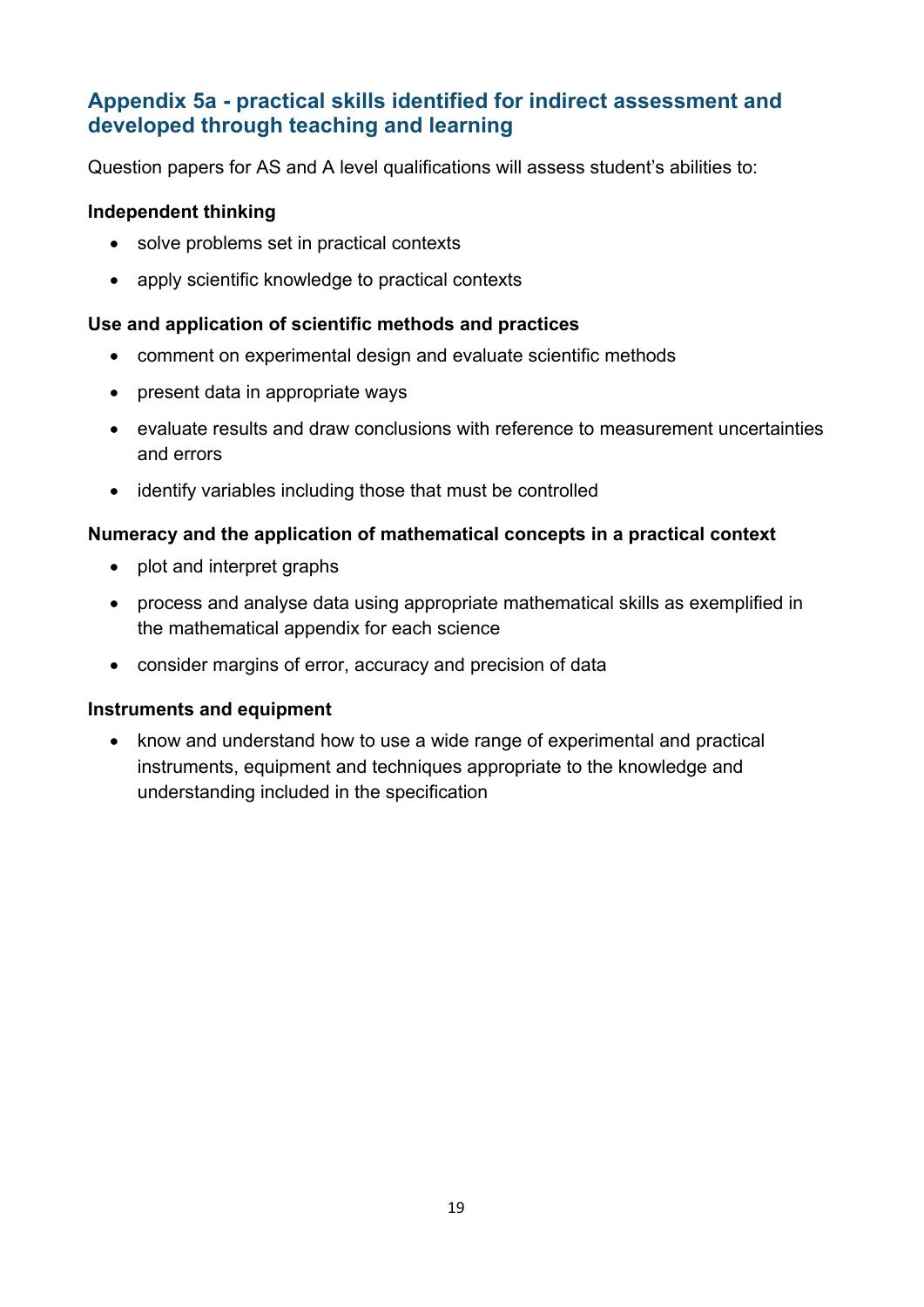## Appendix 5a - practical skills identified for indirect assessment and developed through teaching and learning

Question papers for AS and A level qualifications will assess student's abilities to:

**Independent thinking**

- solve problems set in practical contexts
- apply scientific knowledge to practical contexts

**Use and application of scientific methods and practices**

- comment on experimental design and evaluate scientific methods
- present data in appropriate ways
- evaluate results and draw conclusions with reference to measurement uncertainties and errors
- identify variables including those that must be controlled

**Numeracy and the application of mathematical concepts in a practical context**

- plot and interpret graphs
- process and analyse data using appropriate mathematical skills as exemplified in the mathematical appendix for each science
- consider margins of error, accuracy and precision of data

**Instruments and equipment**

- know and understand how to use a wide range of experimental and practical instruments, equipment and techniques appropriate to the knowledge and understanding included in the specification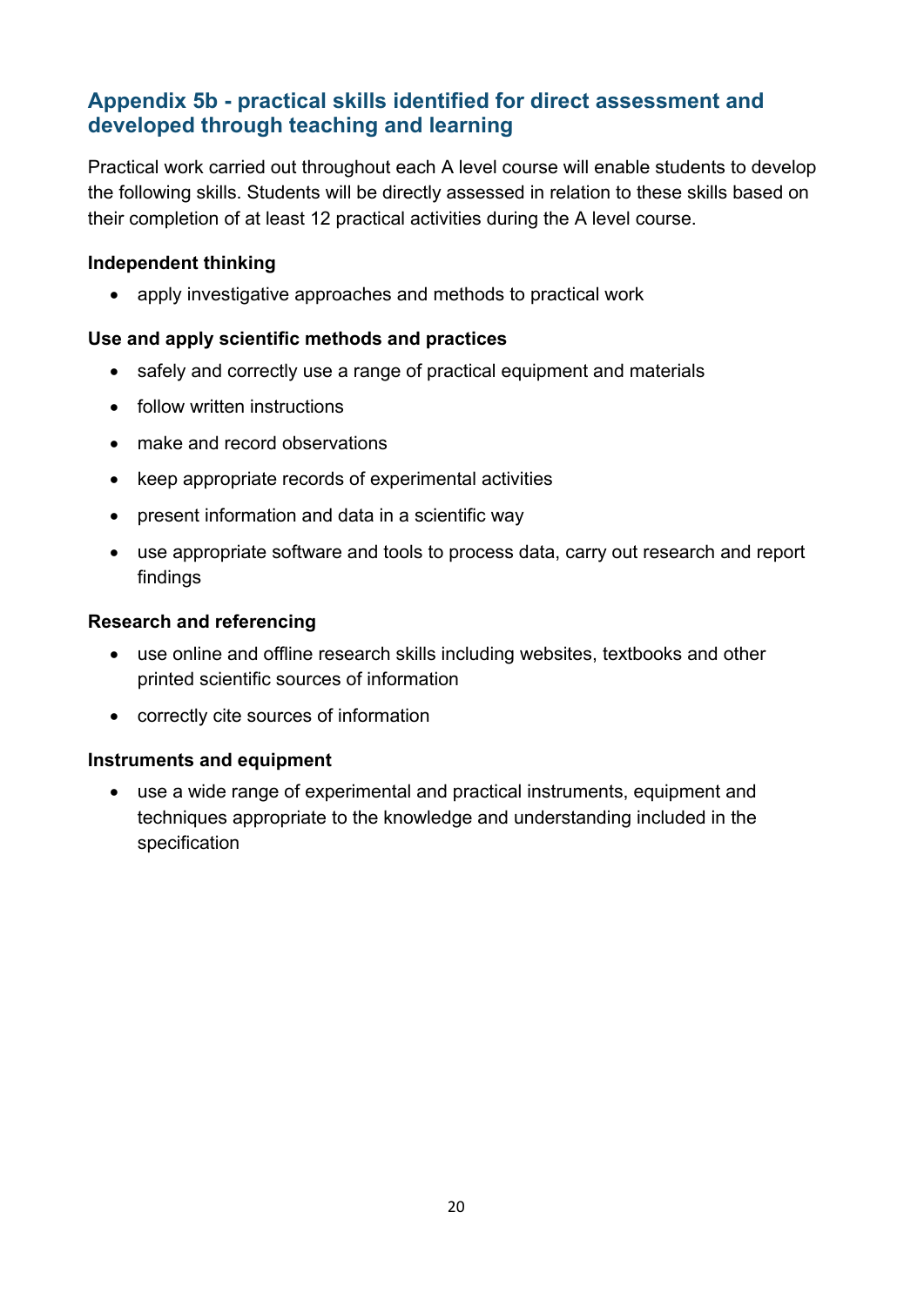## Appendix 5b - practical skills identified for direct assessment and developed through teaching and learning

Practical work carried out throughout each A level course will enable students to develop the following skills. Students will be directly assessed in relation to these skills based on their completion of at least 12 practical activities during the A level course.

**Independent thinking**

- apply investigative approaches and methods to practical work

**Use and apply scientific methods and practices**

- safely and correctly use a range of practical equipment and materials
- follow written instructions
- make and record observations
- keep appropriate records of experimental activities
- present information and data in a scientific way
- use appropriate software and tools to process data, carry out research and report findings

**Research and referencing**

- use online and offline research skills including websites, textbooks and other printed scientific sources of information
- correctly cite sources of information

**Instruments and equipment**

- use a wide range of experimental and practical instruments, equipment and techniques appropriate to the knowledge and understanding included in the specification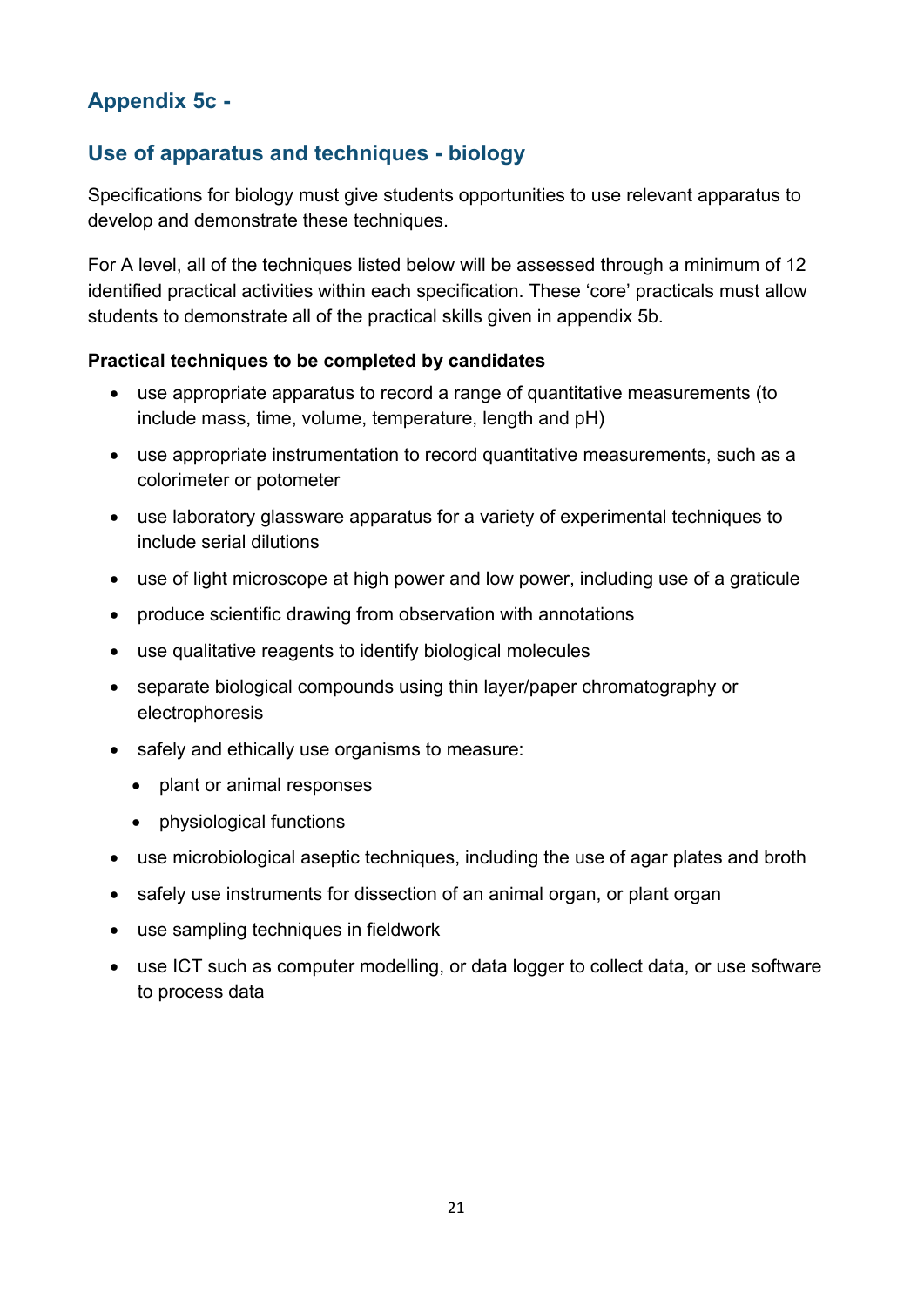## Appendix 5c -

## Use of apparatus and techniques - biology

Specifications for biology must give students opportunities to use relevant apparatus to develop and demonstrate these techniques.

For A level, all of the techniques listed below will be assessed through a minimum of 12 identified practical activities within each specification. These 'core' practicals must allow students to demonstrate all of the practical skills given in appendix 5b.

**Practical techniques to be completed by candidates**

- use appropriate apparatus to record a range of quantitative measurements (to include mass, time, volume, temperature, length and pH)
- use appropriate instrumentation to record quantitative measurements, such as a colorimeter or potometer
- use laboratory glassware apparatus for a variety of experimental techniques to include serial dilutions
- use of light microscope at high power and low power, including use of a graticule
- produce scientific drawing from observation with annotations
- use qualitative reagents to identify biological molecules
- separate biological compounds using thin layer/paper chromatography or electrophoresis
- safely and ethically use organisms to measure:
  - plant or animal responses
  - physiological functions
- use microbiological aseptic techniques, including the use of agar plates and broth
- safely use instruments for dissection of an animal organ, or plant organ
- use sampling techniques in fieldwork
- use ICT such as computer modelling, or data logger to collect data, or use software to process data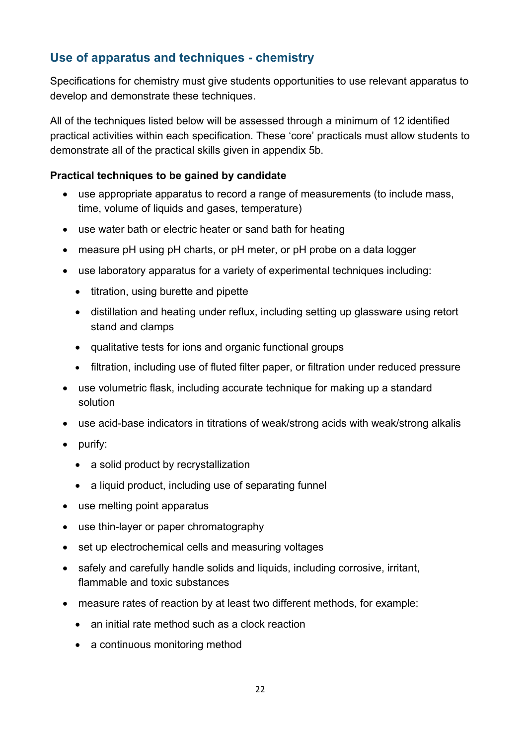## Use of apparatus and techniques - chemistry

Specifications for chemistry must give students opportunities to use relevant apparatus to develop and demonstrate these techniques.

All of the techniques listed below will be assessed through a minimum of 12 identified practical activities within each specification. These 'core' practicals must allow students to demonstrate all of the practical skills given in appendix 5b.

**Practical techniques to be gained by candidate**

- use appropriate apparatus to record a range of measurements (to include mass, time, volume of liquids and gases, temperature)
- use water bath or electric heater or sand bath for heating
- measure pH using pH charts, or pH meter, or pH probe on a data logger
- use laboratory apparatus for a variety of experimental techniques including:
  - titration, using burette and pipette
  - distillation and heating under reflux, including setting up glassware using retort stand and clamps
  - qualitative tests for ions and organic functional groups
  - filtration, including use of fluted filter paper, or filtration under reduced pressure
- use volumetric flask, including accurate technique for making up a standard solution
- use acid-base indicators in titrations of weak/strong acids with weak/strong alkalis
- purify:
  - a solid product by recrystallization
  - a liquid product, including use of separating funnel
- use melting point apparatus
- use thin-layer or paper chromatography
- set up electrochemical cells and measuring voltages
- safely and carefully handle solids and liquids, including corrosive, irritant, flammable and toxic substances
- measure rates of reaction by at least two different methods, for example:
  - an initial rate method such as a clock reaction
  - a continuous monitoring method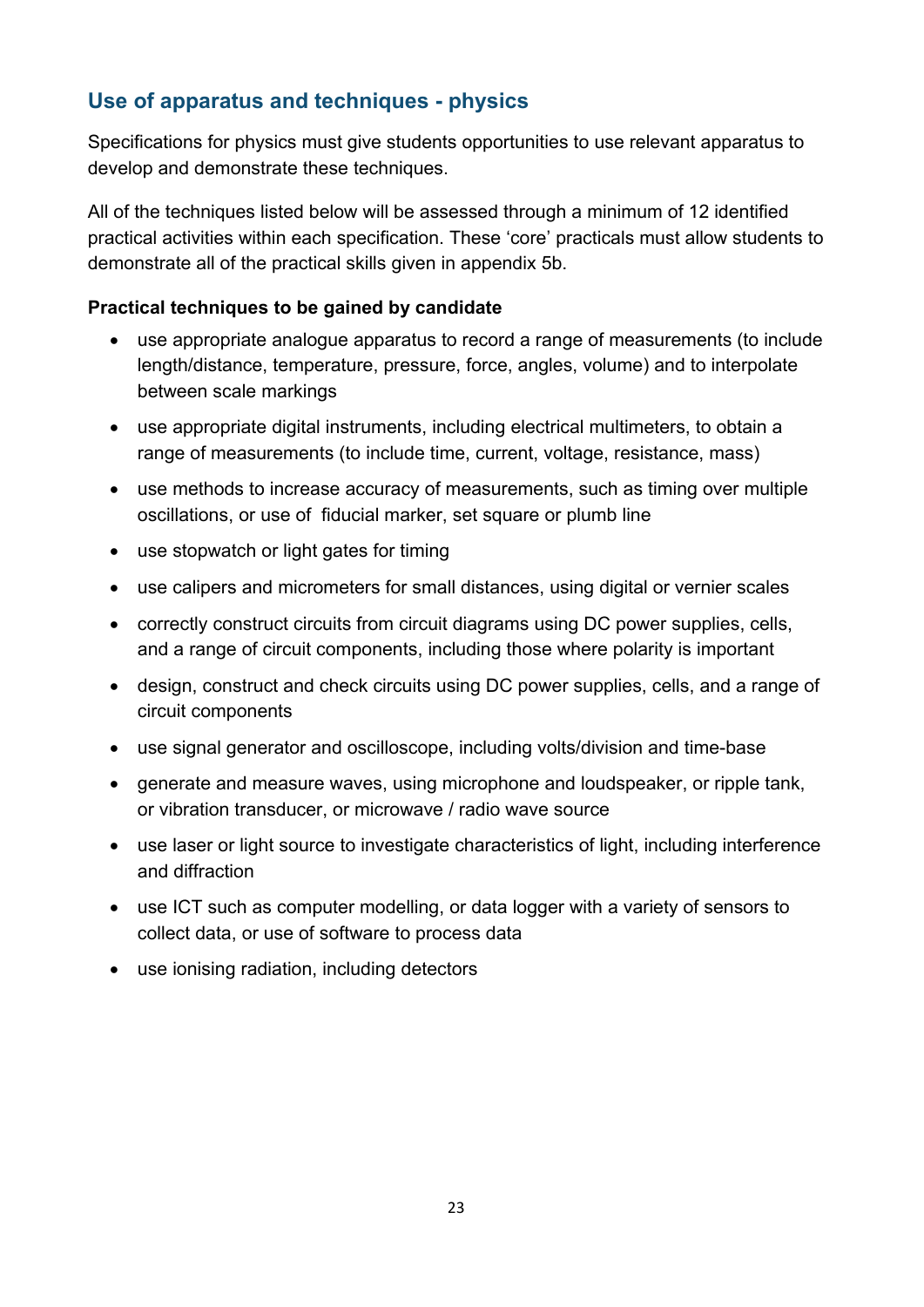## Use of apparatus and techniques - physics

Specifications for physics must give students opportunities to use relevant apparatus to develop and demonstrate these techniques.

All of the techniques listed below will be assessed through a minimum of 12 identified practical activities within each specification. These 'core' practicals must allow students to demonstrate all of the practical skills given in appendix 5b.

**Practical techniques to be gained by candidate**

- use appropriate analogue apparatus to record a range of measurements (to include length/distance, temperature, pressure, force, angles, volume) and to interpolate between scale markings
- use appropriate digital instruments, including electrical multimeters, to obtain a range of measurements (to include time, current, voltage, resistance, mass)
- use methods to increase accuracy of measurements, such as timing over multiple oscillations, or use of fiducial marker, set square or plumb line
- use stopwatch or light gates for timing
- use calipers and micrometers for small distances, using digital or vernier scales
- correctly construct circuits from circuit diagrams using DC power supplies, cells, and a range of circuit components, including those where polarity is important
- design, construct and check circuits using DC power supplies, cells, and a range of circuit components
- use signal generator and oscilloscope, including volts/division and time-base
- generate and measure waves, using microphone and loudspeaker, or ripple tank, or vibration transducer, or microwave / radio wave source
- use laser or light source to investigate characteristics of light, including interference and diffraction
- use ICT such as computer modelling, or data logger with a variety of sensors to collect data, or use of software to process data
- use ionising radiation, including detectors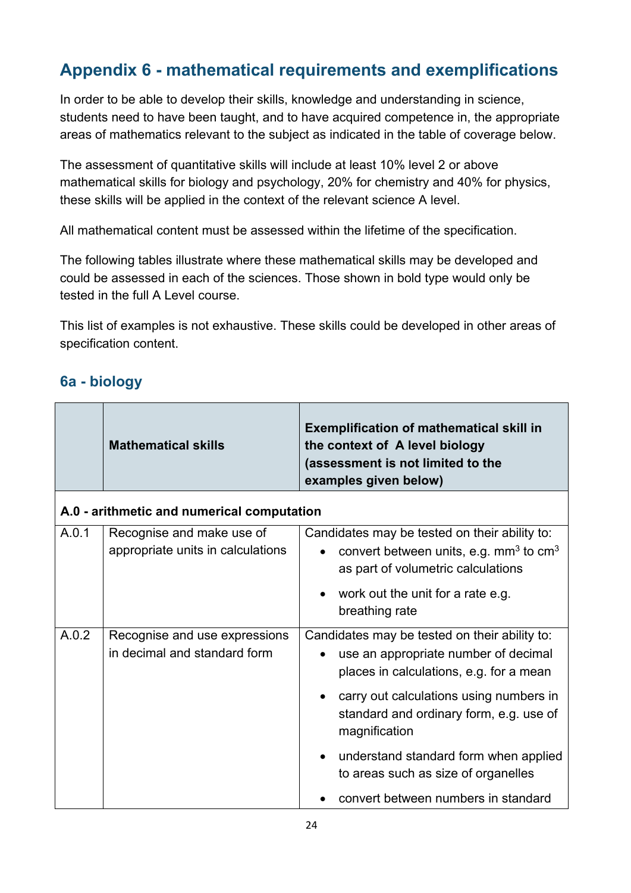## Appendix 6 - mathematical requirements and exemplifications

In order to be able to develop their skills, knowledge and understanding in science, students need to have been taught, and to have acquired competence in, the appropriate areas of mathematics relevant to the subject as indicated in the table of coverage below.

The assessment of quantitative skills will include at least 10% level 2 or above mathematical skills for biology and psychology, 20% for chemistry and 40% for physics, these skills will be applied in the context of the relevant science A level.

All mathematical content must be assessed within the lifetime of the specification.

The following tables illustrate where these mathematical skills may be developed and could be assessed in each of the sciences. Those shown in bold type would only be tested in the full A Level course.

This list of examples is not exhaustive. These skills could be developed in other areas of specification content.

### 6a - biology

| | **Mathematical skills** | **Exemplification of mathematical skill in the context of A level biology (assessment is not limited to the examples given below)** |
|---|---|---|
| **A.0 - arithmetic and numerical computation** | | |
| A.0.1 | Recognise and make use of appropriate units in calculations | Candidates may be tested on their ability to: <br>• convert between units, e.g. $mm^3$ to $cm^3$ as part of volumetric calculations <br>• work out the unit for a rate e.g. breathing rate |
| A.0.2 | Recognise and use expressions in decimal and standard form | Candidates may be tested on their ability to: <br>• use an appropriate number of decimal places in calculations, e.g. for a mean <br>• carry out calculations using numbers in standard and ordinary form, e.g. use of magnification <br>• understand standard form when applied to areas such as size of organelles <br>• convert between numbers in standard |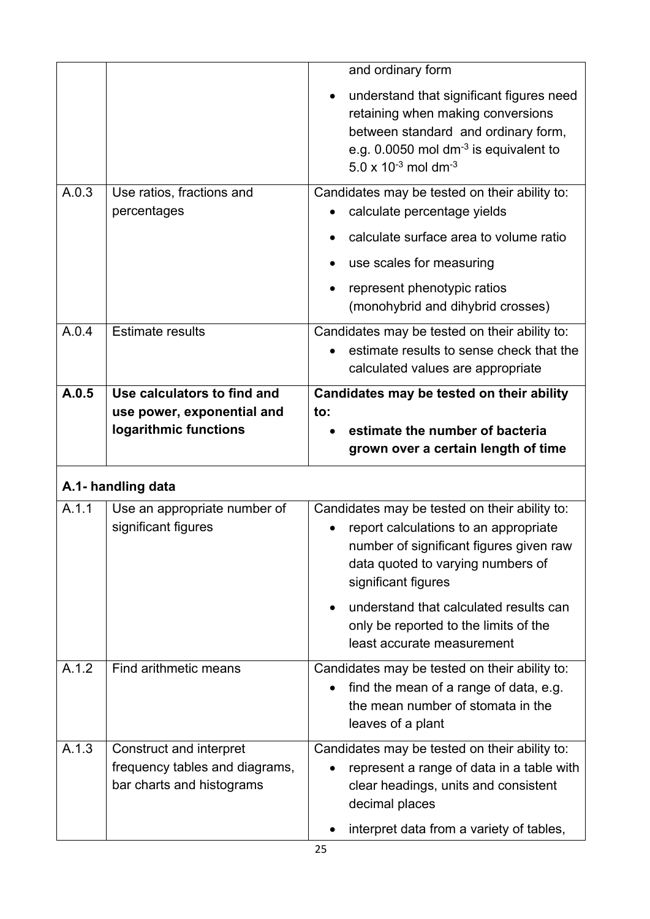| | | |
|---|---|---|
| | | and ordinary form<br>• understand that significant figures need retaining when making conversions between standard and ordinary form, e.g. 0.0050 mol $dm^{-3}$ is equivalent to $5.0 \times 10^{-3}$ mol $dm^{-3}$ |
| A.0.3 | Use ratios, fractions and percentages | Candidates may be tested on their ability to:<br>• calculate percentage yields<br>• calculate surface area to volume ratio<br>• use scales for measuring<br>• represent phenotypic ratios (monohybrid and dihybrid crosses) |
| A.0.4 | Estimate results | Candidates may be tested on their ability to:<br>• estimate results to sense check that the calculated values are appropriate |
| **A.0.5** | **Use calculators to find and use power, exponential and logarithmic functions** | **Candidates may be tested on their ability to:**<br>• **estimate the number of bacteria grown over a certain length of time** |

**A.1- handling data**

| | | |
|---|---|---|
| A.1.1 | Use an appropriate number of significant figures | Candidates may be tested on their ability to:<br>• report calculations to an appropriate number of significant figures given raw data quoted to varying numbers of significant figures<br>• understand that calculated results can only be reported to the limits of the least accurate measurement |
| A.1.2 | Find arithmetic means | Candidates may be tested on their ability to:<br>• find the mean of a range of data, e.g. the mean number of stomata in the leaves of a plant |
| A.1.3 | Construct and interpret frequency tables and diagrams, bar charts and histograms | Candidates may be tested on their ability to:<br>• represent a range of data in a table with clear headings, units and consistent decimal places<br>• interpret data from a variety of tables, |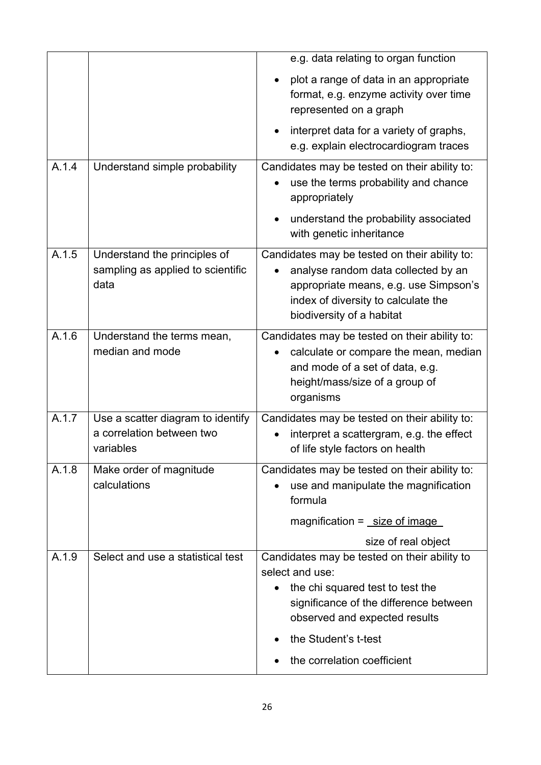| | | |
|---|---|---|
| | | e.g. data relating to organ function<br>• plot a range of data in an appropriate format, e.g. enzyme activity over time represented on a graph<br>• interpret data for a variety of graphs, e.g. explain electrocardiogram traces |
| A.1.4 | Understand simple probability | Candidates may be tested on their ability to:<br>• use the terms probability and chance appropriately<br>• understand the probability associated with genetic inheritance |
| A.1.5 | Understand the principles of sampling as applied to scientific data | Candidates may be tested on their ability to:<br>• analyse random data collected by an appropriate means, e.g. use Simpson's index of diversity to calculate the biodiversity of a habitat |
| A.1.6 | Understand the terms mean, median and mode | Candidates may be tested on their ability to:<br>• calculate or compare the mean, median and mode of a set of data, e.g. height/mass/size of a group of organisms |
| A.1.7 | Use a scatter diagram to identify a correlation between two variables | Candidates may be tested on their ability to:<br>• interpret a scattergram, e.g. the effect of life style factors on health |
| A.1.8 | Make order of magnitude calculations | Candidates may be tested on their ability to:<br>• use and manipulate the magnification formula<br>$\text{magnification} = \dfrac{\text{size of image}}{\text{size of real object}}$ |
| A.1.9 | Select and use a statistical test | Candidates may be tested on their ability to select and use:<br>• the chi squared test to test the significance of the difference between observed and expected results<br>• the Student's t-test<br>• the correlation coefficient |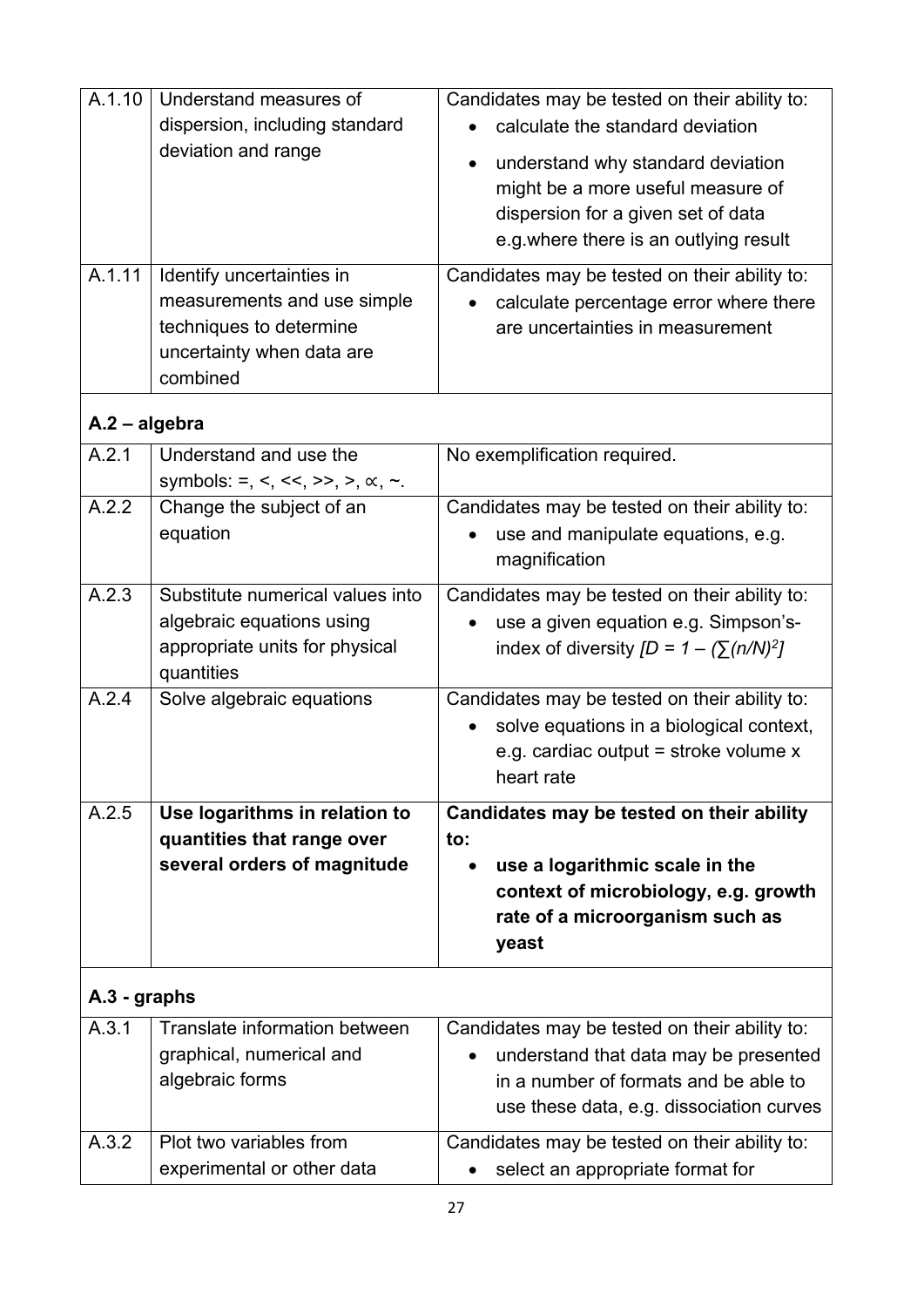| | | |
|---|---|---|
| A.1.10 | Understand measures of dispersion, including standard deviation and range | Candidates may be tested on their ability to:<br>• calculate the standard deviation<br>• understand why standard deviation might be a more useful measure of dispersion for a given set of data e.g.where there is an outlying result |
| A.1.11 | Identify uncertainties in measurements and use simple techniques to determine uncertainty when data are combined | Candidates may be tested on their ability to:<br>• calculate percentage error where there are uncertainties in measurement |
| **A.2 – algebra** | | |
| A.2.1 | Understand and use the symbols: $=$, $<$, $<<$, $>>$, $>$, $\propto$, $\sim$. | No exemplification required. |
| A.2.2 | Change the subject of an equation | Candidates may be tested on their ability to:<br>• use and manipulate equations, e.g. magnification |
| A.2.3 | Substitute numerical values into algebraic equations using appropriate units for physical quantities | Candidates may be tested on their ability to:<br>• use a given equation e.g. Simpson's-index of diversity $[D = 1 - (\sum(n/N)^2]$ |
| A.2.4 | Solve algebraic equations | Candidates may be tested on their ability to:<br>• solve equations in a biological context, e.g. cardiac output = stroke volume x heart rate |
| A.2.5 | **Use logarithms in relation to quantities that range over several orders of magnitude** | **Candidates may be tested on their ability to:**<br>• **use a logarithmic scale in the context of microbiology, e.g. growth rate of a microorganism such as yeast** |
| **A.3 - graphs** | | |
| A.3.1 | Translate information between graphical, numerical and algebraic forms | Candidates may be tested on their ability to:<br>• understand that data may be presented in a number of formats and be able to use these data, e.g. dissociation curves |
| A.3.2 | Plot two variables from experimental or other data | Candidates may be tested on their ability to:<br>• select an appropriate format for |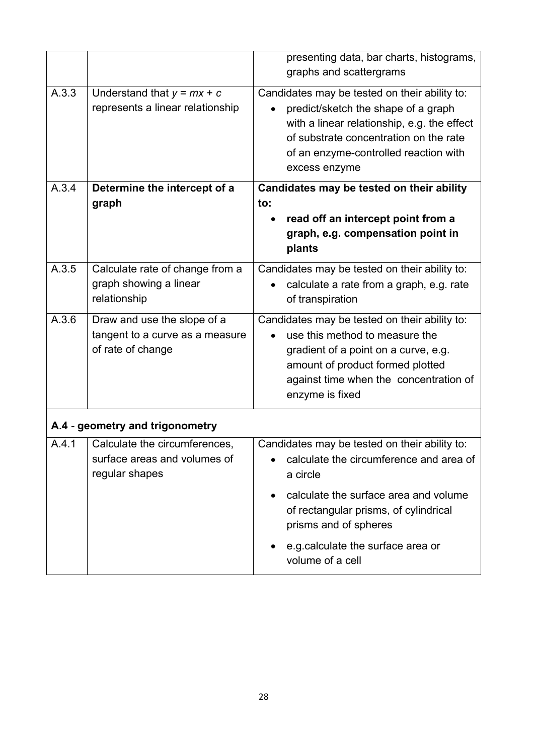| | | |
|---|---|---|
| | | presenting data, bar charts, histograms, graphs and scattergrams |
| A.3.3 | Understand that $y = mx + c$ represents a linear relationship | Candidates may be tested on their ability to:<br>• predict/sketch the shape of a graph with a linear relationship, e.g. the effect of substrate concentration on the rate of an enzyme-controlled reaction with excess enzyme |
| A.3.4 | **Determine the intercept of a graph** | **Candidates may be tested on their ability to:**<br>• **read off an intercept point from a graph, e.g. compensation point in plants** |
| A.3.5 | Calculate rate of change from a graph showing a linear relationship | Candidates may be tested on their ability to:<br>• calculate a rate from a graph, e.g. rate of transpiration |
| A.3.6 | Draw and use the slope of a tangent to a curve as a measure of rate of change | Candidates may be tested on their ability to:<br>• use this method to measure the gradient of a point on a curve, e.g. amount of product formed plotted against time when the concentration of enzyme is fixed |
| **A.4 - geometry and trigonometry** | | |
| A.4.1 | Calculate the circumferences, surface areas and volumes of regular shapes | Candidates may be tested on their ability to:<br>• calculate the circumference and area of a circle<br>• calculate the surface area and volume of rectangular prisms, of cylindrical prisms and of spheres<br>• e.g.calculate the surface area or volume of a cell |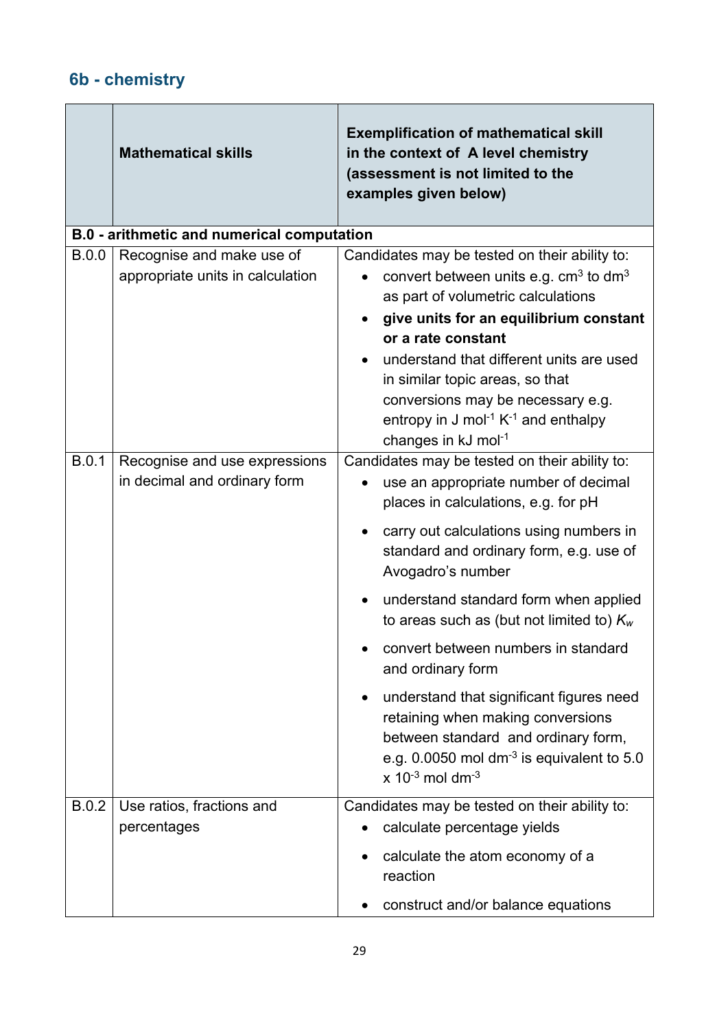## 6b - chemistry

| | Mathematical skills | Exemplification of mathematical skill in the context of A level chemistry (assessment is not limited to the examples given below) |
|---|---|---|
| **B.0 - arithmetic and numerical computation** | | |
| B.0.0 | Recognise and make use of appropriate units in calculation | Candidates may be tested on their ability to: <ul><li>convert between units e.g. $cm^3$ to $dm^3$ as part of volumetric calculations</li><li>**give units for an equilibrium constant or a rate constant**</li><li>understand that different units are used in similar topic areas, so that conversions may be necessary e.g. entropy in J $mol^{-1}$ $K^{-1}$ and enthalpy changes in kJ $mol^{-1}$</li></ul> |
| B.0.1 | Recognise and use expressions in decimal and ordinary form | Candidates may be tested on their ability to: <ul><li>use an appropriate number of decimal places in calculations, e.g. for pH</li><li>carry out calculations using numbers in standard and ordinary form, e.g. use of Avogadro's number</li><li>understand standard form when applied to areas such as (but not limited to) $K_w$</li><li>convert between numbers in standard and ordinary form</li><li>understand that significant figures need retaining when making conversions between standard and ordinary form, e.g. 0.0050 mol $dm^{-3}$ is equivalent to $5.0 \times 10^{-3}$ mol $dm^{-3}$</li></ul> |
| B.0.2 | Use ratios, fractions and percentages | Candidates may be tested on their ability to: <ul><li>calculate percentage yields</li><li>calculate the atom economy of a reaction</li><li>construct and/or balance equations</li></ul> |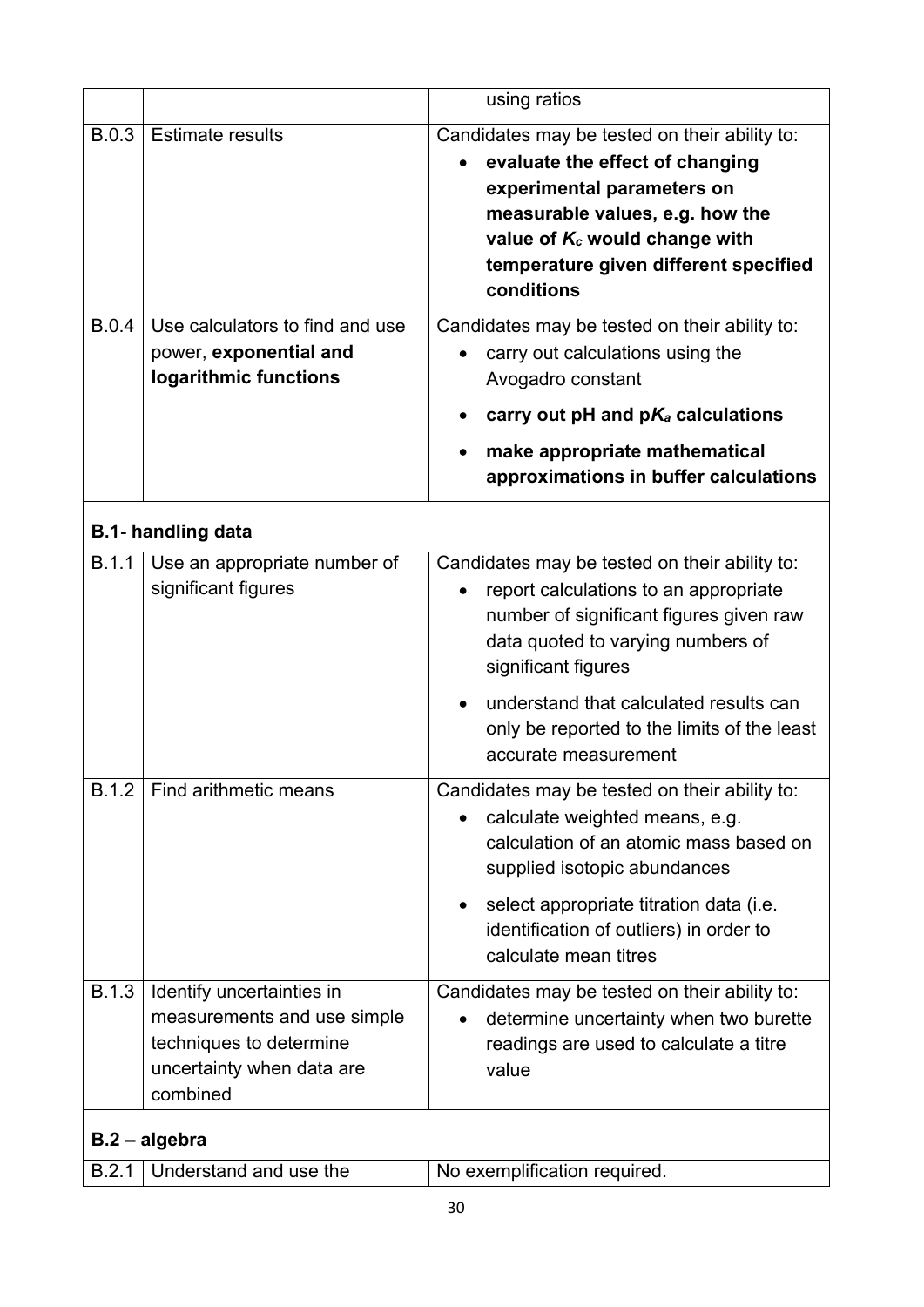| | | |
|---|---|---|
| | | using ratios |
| B.0.3 | Estimate results | Candidates may be tested on their ability to:<br>• **evaluate the effect of changing experimental parameters on measurable values, e.g. how the value of $K_c$ would change with temperature given different specified conditions** |
| B.0.4 | Use calculators to find and use power, **exponential and logarithmic functions** | Candidates may be tested on their ability to:<br>• carry out calculations using the Avogadro constant<br>• **carry out pH and p$K_a$ calculations**<br>• **make appropriate mathematical approximations in buffer calculations** |
| **B.1- handling data** | | |
| B.1.1 | Use an appropriate number of significant figures | Candidates may be tested on their ability to:<br>• report calculations to an appropriate number of significant figures given raw data quoted to varying numbers of significant figures<br>• understand that calculated results can only be reported to the limits of the least accurate measurement |
| B.1.2 | Find arithmetic means | Candidates may be tested on their ability to:<br>• calculate weighted means, e.g. calculation of an atomic mass based on supplied isotopic abundances<br>• select appropriate titration data (i.e. identification of outliers) in order to calculate mean titres |
| B.1.3 | Identify uncertainties in measurements and use simple techniques to determine uncertainty when data are combined | Candidates may be tested on their ability to:<br>• determine uncertainty when two burette readings are used to calculate a titre value |
| **B.2 – algebra** | | |
| B.2.1 | Understand and use the | No exemplification required. |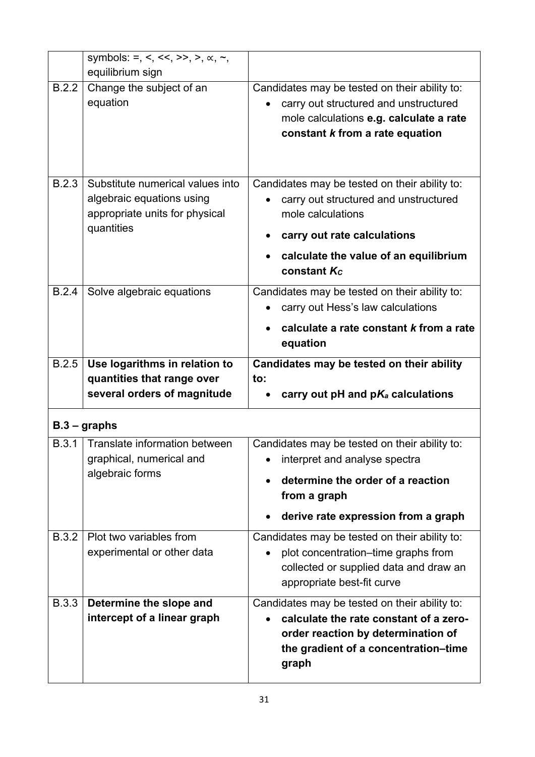| | | |
|---|---|---|
| | symbols: =, <, <<, >>, >, ∝, ~, equilibrium sign | |
| B.2.2 | Change the subject of an equation | Candidates may be tested on their ability to:<br>• carry out structured and unstructured mole calculations **e.g. calculate a rate constant *k* from a rate equation** |
| B.2.3 | Substitute numerical values into algebraic equations using appropriate units for physical quantities | Candidates may be tested on their ability to:<br>• carry out structured and unstructured mole calculations<br>• **carry out rate calculations**<br>• **calculate the value of an equilibrium constant $K_c$** |
| B.2.4 | Solve algebraic equations | Candidates may be tested on their ability to:<br>• carry out Hess's law calculations<br>• **calculate a rate constant *k* from a rate equation** |
| B.2.5 | **Use logarithms in relation to quantities that range over several orders of magnitude** | **Candidates may be tested on their ability to:**<br>• **carry out pH and $pK_a$ calculations** |
| **B.3 – graphs** | | |
| B.3.1 | Translate information between graphical, numerical and algebraic forms | Candidates may be tested on their ability to:<br>• interpret and analyse spectra<br>• **determine the order of a reaction from a graph**<br>• **derive rate expression from a graph** |
| B.3.2 | Plot two variables from experimental or other data | Candidates may be tested on their ability to:<br>• plot concentration–time graphs from collected or supplied data and draw an appropriate best-fit curve |
| B.3.3 | **Determine the slope and intercept of a linear graph** | Candidates may be tested on their ability to:<br>• **calculate the rate constant of a zero-order reaction by determination of the gradient of a concentration–time graph** |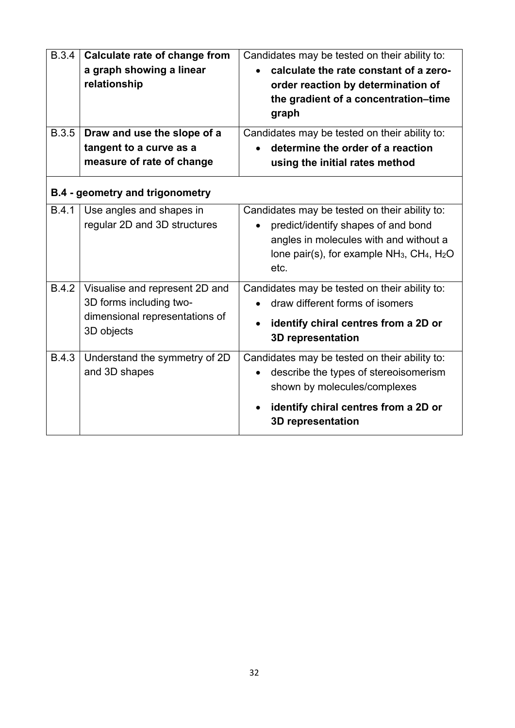| | | |
|---|---|---|
| B.3.4 | **Calculate rate of change from a graph showing a linear relationship** | Candidates may be tested on their ability to:<br>• **calculate the rate constant of a zero-order reaction by determination of the gradient of a concentration–time graph** |
| B.3.5 | **Draw and use the slope of a tangent to a curve as a measure of rate of change** | Candidates may be tested on their ability to:<br>• **determine the order of a reaction using the initial rates method** |
| **B.4 - geometry and trigonometry** | | |
| B.4.1 | Use angles and shapes in regular 2D and 3D structures | Candidates may be tested on their ability to:<br>• predict/identify shapes of and bond angles in molecules with and without a lone pair(s), for example $NH_3$, $CH_4$, $H_2O$ etc. |
| B.4.2 | Visualise and represent 2D and 3D forms including two-dimensional representations of 3D objects | Candidates may be tested on their ability to:<br>• draw different forms of isomers<br>• **identify chiral centres from a 2D or 3D representation** |
| B.4.3 | Understand the symmetry of 2D and 3D shapes | Candidates may be tested on their ability to:<br>• describe the types of stereoisomerism shown by molecules/complexes<br>• **identify chiral centres from a 2D or 3D representation** |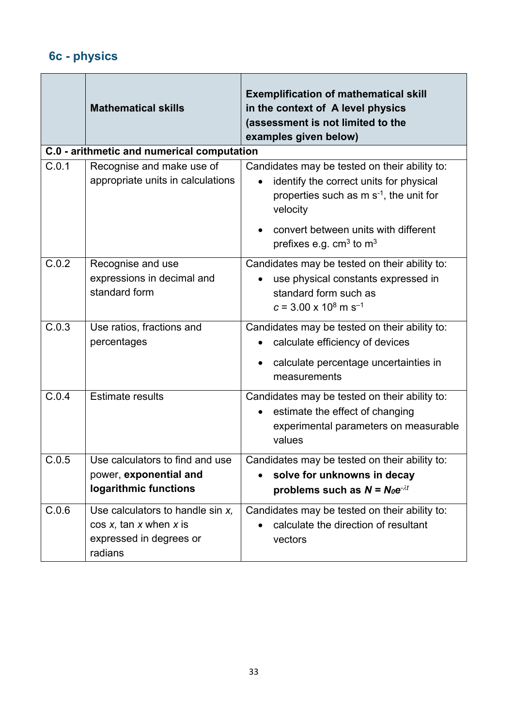## 6c - physics

| | Mathematical skills | Exemplification of mathematical skill in the context of A level physics (assessment is not limited to the examples given below) |
|---|---|---|
| **C.0 - arithmetic and numerical computation** | | |
| C.0.1 | Recognise and make use of appropriate units in calculations | Candidates may be tested on their ability to: <br>• identify the correct units for physical properties such as m $s^{-1}$, the unit for velocity <br>• convert between units with different prefixes e.g. $cm^3$ to $m^3$ |
| C.0.2 | Recognise and use expressions in decimal and standard form | Candidates may be tested on their ability to: <br>• use physical constants expressed in standard form such as $c = 3.00 \times 10^8$ m $s^{-1}$ |
| C.0.3 | Use ratios, fractions and percentages | Candidates may be tested on their ability to: <br>• calculate efficiency of devices <br>• calculate percentage uncertainties in measurements |
| C.0.4 | Estimate results | Candidates may be tested on their ability to: <br>• estimate the effect of changing experimental parameters on measurable values |
| C.0.5 | Use calculators to find and use power, **exponential and logarithmic functions** | Candidates may be tested on their ability to: <br>• **solve for unknowns in decay problems such as** $N = N_0 e^{-\lambda t}$ |
| C.0.6 | Use calculators to handle sin *x*, cos *x*, tan *x* when *x* is expressed in degrees or radians | Candidates may be tested on their ability to: <br>• calculate the direction of resultant vectors |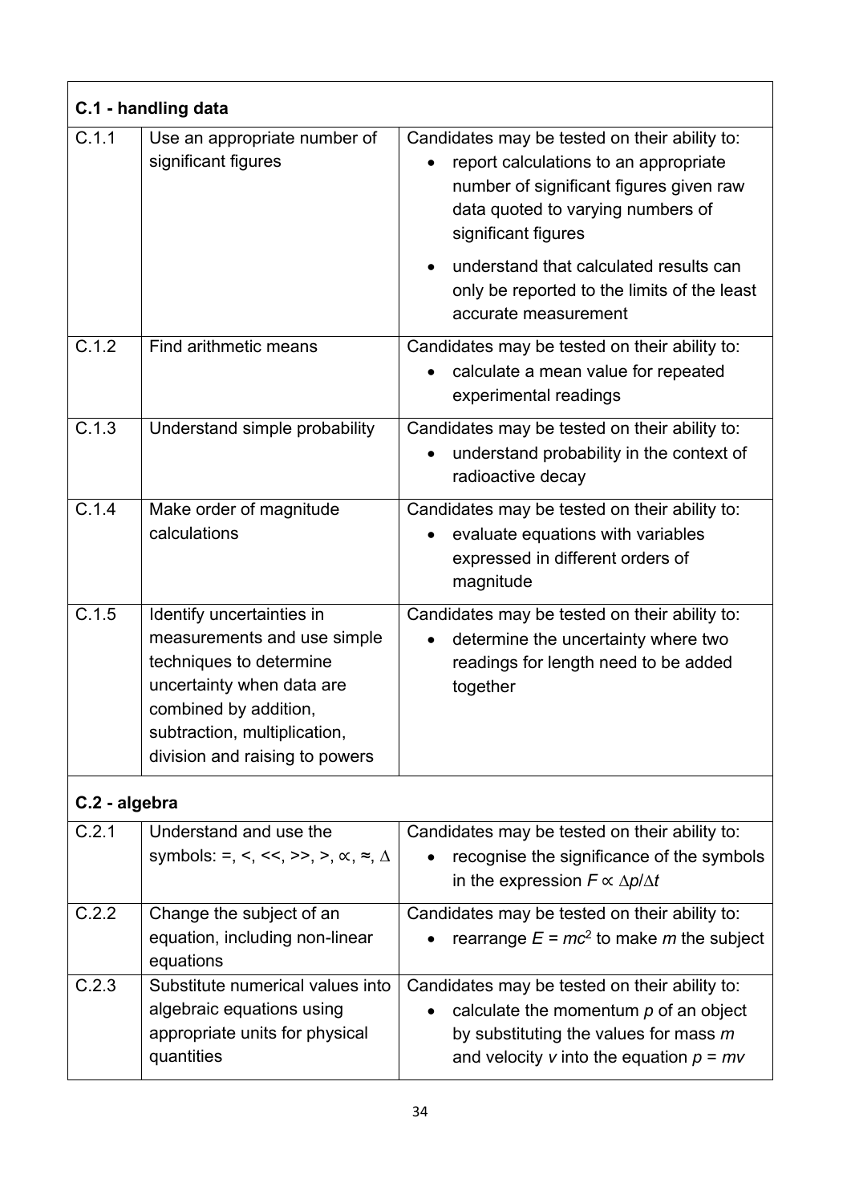| C.1 - handling data | | |
|---|---|---|
| C.1.1 | Use an appropriate number of significant figures | Candidates may be tested on their ability to:<br>• report calculations to an appropriate number of significant figures given raw data quoted to varying numbers of significant figures<br>• understand that calculated results can only be reported to the limits of the least accurate measurement |
| C.1.2 | Find arithmetic means | Candidates may be tested on their ability to:<br>• calculate a mean value for repeated experimental readings |
| C.1.3 | Understand simple probability | Candidates may be tested on their ability to:<br>• understand probability in the context of radioactive decay |
| C.1.4 | Make order of magnitude calculations | Candidates may be tested on their ability to:<br>• evaluate equations with variables expressed in different orders of magnitude |
| C.1.5 | Identify uncertainties in measurements and use simple techniques to determine uncertainty when data are combined by addition, subtraction, multiplication, division and raising to powers | Candidates may be tested on their ability to:<br>• determine the uncertainty where two readings for length need to be added together |

| C.2 - algebra | | |
|---|---|---|
| C.2.1 | Understand and use the symbols: $=$, $<$, $<<$, $>>$, $>$, $\propto$, $\approx$, $\Delta$ | Candidates may be tested on their ability to:<br>• recognise the significance of the symbols in the expression $F \propto \Delta p/\Delta t$ |
| C.2.2 | Change the subject of an equation, including non-linear equations | Candidates may be tested on their ability to:<br>• rearrange $E = mc^2$ to make $m$ the subject |
| C.2.3 | Substitute numerical values into algebraic equations using appropriate units for physical quantities | Candidates may be tested on their ability to:<br>• calculate the momentum $p$ of an object by substituting the values for mass $m$ and velocity $v$ into the equation $p = mv$ |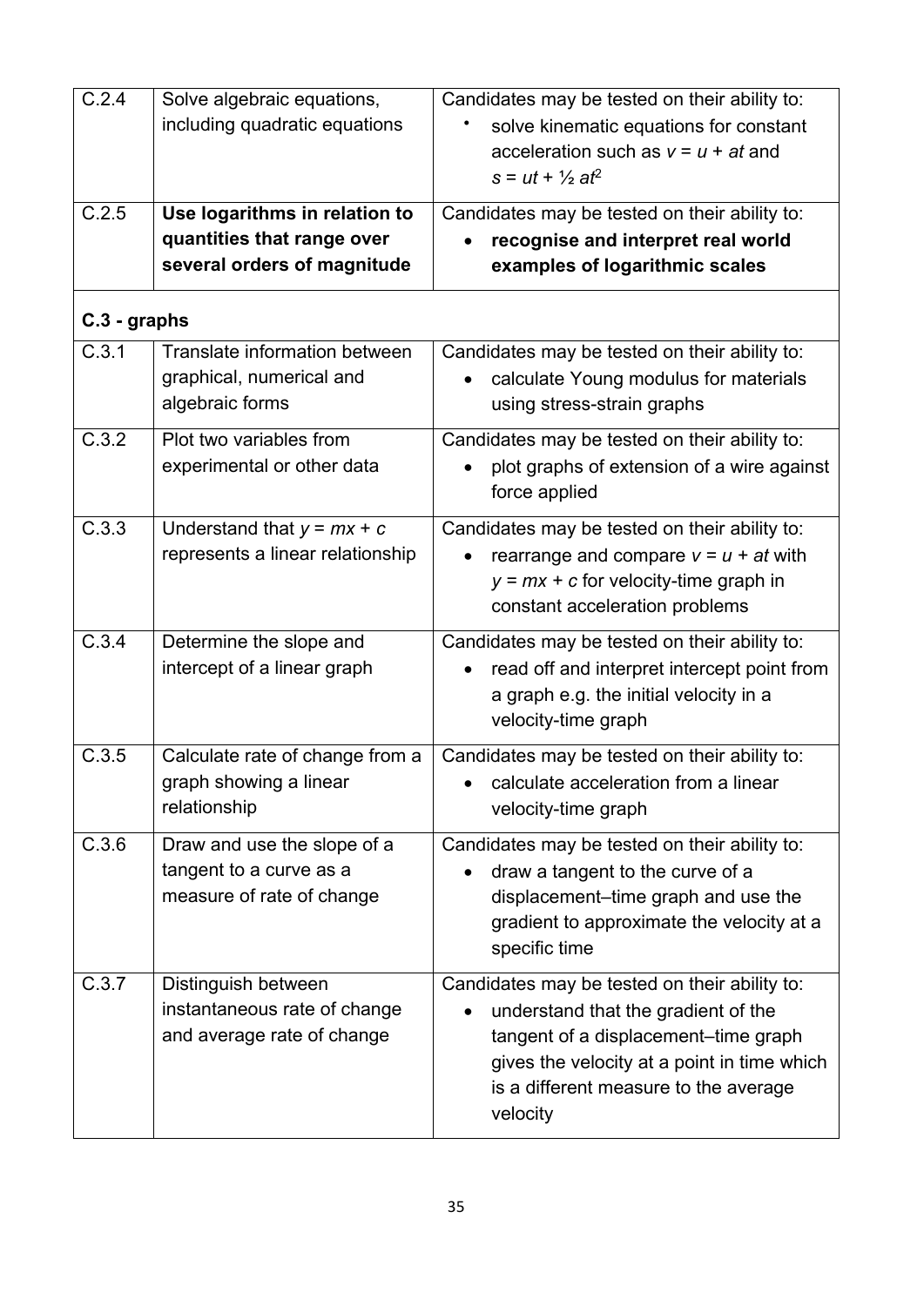| | | |
|---|---|---|
| C.2.4 | Solve algebraic equations, including quadratic equations | Candidates may be tested on their ability to: <br>• solve kinematic equations for constant acceleration such as $v = u + at$ and $s = ut + \frac{1}{2} at^2$ |
| C.2.5 | **Use logarithms in relation to quantities that range over several orders of magnitude** | Candidates may be tested on their ability to: <br>• **recognise and interpret real world examples of logarithmic scales** |
| **C.3 - graphs** | | |
| C.3.1 | Translate information between graphical, numerical and algebraic forms | Candidates may be tested on their ability to: <br>• calculate Young modulus for materials using stress-strain graphs |
| C.3.2 | Plot two variables from experimental or other data | Candidates may be tested on their ability to: <br>• plot graphs of extension of a wire against force applied |
| C.3.3 | Understand that $y = mx + c$ represents a linear relationship | Candidates may be tested on their ability to: <br>• rearrange and compare $v = u + at$ with $y = mx + c$ for velocity-time graph in constant acceleration problems |
| C.3.4 | Determine the slope and intercept of a linear graph | Candidates may be tested on their ability to: <br>• read off and interpret intercept point from a graph e.g. the initial velocity in a velocity-time graph |
| C.3.5 | Calculate rate of change from a graph showing a linear relationship | Candidates may be tested on their ability to: <br>• calculate acceleration from a linear velocity-time graph |
| C.3.6 | Draw and use the slope of a tangent to a curve as a measure of rate of change | Candidates may be tested on their ability to: <br>• draw a tangent to the curve of a displacement–time graph and use the gradient to approximate the velocity at a specific time |
| C.3.7 | Distinguish between instantaneous rate of change and average rate of change | Candidates may be tested on their ability to: <br>• understand that the gradient of the tangent of a displacement–time graph gives the velocity at a point in time which is a different measure to the average velocity |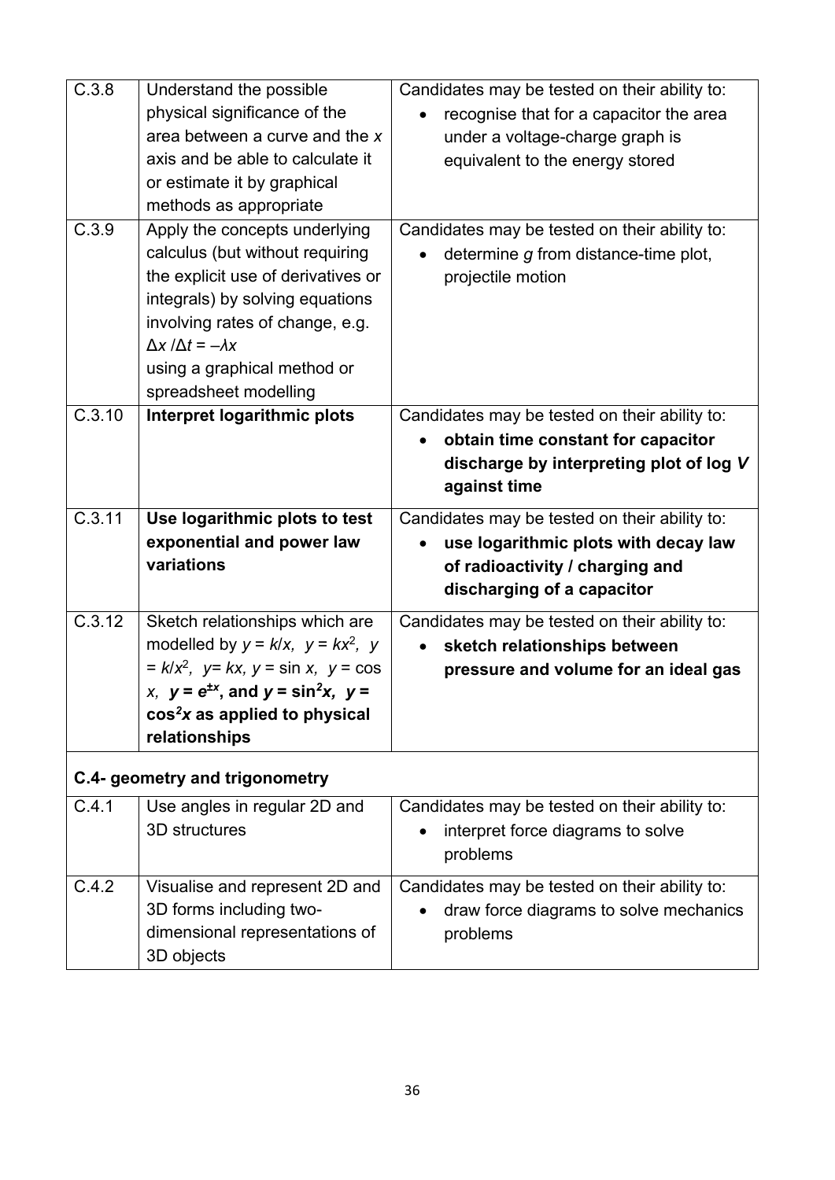| | | |
|---|---|---|
| C.3.8 | Understand the possible physical significance of the area between a curve and the *x* axis and be able to calculate it or estimate it by graphical methods as appropriate | Candidates may be tested on their ability to: <br>• recognise that for a capacitor the area under a voltage-charge graph is equivalent to the energy stored |
| C.3.9 | Apply the concepts underlying calculus (but without requiring the explicit use of derivatives or integrals) by solving equations involving rates of change, e.g. $\Delta x / \Delta t = -\lambda x$ using a graphical method or spreadsheet modelling | Candidates may be tested on their ability to: <br>• determine *g* from distance-time plot, projectile motion |
| C.3.10 | **Interpret logarithmic plots** | Candidates may be tested on their ability to: <br>• **obtain time constant for capacitor discharge by interpreting plot of log *V* against time** |
| C.3.11 | **Use logarithmic plots to test exponential and power law variations** | Candidates may be tested on their ability to: <br>• **use logarithmic plots with decay law of radioactivity / charging and discharging of a capacitor** |
| C.3.12 | Sketch relationships which are modelled by $y = k/x$, $y = kx^2$, $y = k/x^2$, $y = kx$, $y = \sin x$, $y = \cos x$, $\boldsymbol{y = e^{\pm x}}$**, and** $\boldsymbol{y = \sin^2 x}$**,** $\boldsymbol{y = \cos^2 x}$ **as applied to physical relationships** | Candidates may be tested on their ability to: <br>• **sketch relationships between pressure and volume for an ideal gas** |

**C.4- geometry and trigonometry**

| | | |
|---|---|---|
| C.4.1 | Use angles in regular 2D and 3D structures | Candidates may be tested on their ability to: <br>• interpret force diagrams to solve problems |
| C.4.2 | Visualise and represent 2D and 3D forms including two-dimensional representations of 3D objects | Candidates may be tested on their ability to: <br>• draw force diagrams to solve mechanics problems |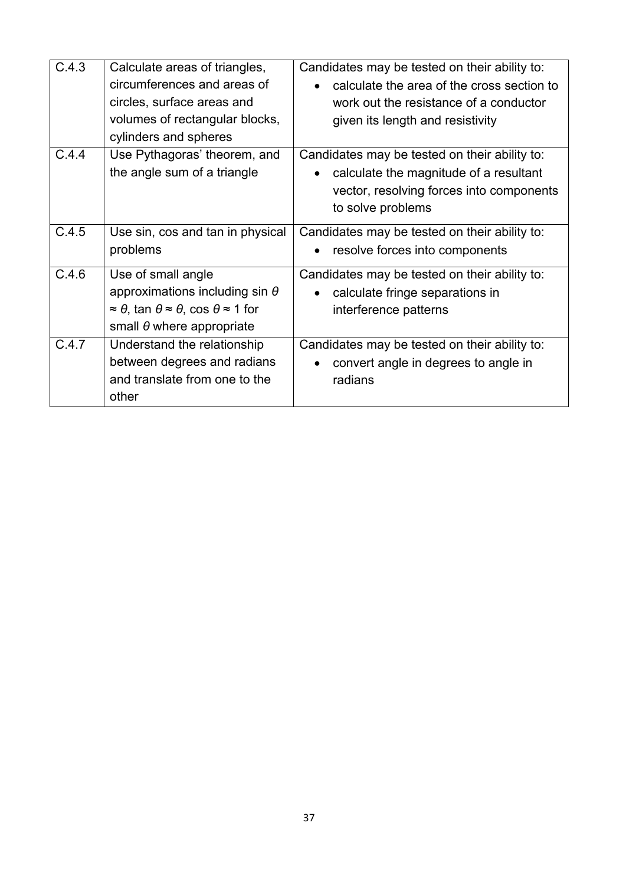| | | |
|---|---|---|
| C.4.3 | Calculate areas of triangles, circumferences and areas of circles, surface areas and volumes of rectangular blocks, cylinders and spheres | Candidates may be tested on their ability to: <ul><li>calculate the area of the cross section to work out the resistance of a conductor given its length and resistivity</li></ul> |
| C.4.4 | Use Pythagoras' theorem, and the angle sum of a triangle | Candidates may be tested on their ability to: <ul><li>calculate the magnitude of a resultant vector, resolving forces into components to solve problems</li></ul> |
| C.4.5 | Use sin, cos and tan in physical problems | Candidates may be tested on their ability to: <ul><li>resolve forces into components</li></ul> |
| C.4.6 | Use of small angle approximations including $\sin\theta \approx \theta$, $\tan\theta \approx \theta$, $\cos\theta \approx 1$ for small $\theta$ where appropriate | Candidates may be tested on their ability to: <ul><li>calculate fringe separations in interference patterns</li></ul> |
| C.4.7 | Understand the relationship between degrees and radians and translate from one to the other | Candidates may be tested on their ability to: <ul><li>convert angle in degrees to angle in radians</li></ul> |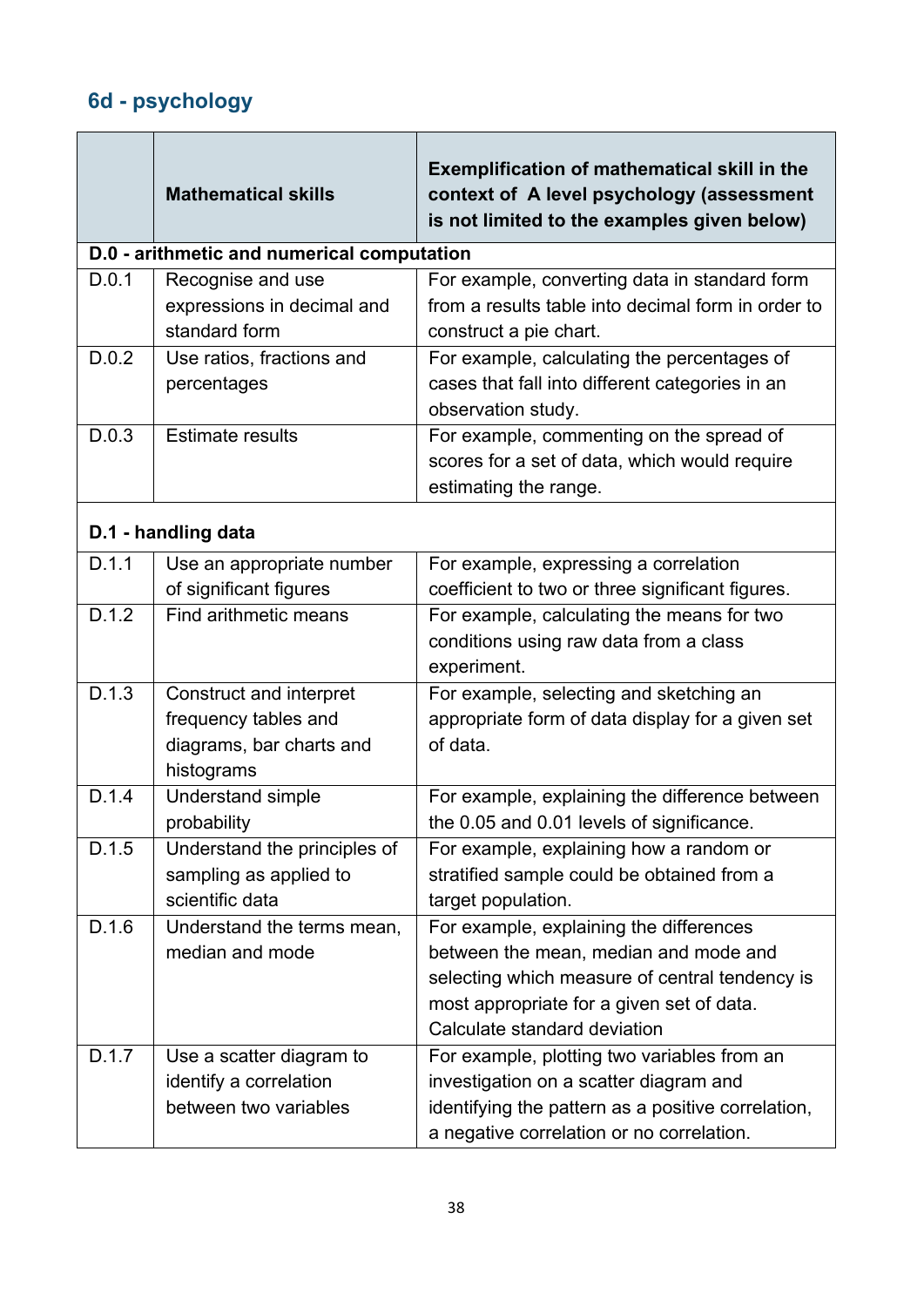## 6d - psychology

| | Mathematical skills | Exemplification of mathematical skill in the context of A level psychology (assessment is not limited to the examples given below) |
|---|---|---|
| **D.0 - arithmetic and numerical computation** | | |
| D.0.1 | Recognise and use expressions in decimal and standard form | For example, converting data in standard form from a results table into decimal form in order to construct a pie chart. |
| D.0.2 | Use ratios, fractions and percentages | For example, calculating the percentages of cases that fall into different categories in an observation study. |
| D.0.3 | Estimate results | For example, commenting on the spread of scores for a set of data, which would require estimating the range. |
| **D.1 - handling data** | | |
| D.1.1 | Use an appropriate number of significant figures | For example, expressing a correlation coefficient to two or three significant figures. |
| D.1.2 | Find arithmetic means | For example, calculating the means for two conditions using raw data from a class experiment. |
| D.1.3 | Construct and interpret frequency tables and diagrams, bar charts and histograms | For example, selecting and sketching an appropriate form of data display for a given set of data. |
| D.1.4 | Understand simple probability | For example, explaining the difference between the 0.05 and 0.01 levels of significance. |
| D.1.5 | Understand the principles of sampling as applied to scientific data | For example, explaining how a random or stratified sample could be obtained from a target population. |
| D.1.6 | Understand the terms mean, median and mode | For example, explaining the differences between the mean, median and mode and selecting which measure of central tendency is most appropriate for a given set of data. Calculate standard deviation |
| D.1.7 | Use a scatter diagram to identify a correlation between two variables | For example, plotting two variables from an investigation on a scatter diagram and identifying the pattern as a positive correlation, a negative correlation or no correlation. |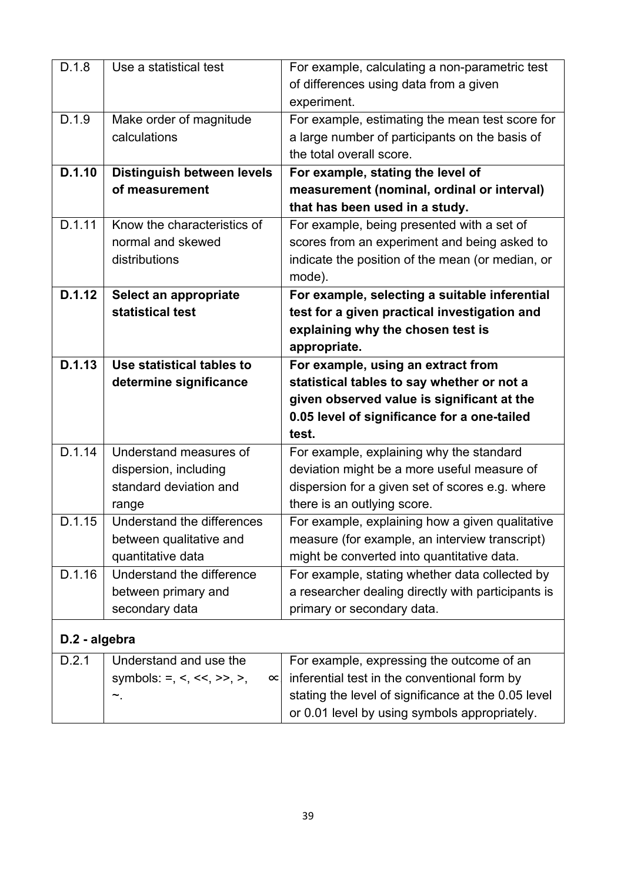| | | |
|---|---|---|
| D.1.8 | Use a statistical test | For example, calculating a non-parametric test of differences using data from a given experiment. |
| D.1.9 | Make order of magnitude calculations | For example, estimating the mean test score for a large number of participants on the basis of the total overall score. |
| **D.1.10** | **Distinguish between levels of measurement** | **For example, stating the level of measurement (nominal, ordinal or interval) that has been used in a study.** |
| D.1.11 | Know the characteristics of normal and skewed distributions | For example, being presented with a set of scores from an experiment and being asked to indicate the position of the mean (or median, or mode). |
| **D.1.12** | **Select an appropriate statistical test** | **For example, selecting a suitable inferential test for a given practical investigation and explaining why the chosen test is appropriate.** |
| **D.1.13** | **Use statistical tables to determine significance** | **For example, using an extract from statistical tables to say whether or not a given observed value is significant at the 0.05 level of significance for a one-tailed test.** |
| D.1.14 | Understand measures of dispersion, including standard deviation and range | For example, explaining why the standard deviation might be a more useful measure of dispersion for a given set of scores e.g. where there is an outlying score. |
| D.1.15 | Understand the differences between qualitative and quantitative data | For example, explaining how a given qualitative measure (for example, an interview transcript) might be converted into quantitative data. |
| D.1.16 | Understand the difference between primary and secondary data | For example, stating whether data collected by a researcher dealing directly with participants is primary or secondary data. |
| **D.2 - algebra** | | |
| D.2.1 | Understand and use the symbols: =, <, <<, >>, >, ∝ ~. | For example, expressing the outcome of an inferential test in the conventional form by stating the level of significance at the 0.05 level or 0.01 level by using symbols appropriately. |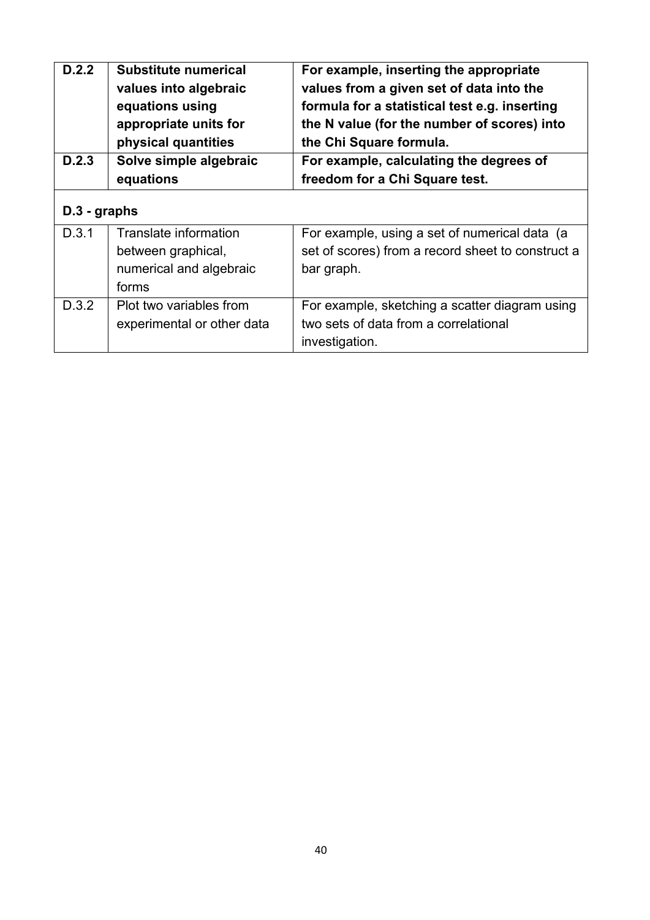| | | |
|---|---|---|
| **D.2.2** | **Substitute numerical values into algebraic equations using appropriate units for physical quantities** | **For example, inserting the appropriate values from a given set of data into the formula for a statistical test e.g. inserting the N value (for the number of scores) into the Chi Square formula.** |
| **D.2.3** | **Solve simple algebraic equations** | **For example, calculating the degrees of freedom for a Chi Square test.** |

**D.3 - graphs**

| | | |
|---|---|---|
| D.3.1 | Translate information between graphical, numerical and algebraic forms | For example, using a set of numerical data (a set of scores) from a record sheet to construct a bar graph. |
| D.3.2 | Plot two variables from experimental or other data | For example, sketching a scatter diagram using two sets of data from a correlational investigation. |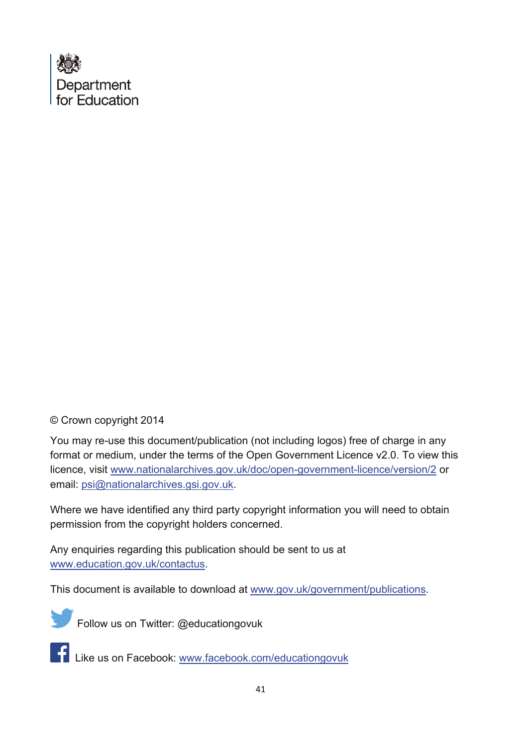Department for Education

© Crown copyright 2014

You may re-use this document/publication (not including logos) free of charge in any format or medium, under the terms of the Open Government Licence v2.0. To view this licence, visit www.nationalarchives.gov.uk/doc/open-government-licence/version/2 or email: psi@nationalarchives.gsi.gov.uk.

Where we have identified any third party copyright information you will need to obtain permission from the copyright holders concerned.

Any enquiries regarding this publication should be sent to us at www.education.gov.uk/contactus.

This document is available to download at www.gov.uk/government/publications.

Follow us on Twitter: @educationgovuk

Like us on Facebook: www.facebook.com/educationgovuk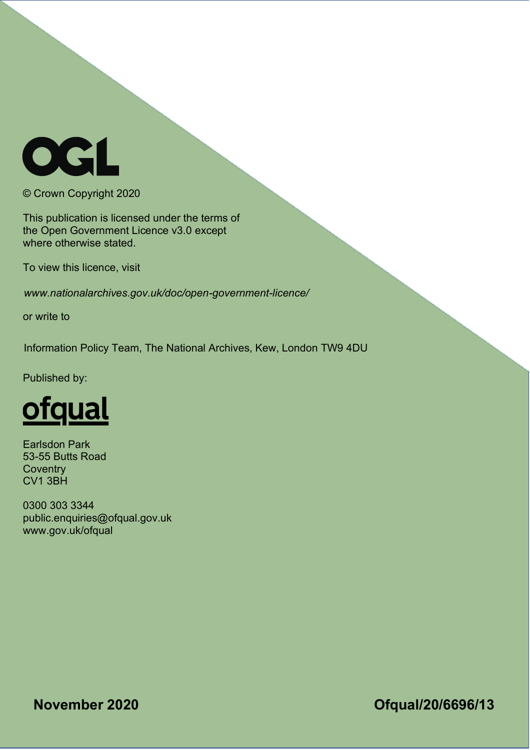OGL

© Crown Copyright 2020

This publication is licensed under the terms of the Open Government Licence v3.0 except where otherwise stated.

To view this licence, visit

*www.nationalarchives.gov.uk/doc/open-government-licence/*

or write to

Information Policy Team, The National Archives, Kew, London TW9 4DU

Published by:

ofqual

Earlsdon Park
53-55 Butts Road
Coventry
CV1 3BH

0300 303 3344
public.enquiries@ofqual.gov.uk
www.gov.uk/ofqual

**November 2020** **Ofqual/20/6696/13**